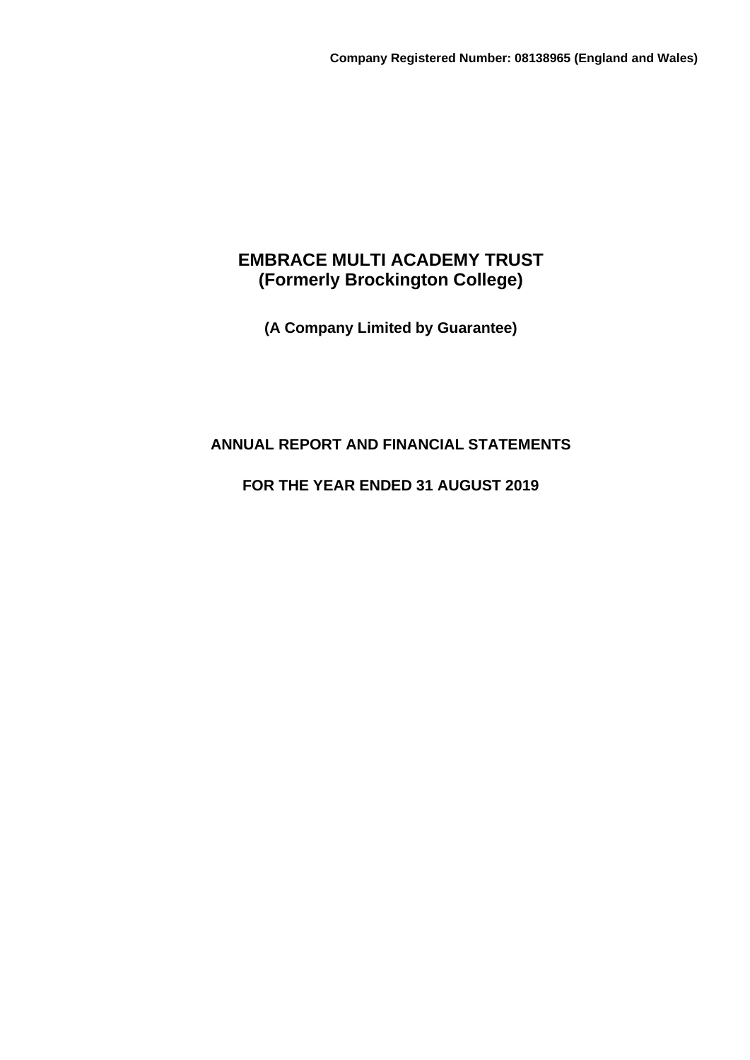**Company Registered Number: 08138965 (England and Wales)**

# EMBRACE MULTI ACADEMY TRUST
# (Formerly Brockington College)

**(A Company Limited by Guarantee)**

## ANNUAL REPORT AND FINANCIAL STATEMENTS

## FOR THE YEAR ENDED 31 AUGUST 2019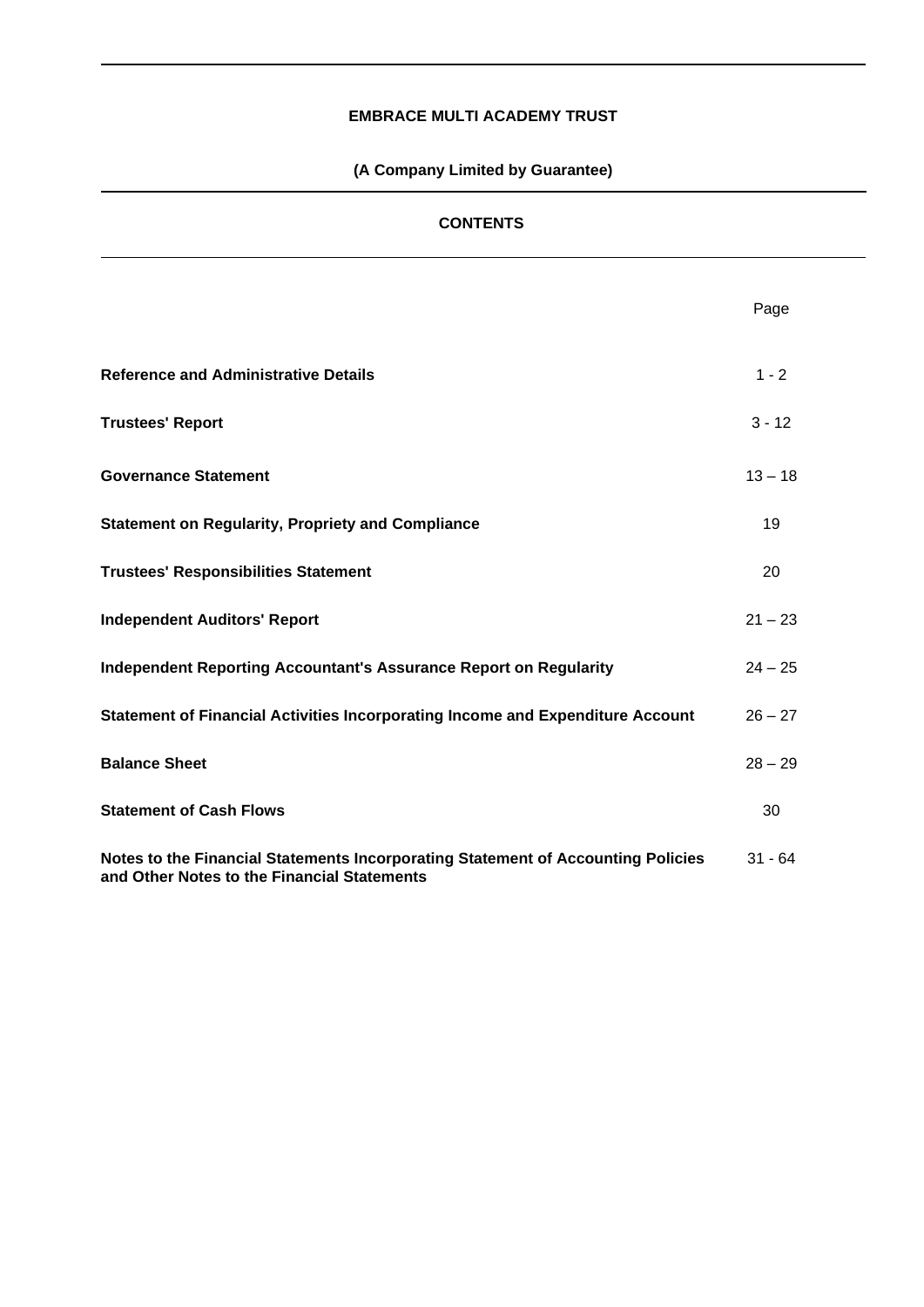**EMBRACE MULTI ACADEMY TRUST**

**(A Company Limited by Guarantee)**

**CONTENTS**

| | Page |
|---|---|
| **Reference and Administrative Details** | 1 - 2 |
| **Trustees' Report** | 3 - 12 |
| **Governance Statement** | 13 – 18 |
| **Statement on Regularity, Propriety and Compliance** | 19 |
| **Trustees' Responsibilities Statement** | 20 |
| **Independent Auditors' Report** | 21 – 23 |
| **Independent Reporting Accountant's Assurance Report on Regularity** | 24 – 25 |
| **Statement of Financial Activities Incorporating Income and Expenditure Account** | 26 – 27 |
| **Balance Sheet** | 28 – 29 |
| **Statement of Cash Flows** | 30 |
| **Notes to the Financial Statements Incorporating Statement of Accounting Policies and Other Notes to the Financial Statements** | 31 - 64 |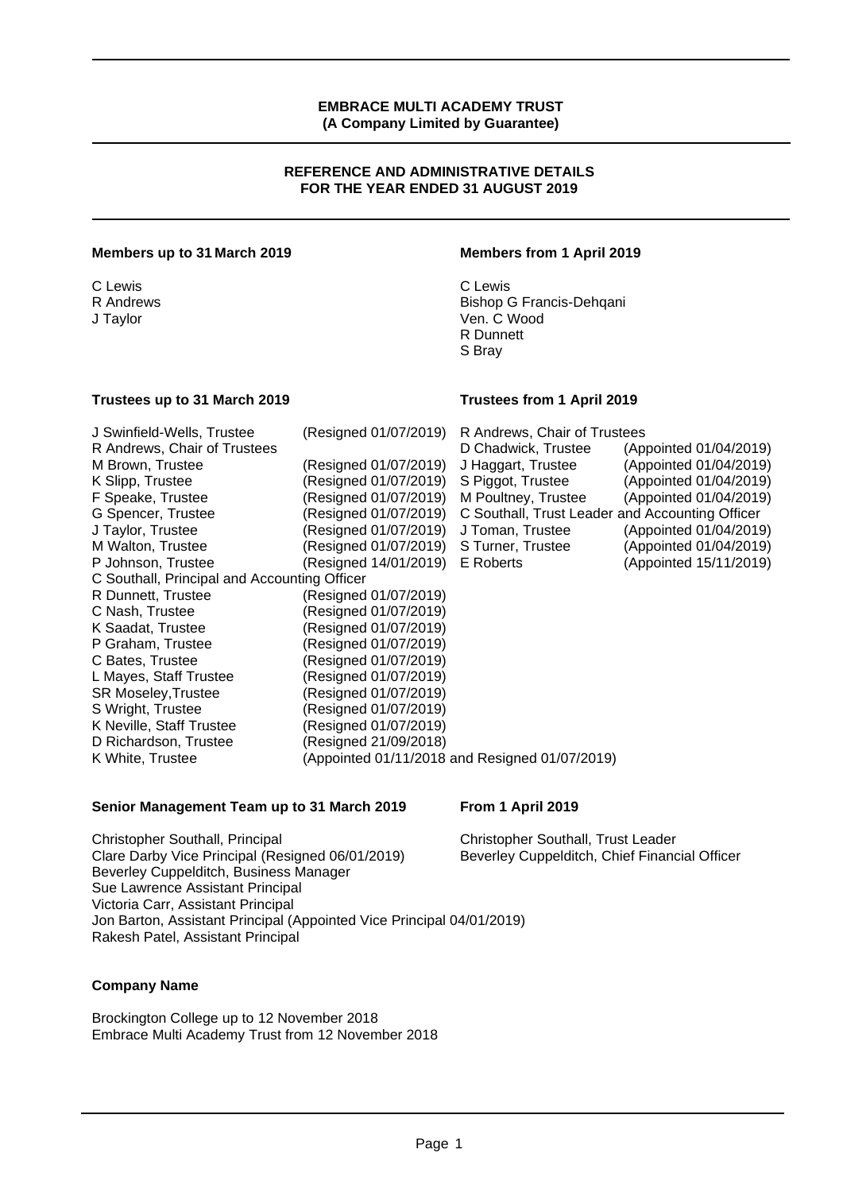**EMBRACE MULTI ACADEMY TRUST**
**(A Company Limited by Guarantee)**

## REFERENCE AND ADMINISTRATIVE DETAILS FOR THE YEAR ENDED 31 AUGUST 2019

### Members up to 31 March 2019

C Lewis
R Andrews
J Taylor

### Members from 1 April 2019

C Lewis
Bishop G Francis-Dehqani
Ven. C Wood
R Dunnett
S Bray

### Trustees up to 31 March 2019

| Name | |
|---|---|
| J Swinfield-Wells, Trustee | (Resigned 01/07/2019) |
| R Andrews, Chair of Trustees | |
| M Brown, Trustee | (Resigned 01/07/2019) |
| K Slipp, Trustee | (Resigned 01/07/2019) |
| F Speake, Trustee | (Resigned 01/07/2019) |
| G Spencer, Trustee | (Resigned 01/07/2019) |
| J Taylor, Trustee | (Resigned 01/07/2019) |
| M Walton, Trustee | (Resigned 01/07/2019) |
| P Johnson, Trustee | (Resigned 14/01/2019) |
| C Southall, Principal and Accounting Officer | |
| R Dunnett, Trustee | (Resigned 01/07/2019) |
| C Nash, Trustee | (Resigned 01/07/2019) |
| K Saadat, Trustee | (Resigned 01/07/2019) |
| P Graham, Trustee | (Resigned 01/07/2019) |
| C Bates, Trustee | (Resigned 01/07/2019) |
| L Mayes, Staff Trustee | (Resigned 01/07/2019) |
| SR Moseley,Trustee | (Resigned 01/07/2019) |
| S Wright, Trustee | (Resigned 01/07/2019) |
| K Neville, Staff Trustee | (Resigned 01/07/2019) |
| D Richardson, Trustee | (Resigned 21/09/2018) |
| K White, Trustee | (Appointed 01/11/2018 and Resigned 01/07/2019) |

### Trustees from 1 April 2019

| Name | |
|---|---|
| R Andrews, Chair of Trustees | (Appointed 01/04/2019) |
| D Chadwick, Trustee | (Appointed 01/04/2019) |
| J Haggart, Trustee | (Appointed 01/04/2019) |
| S Piggot, Trustee | (Appointed 01/04/2019) |
| M Poultney, Trustee | (Appointed 01/04/2019) |
| C Southall, Trust Leader and Accounting Officer | |
| J Toman, Trustee | (Appointed 01/04/2019) |
| S Turner, Trustee | (Appointed 01/04/2019) |
| E Roberts | (Appointed 15/11/2019) |

### Senior Management Team up to 31 March 2019

Christopher Southall, Principal
Clare Darby Vice Principal (Resigned 06/01/2019)
Beverley Cuppelditch, Business Manager
Sue Lawrence Assistant Principal
Victoria Carr, Assistant Principal
Jon Barton, Assistant Principal (Appointed Vice Principal 04/01/2019)
Rakesh Patel, Assistant Principal

### From 1 April 2019

Christopher Southall, Trust Leader
Beverley Cuppelditch, Chief Financial Officer

### Company Name

Brockington College up to 12 November 2018
Embrace Multi Academy Trust from 12 November 2018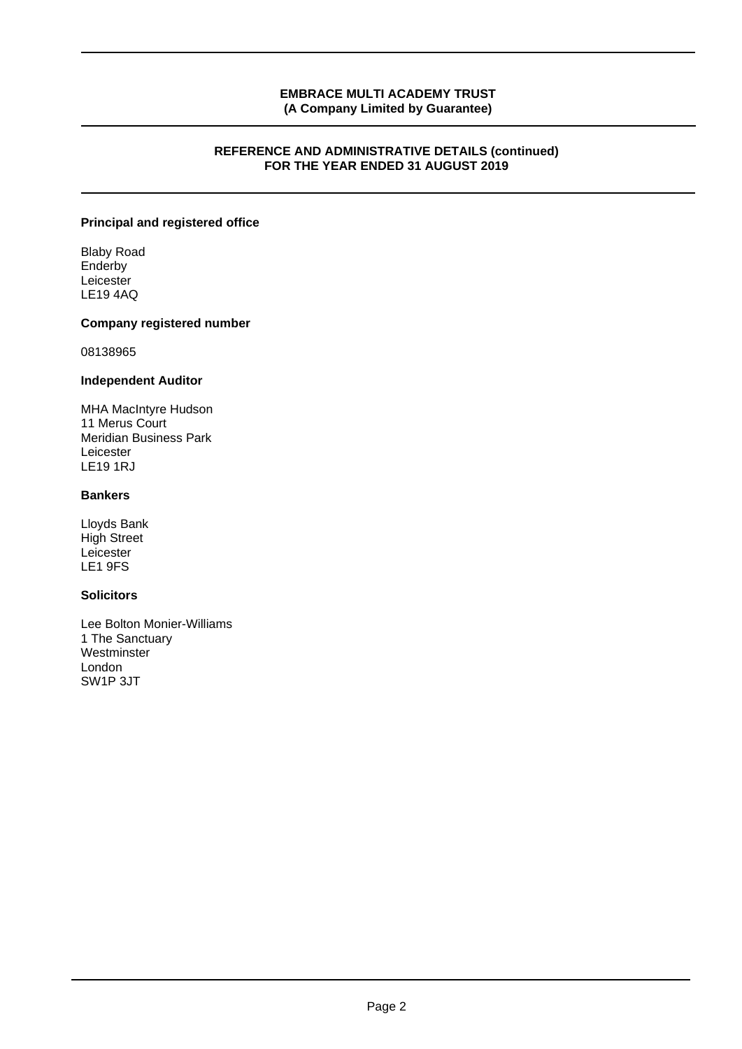**EMBRACE MULTI ACADEMY TRUST**
**(A Company Limited by Guarantee)**

**REFERENCE AND ADMINISTRATIVE DETAILS (continued)**
**FOR THE YEAR ENDED 31 AUGUST 2019**

### Principal and registered office

Blaby Road
Enderby
Leicester
LE19 4AQ

### Company registered number

08138965

### Independent Auditor

MHA MacIntyre Hudson
11 Merus Court
Meridian Business Park
Leicester
LE19 1RJ

### Bankers

Lloyds Bank
High Street
Leicester
LE1 9FS

### Solicitors

Lee Bolton Monier-Williams
1 The Sanctuary
Westminster
London
SW1P 3JT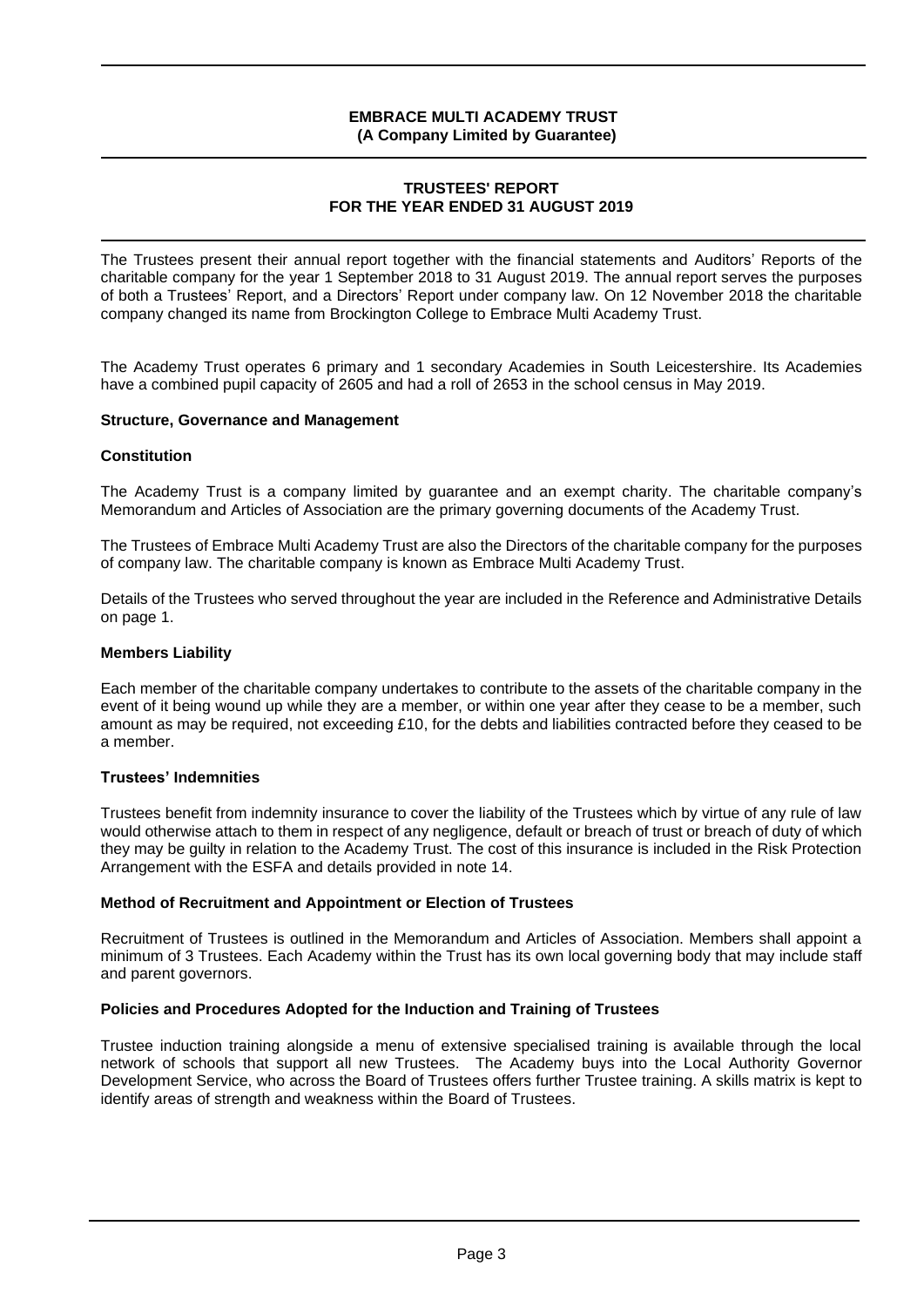**EMBRACE MULTI ACADEMY TRUST**
**(A Company Limited by Guarantee)**

# TRUSTEES' REPORT FOR THE YEAR ENDED 31 AUGUST 2019

The Trustees present their annual report together with the financial statements and Auditors' Reports of the charitable company for the year 1 September 2018 to 31 August 2019. The annual report serves the purposes of both a Trustees' Report, and a Directors' Report under company law. On 12 November 2018 the charitable company changed its name from Brockington College to Embrace Multi Academy Trust.

The Academy Trust operates 6 primary and 1 secondary Academies in South Leicestershire. Its Academies have a combined pupil capacity of 2605 and had a roll of 2653 in the school census in May 2019.

## Structure, Governance and Management

### Constitution

The Academy Trust is a company limited by guarantee and an exempt charity. The charitable company's Memorandum and Articles of Association are the primary governing documents of the Academy Trust.

The Trustees of Embrace Multi Academy Trust are also the Directors of the charitable company for the purposes of company law. The charitable company is known as Embrace Multi Academy Trust.

Details of the Trustees who served throughout the year are included in the Reference and Administrative Details on page 1.

### Members Liability

Each member of the charitable company undertakes to contribute to the assets of the charitable company in the event of it being wound up while they are a member, or within one year after they cease to be a member, such amount as may be required, not exceeding £10, for the debts and liabilities contracted before they ceased to be a member.

### Trustees' Indemnities

Trustees benefit from indemnity insurance to cover the liability of the Trustees which by virtue of any rule of law would otherwise attach to them in respect of any negligence, default or breach of trust or breach of duty of which they may be guilty in relation to the Academy Trust. The cost of this insurance is included in the Risk Protection Arrangement with the ESFA and details provided in note 14.

### Method of Recruitment and Appointment or Election of Trustees

Recruitment of Trustees is outlined in the Memorandum and Articles of Association. Members shall appoint a minimum of 3 Trustees. Each Academy within the Trust has its own local governing body that may include staff and parent governors.

### Policies and Procedures Adopted for the Induction and Training of Trustees

Trustee induction training alongside a menu of extensive specialised training is available through the local network of schools that support all new Trustees. The Academy buys into the Local Authority Governor Development Service, who across the Board of Trustees offers further Trustee training. A skills matrix is kept to identify areas of strength and weakness within the Board of Trustees.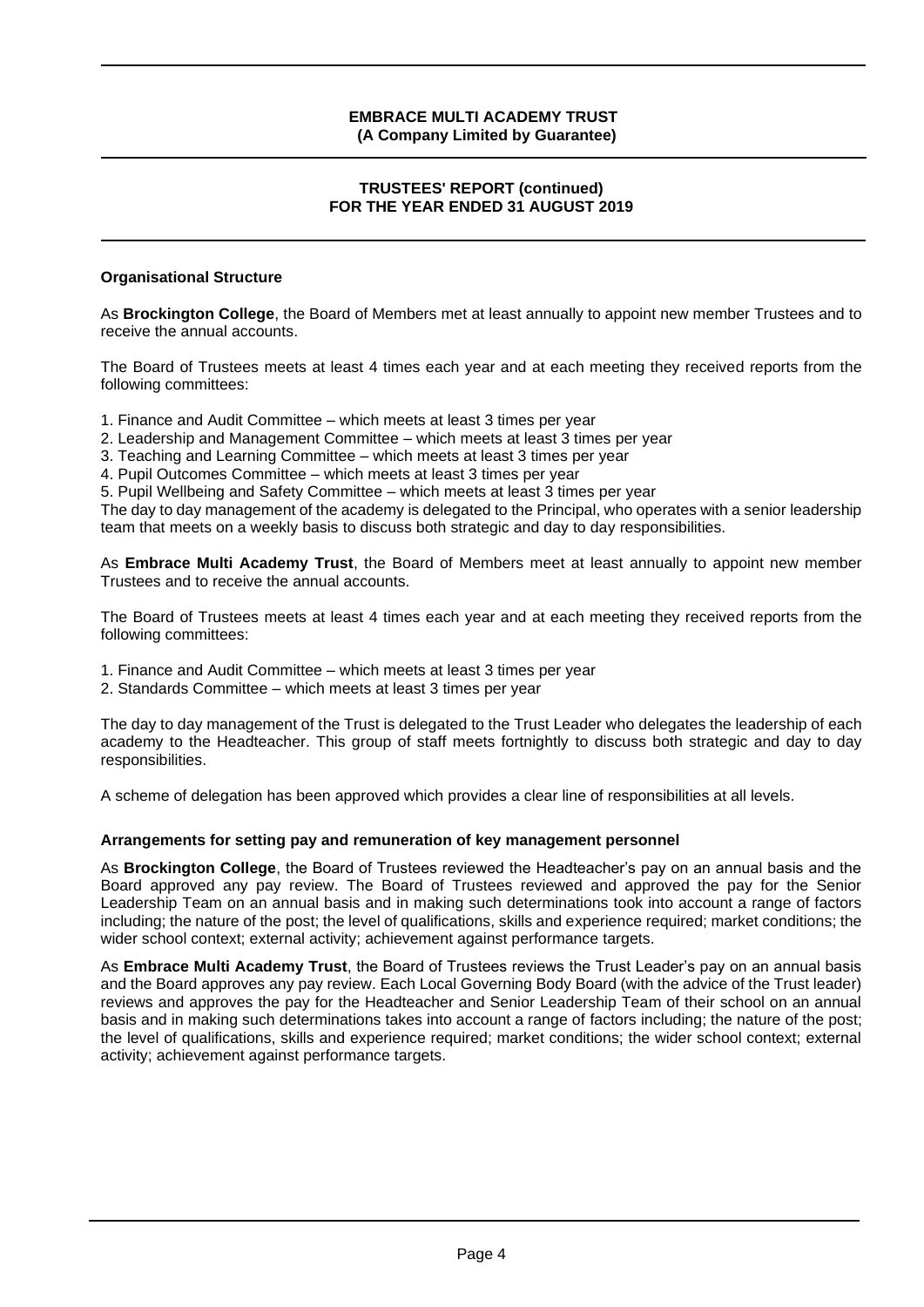## Organisational Structure

As **Brockington College**, the Board of Members met at least annually to appoint new member Trustees and to receive the annual accounts.

The Board of Trustees meets at least 4 times each year and at each meeting they received reports from the following committees:

1. Finance and Audit Committee – which meets at least 3 times per year
2. Leadership and Management Committee – which meets at least 3 times per year
3. Teaching and Learning Committee – which meets at least 3 times per year
4. Pupil Outcomes Committee – which meets at least 3 times per year
5. Pupil Wellbeing and Safety Committee – which meets at least 3 times per year

The day to day management of the academy is delegated to the Principal, who operates with a senior leadership team that meets on a weekly basis to discuss both strategic and day to day responsibilities.

As **Embrace Multi Academy Trust**, the Board of Members meet at least annually to appoint new member Trustees and to receive the annual accounts.

The Board of Trustees meets at least 4 times each year and at each meeting they received reports from the following committees:

1. Finance and Audit Committee – which meets at least 3 times per year
2. Standards Committee – which meets at least 3 times per year

The day to day management of the Trust is delegated to the Trust Leader who delegates the leadership of each academy to the Headteacher. This group of staff meets fortnightly to discuss both strategic and day to day responsibilities.

A scheme of delegation has been approved which provides a clear line of responsibilities at all levels.

## Arrangements for setting pay and remuneration of key management personnel

As **Brockington College**, the Board of Trustees reviewed the Headteacher's pay on an annual basis and the Board approved any pay review. The Board of Trustees reviewed and approved the pay for the Senior Leadership Team on an annual basis and in making such determinations took into account a range of factors including; the nature of the post; the level of qualifications, skills and experience required; market conditions; the wider school context; external activity; achievement against performance targets.

As **Embrace Multi Academy Trust**, the Board of Trustees reviews the Trust Leader's pay on an annual basis and the Board approves any pay review. Each Local Governing Body Board (with the advice of the Trust leader) reviews and approves the pay for the Headteacher and Senior Leadership Team of their school on an annual basis and in making such determinations takes into account a range of factors including; the nature of the post; the level of qualifications, skills and experience required; market conditions; the wider school context; external activity; achievement against performance targets.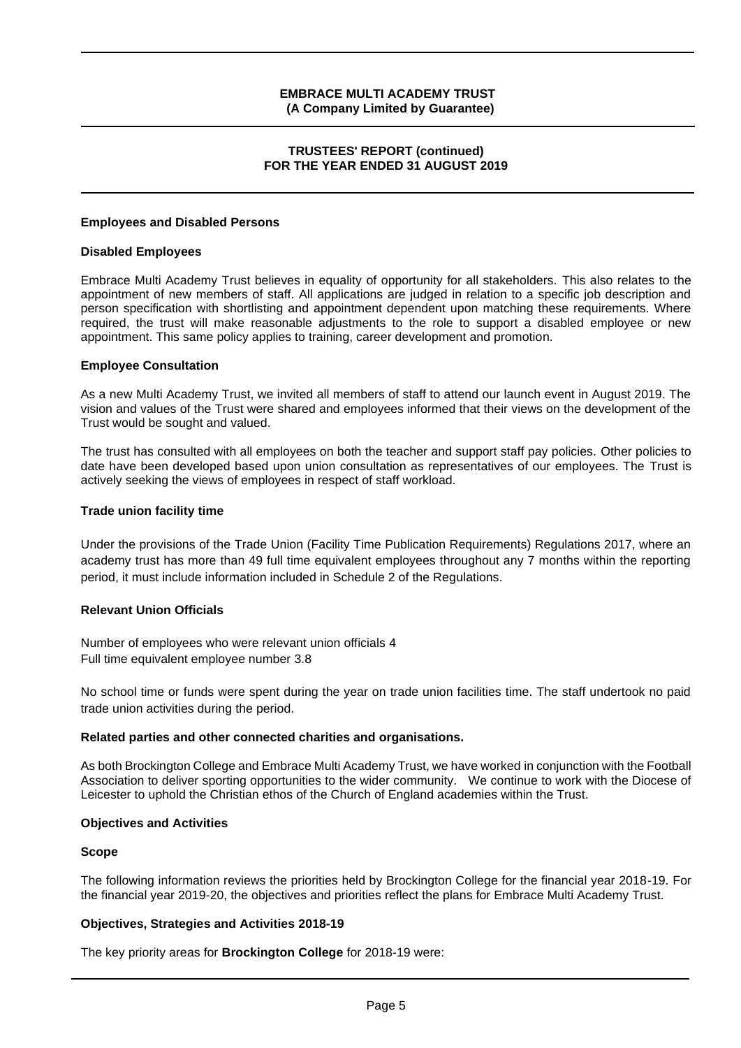**Employees and Disabled Persons**

**Disabled Employees**

Embrace Multi Academy Trust believes in equality of opportunity for all stakeholders. This also relates to the appointment of new members of staff. All applications are judged in relation to a specific job description and person specification with shortlisting and appointment dependent upon matching these requirements. Where required, the trust will make reasonable adjustments to the role to support a disabled employee or new appointment. This same policy applies to training, career development and promotion.

**Employee Consultation**

As a new Multi Academy Trust, we invited all members of staff to attend our launch event in August 2019. The vision and values of the Trust were shared and employees informed that their views on the development of the Trust would be sought and valued.

The trust has consulted with all employees on both the teacher and support staff pay policies. Other policies to date have been developed based upon union consultation as representatives of our employees. The Trust is actively seeking the views of employees in respect of staff workload.

**Trade union facility time**

Under the provisions of the Trade Union (Facility Time Publication Requirements) Regulations 2017, where an academy trust has more than 49 full time equivalent employees throughout any 7 months within the reporting period, it must include information included in Schedule 2 of the Regulations.

**Relevant Union Officials**

Number of employees who were relevant union officials 4
Full time equivalent employee number 3.8

No school time or funds were spent during the year on trade union facilities time. The staff undertook no paid trade union activities during the period.

**Related parties and other connected charities and organisations.**

As both Brockington College and Embrace Multi Academy Trust, we have worked in conjunction with the Football Association to deliver sporting opportunities to the wider community. We continue to work with the Diocese of Leicester to uphold the Christian ethos of the Church of England academies within the Trust.

**Objectives and Activities**

**Scope**

The following information reviews the priorities held by Brockington College for the financial year 2018-19. For the financial year 2019-20, the objectives and priorities reflect the plans for Embrace Multi Academy Trust.

**Objectives, Strategies and Activities 2018-19**

The key priority areas for **Brockington College** for 2018-19 were: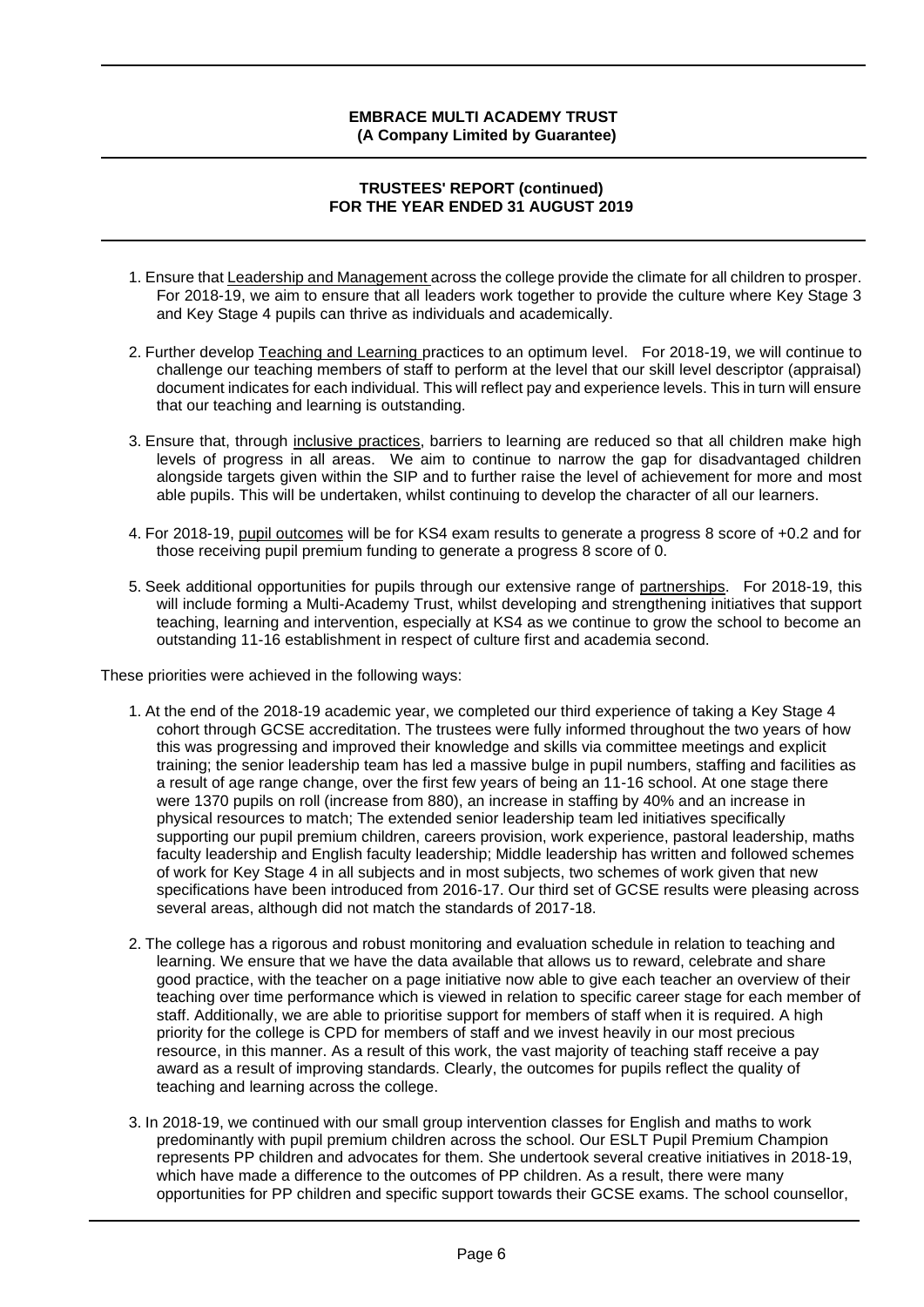1. Ensure that Leadership and Management across the college provide the climate for all children to prosper. For 2018-19, we aim to ensure that all leaders work together to provide the culture where Key Stage 3 and Key Stage 4 pupils can thrive as individuals and academically.

2. Further develop Teaching and Learning practices to an optimum level. For 2018-19, we will continue to challenge our teaching members of staff to perform at the level that our skill level descriptor (appraisal) document indicates for each individual. This will reflect pay and experience levels. This in turn will ensure that our teaching and learning is outstanding.

3. Ensure that, through inclusive practices, barriers to learning are reduced so that all children make high levels of progress in all areas. We aim to continue to narrow the gap for disadvantaged children alongside targets given within the SIP and to further raise the level of achievement for more and most able pupils. This will be undertaken, whilst continuing to develop the character of all our learners.

4. For 2018-19, pupil outcomes will be for KS4 exam results to generate a progress 8 score of +0.2 and for those receiving pupil premium funding to generate a progress 8 score of 0.

5. Seek additional opportunities for pupils through our extensive range of partnerships. For 2018-19, this will include forming a Multi-Academy Trust, whilst developing and strengthening initiatives that support teaching, learning and intervention, especially at KS4 as we continue to grow the school to become an outstanding 11-16 establishment in respect of culture first and academia second.

These priorities were achieved in the following ways:

1. At the end of the 2018-19 academic year, we completed our third experience of taking a Key Stage 4 cohort through GCSE accreditation. The trustees were fully informed throughout the two years of how this was progressing and improved their knowledge and skills via committee meetings and explicit training; the senior leadership team has led a massive bulge in pupil numbers, staffing and facilities as a result of age range change, over the first few years of being an 11-16 school. At one stage there were 1370 pupils on roll (increase from 880), an increase in staffing by 40% and an increase in physical resources to match; The extended senior leadership team led initiatives specifically supporting our pupil premium children, careers provision, work experience, pastoral leadership, maths faculty leadership and English faculty leadership; Middle leadership has written and followed schemes of work for Key Stage 4 in all subjects and in most subjects, two schemes of work given that new specifications have been introduced from 2016-17. Our third set of GCSE results were pleasing across several areas, although did not match the standards of 2017-18.

2. The college has a rigorous and robust monitoring and evaluation schedule in relation to teaching and learning. We ensure that we have the data available that allows us to reward, celebrate and share good practice, with the teacher on a page initiative now able to give each teacher an overview of their teaching over time performance which is viewed in relation to specific career stage for each member of staff. Additionally, we are able to prioritise support for members of staff when it is required. A high priority for the college is CPD for members of staff and we invest heavily in our most precious resource, in this manner. As a result of this work, the vast majority of teaching staff receive a pay award as a result of improving standards. Clearly, the outcomes for pupils reflect the quality of teaching and learning across the college.

3. In 2018-19, we continued with our small group intervention classes for English and maths to work predominantly with pupil premium children across the school. Our ESLT Pupil Premium Champion represents PP children and advocates for them. She undertook several creative initiatives in 2018-19, which have made a difference to the outcomes of PP children. As a result, there were many opportunities for PP children and specific support towards their GCSE exams. The school counsellor,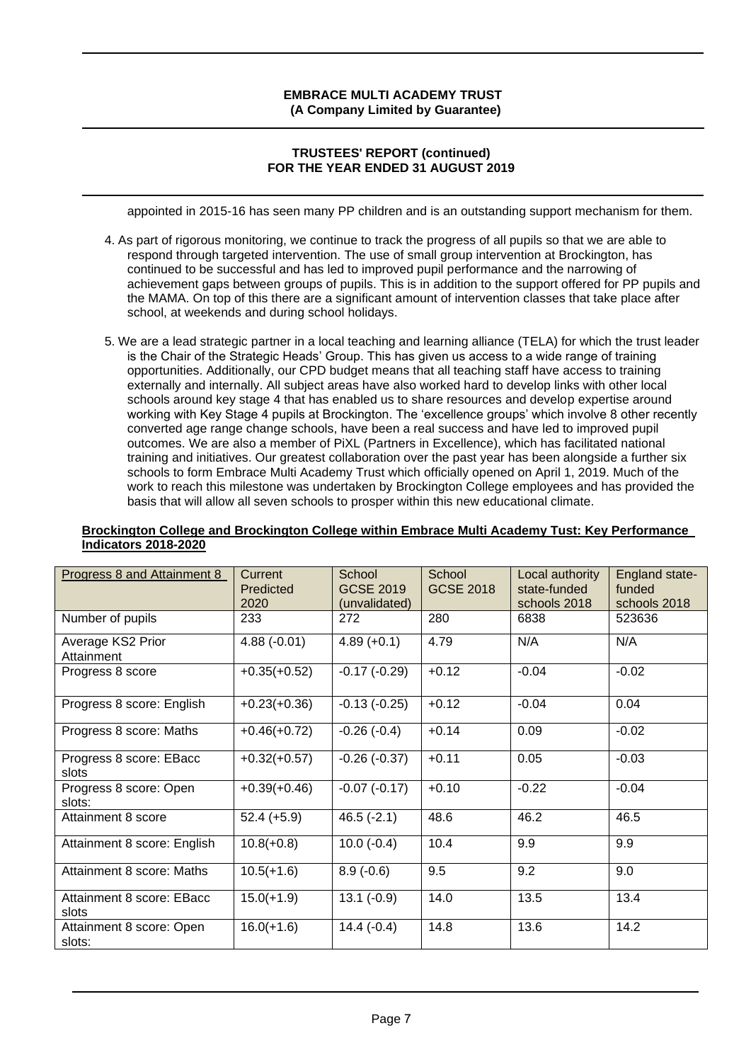appointed in 2015-16 has seen many PP children and is an outstanding support mechanism for them.

4. As part of rigorous monitoring, we continue to track the progress of all pupils so that we are able to respond through targeted intervention. The use of small group intervention at Brockington, has continued to be successful and has led to improved pupil performance and the narrowing of achievement gaps between groups of pupils. This is in addition to the support offered for PP pupils and the MAMA. On top of this there are a significant amount of intervention classes that take place after school, at weekends and during school holidays.

5. We are a lead strategic partner in a local teaching and learning alliance (TELA) for which the trust leader is the Chair of the Strategic Heads' Group. This has given us access to a wide range of training opportunities. Additionally, our CPD budget means that all teaching staff have access to training externally and internally. All subject areas have also worked hard to develop links with other local schools around key stage 4 that has enabled us to share resources and develop expertise around working with Key Stage 4 pupils at Brockington. The 'excellence groups' which involve 8 other recently converted age range change schools, have been a real success and have led to improved pupil outcomes. We are also a member of PiXL (Partners in Excellence), which has facilitated national training and initiatives. Our greatest collaboration over the past year has been alongside a further six schools to form Embrace Multi Academy Trust which officially opened on April 1, 2019. Much of the work to reach this milestone was undertaken by Brockington College employees and has provided the basis that will allow all seven schools to prosper within this new educational climate.

**Brockington College and Brockington College within Embrace Multi Academy Tust: Key Performance Indicators 2018-2020**

| Progress 8 and Attainment 8 | Current Predicted 2020 | School GCSE 2019 (unvalidated) | School GCSE 2018 | Local authority state-funded schools 2018 | England state-funded schools 2018 |
|---|---|---|---|---|---|
| Number of pupils | 233 | 272 | 280 | 6838 | 523636 |
| Average KS2 Prior Attainment | 4.88 (-0.01) | 4.89 (+0.1) | 4.79 | N/A | N/A |
| Progress 8 score | +0.35(+0.52) | -0.17 (-0.29) | +0.12 | -0.04 | -0.02 |
| Progress 8 score: English | +0.23(+0.36) | -0.13 (-0.25) | +0.12 | -0.04 | 0.04 |
| Progress 8 score: Maths | +0.46(+0.72) | -0.26 (-0.4) | +0.14 | 0.09 | -0.02 |
| Progress 8 score: EBacc slots | +0.32(+0.57) | -0.26 (-0.37) | +0.11 | 0.05 | -0.03 |
| Progress 8 score: Open slots: | +0.39(+0.46) | -0.07 (-0.17) | +0.10 | -0.22 | -0.04 |
| Attainment 8 score | 52.4 (+5.9) | 46.5 (-2.1) | 48.6 | 46.2 | 46.5 |
| Attainment 8 score: English | 10.8(+0.8) | 10.0 (-0.4) | 10.4 | 9.9 | 9.9 |
| Attainment 8 score: Maths | 10.5(+1.6) | 8.9 (-0.6) | 9.5 | 9.2 | 9.0 |
| Attainment 8 score: EBacc slots | 15.0(+1.9) | 13.1 (-0.9) | 14.0 | 13.5 | 13.4 |
| Attainment 8 score: Open slots: | 16.0(+1.6) | 14.4 (-0.4) | 14.8 | 13.6 | 14.2 |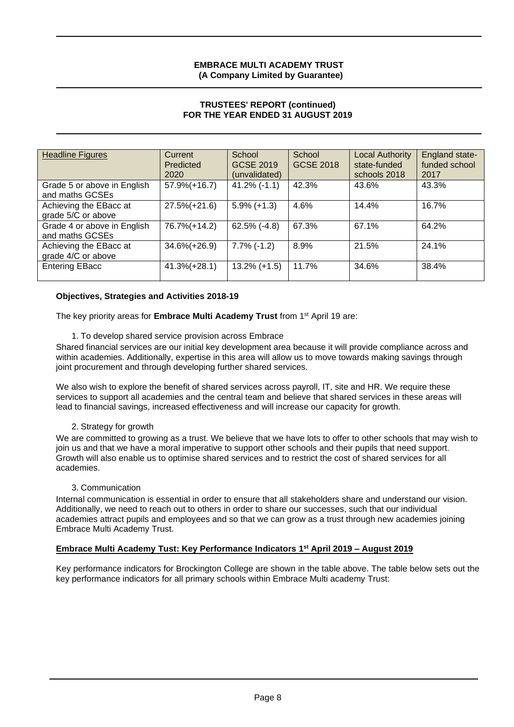| Headline Figures | Current Predicted 2020 | School GCSE 2019 (unvalidated) | School GCSE 2018 | Local Authority state-funded schools 2018 | England state-funded school 2017 |
|---|---|---|---|---|---|
| Grade 5 or above in English and maths GCSEs | 57.9%(+16.7) | 41.2% (-1.1) | 42.3% | 43.6% | 43.3% |
| Achieving the EBacc at grade 5/C or above | 27.5%(+21.6) | 5.9% (+1.3) | 4.6% | 14.4% | 16.7% |
| Grade 4 or above in English and maths GCSEs | 76.7%(+14.2) | 62.5% (-4.8) | 67.3% | 67.1% | 64.2% |
| Achieving the EBacc at grade 4/C or above | 34.6%(+26.9) | 7.7% (-1.2) | 8.9% | 21.5% | 24.1% |
| Entering EBacc | 41.3%(+28.1) | 13.2% (+1.5) | 11.7% | 34.6% | 38.4% |

**Objectives, Strategies and Activities 2018-19**

The key priority areas for **Embrace Multi Academy Trust** from 1st April 19 are:

1. To develop shared service provision across Embrace

Shared financial services are our initial key development area because it will provide compliance across and within academies. Additionally, expertise in this area will allow us to move towards making savings through joint procurement and through developing further shared services.

We also wish to explore the benefit of shared services across payroll, IT, site and HR. We require these services to support all academies and the central team and believe that shared services in these areas will lead to financial savings, increased effectiveness and will increase our capacity for growth.

2. Strategy for growth

We are committed to growing as a trust. We believe that we have lots to offer to other schools that may wish to join us and that we have a moral imperative to support other schools and their pupils that need support. Growth will also enable us to optimise shared services and to restrict the cost of shared services for all academies.

3. Communication

Internal communication is essential in order to ensure that all stakeholders share and understand our vision. Additionally, we need to reach out to others in order to share our successes, such that our individual academies attract pupils and employees and so that we can grow as a trust through new academies joining Embrace Multi Academy Trust.

**Embrace Multi Academy Tust: Key Performance Indicators 1st April 2019 – August 2019**

Key performance indicators for Brockington College are shown in the table above. The table below sets out the key performance indicators for all primary schools within Embrace Multi academy Trust: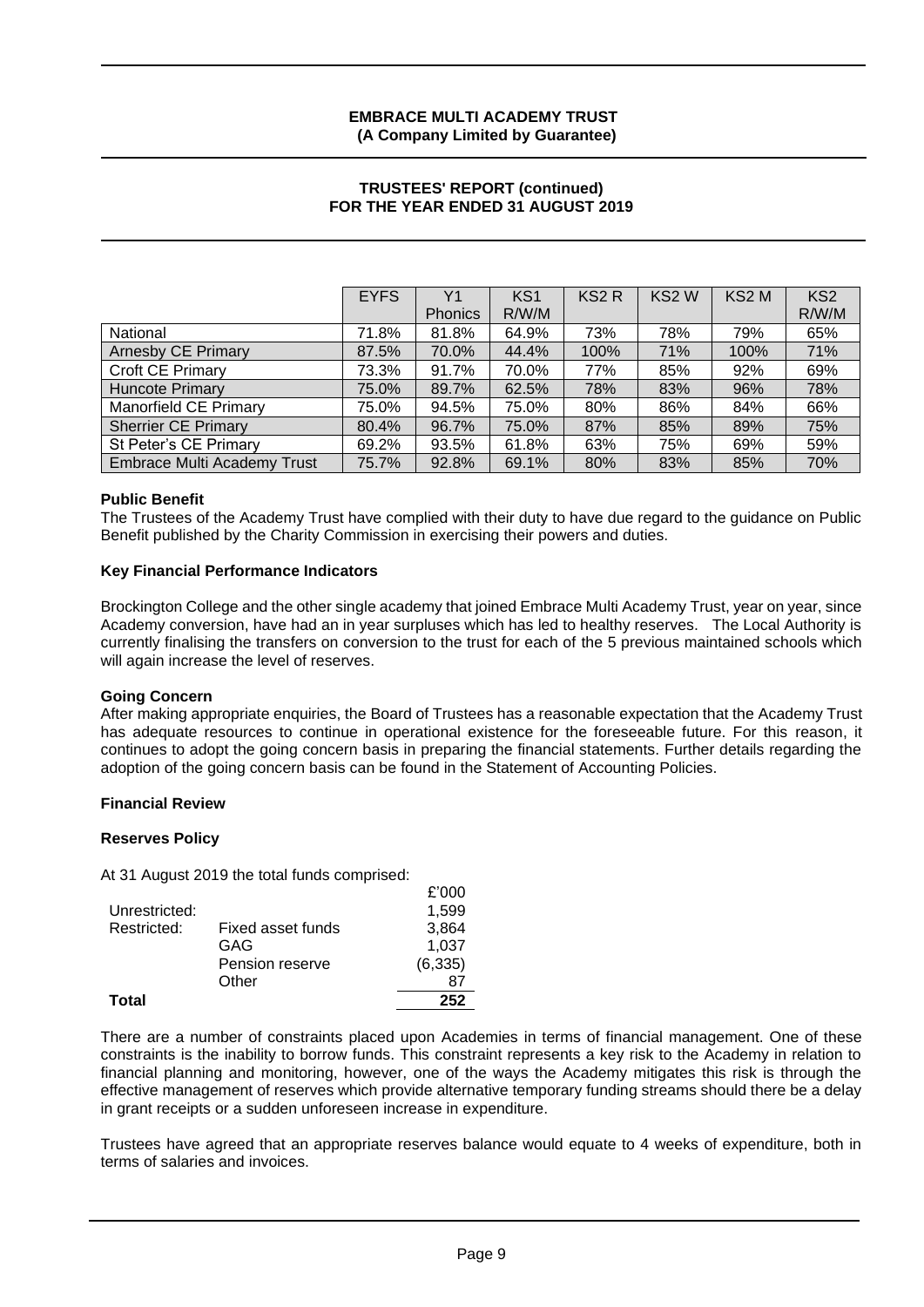| | EYFS | Y1 Phonics | KS1 R/W/M | KS2 R | KS2 W | KS2 M | KS2 R/W/M |
|---|---|---|---|---|---|---|---|
| National | 71.8% | 81.8% | 64.9% | 73% | 78% | 79% | 65% |
| Arnesby CE Primary | 87.5% | 70.0% | 44.4% | 100% | 71% | 100% | 71% |
| Croft CE Primary | 73.3% | 91.7% | 70.0% | 77% | 85% | 92% | 69% |
| Huncote Primary | 75.0% | 89.7% | 62.5% | 78% | 83% | 96% | 78% |
| Manorfield CE Primary | 75.0% | 94.5% | 75.0% | 80% | 86% | 84% | 66% |
| Sherrier CE Primary | 80.4% | 96.7% | 75.0% | 87% | 85% | 89% | 75% |
| St Peter's CE Primary | 69.2% | 93.5% | 61.8% | 63% | 75% | 69% | 59% |
| Embrace Multi Academy Trust | 75.7% | 92.8% | 69.1% | 80% | 83% | 85% | 70% |

**Public Benefit**

The Trustees of the Academy Trust have complied with their duty to have due regard to the guidance on Public Benefit published by the Charity Commission in exercising their powers and duties.

**Key Financial Performance Indicators**

Brockington College and the other single academy that joined Embrace Multi Academy Trust, year on year, since Academy conversion, have had an in year surpluses which has led to healthy reserves. The Local Authority is currently finalising the transfers on conversion to the trust for each of the 5 previous maintained schools which will again increase the level of reserves.

**Going Concern**

After making appropriate enquiries, the Board of Trustees has a reasonable expectation that the Academy Trust has adequate resources to continue in operational existence for the foreseeable future. For this reason, it continues to adopt the going concern basis in preparing the financial statements. Further details regarding the adoption of the going concern basis can be found in the Statement of Accounting Policies.

**Financial Review**

**Reserves Policy**

At 31 August 2019 the total funds comprised:

| | | £'000 |
|---|---|---|
| Unrestricted: | | 1,599 |
| Restricted: | Fixed asset funds | 3,864 |
| | GAG | 1,037 |
| | Pension reserve | (6,335) |
| | Other | 87 |
| **Total** | | **252** |

There are a number of constraints placed upon Academies in terms of financial management. One of these constraints is the inability to borrow funds. This constraint represents a key risk to the Academy in relation to financial planning and monitoring, however, one of the ways the Academy mitigates this risk is through the effective management of reserves which provide alternative temporary funding streams should there be a delay in grant receipts or a sudden unforeseen increase in expenditure.

Trustees have agreed that an appropriate reserves balance would equate to 4 weeks of expenditure, both in terms of salaries and invoices.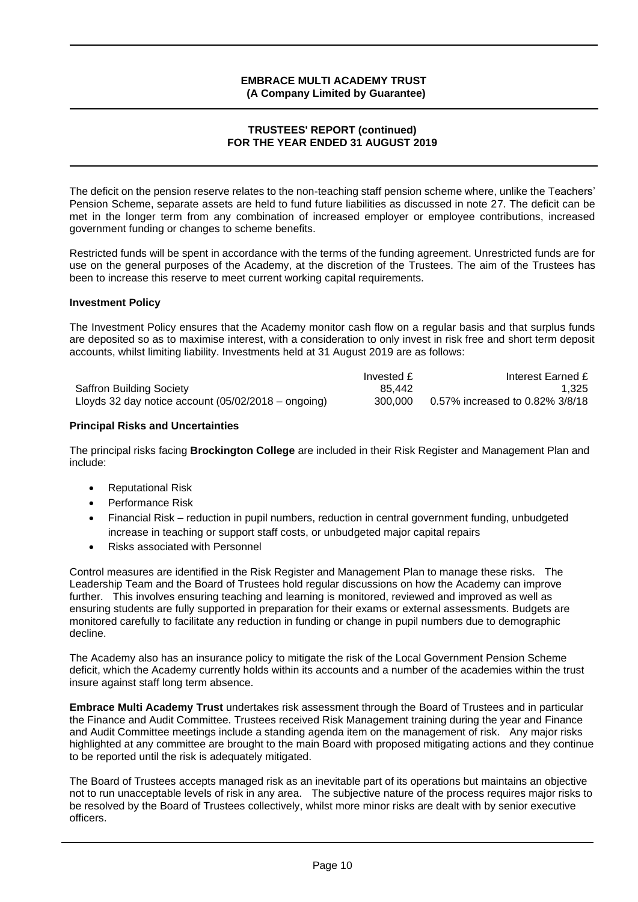The deficit on the pension reserve relates to the non-teaching staff pension scheme where, unlike the Teachers' Pension Scheme, separate assets are held to fund future liabilities as discussed in note 27. The deficit can be met in the longer term from any combination of increased employer or employee contributions, increased government funding or changes to scheme benefits.

Restricted funds will be spent in accordance with the terms of the funding agreement. Unrestricted funds are for use on the general purposes of the Academy, at the discretion of the Trustees. The aim of the Trustees has been to increase this reserve to meet current working capital requirements.

**Investment Policy**

The Investment Policy ensures that the Academy monitor cash flow on a regular basis and that surplus funds are deposited so as to maximise interest, with a consideration to only invest in risk free and short term deposit accounts, whilst limiting liability. Investments held at 31 August 2019 are as follows:

| | Invested £ | Interest Earned £ |
|---|---|---|
| Saffron Building Society | 85,442 | 1,325 |
| Lloyds 32 day notice account (05/02/2018 – ongoing) | 300,000 | 0.57% increased to 0.82% 3/8/18 |

**Principal Risks and Uncertainties**

The principal risks facing **Brockington College** are included in their Risk Register and Management Plan and include:

- Reputational Risk
- Performance Risk
- Financial Risk – reduction in pupil numbers, reduction in central government funding, unbudgeted increase in teaching or support staff costs, or unbudgeted major capital repairs
- Risks associated with Personnel

Control measures are identified in the Risk Register and Management Plan to manage these risks. The Leadership Team and the Board of Trustees hold regular discussions on how the Academy can improve further. This involves ensuring teaching and learning is monitored, reviewed and improved as well as ensuring students are fully supported in preparation for their exams or external assessments. Budgets are monitored carefully to facilitate any reduction in funding or change in pupil numbers due to demographic decline.

The Academy also has an insurance policy to mitigate the risk of the Local Government Pension Scheme deficit, which the Academy currently holds within its accounts and a number of the academies within the trust insure against staff long term absence.

**Embrace Multi Academy Trust** undertakes risk assessment through the Board of Trustees and in particular the Finance and Audit Committee. Trustees received Risk Management training during the year and Finance and Audit Committee meetings include a standing agenda item on the management of risk. Any major risks highlighted at any committee are brought to the main Board with proposed mitigating actions and they continue to be reported until the risk is adequately mitigated.

The Board of Trustees accepts managed risk as an inevitable part of its operations but maintains an objective not to run unacceptable levels of risk in any area. The subjective nature of the process requires major risks to be resolved by the Board of Trustees collectively, whilst more minor risks are dealt with by senior executive officers.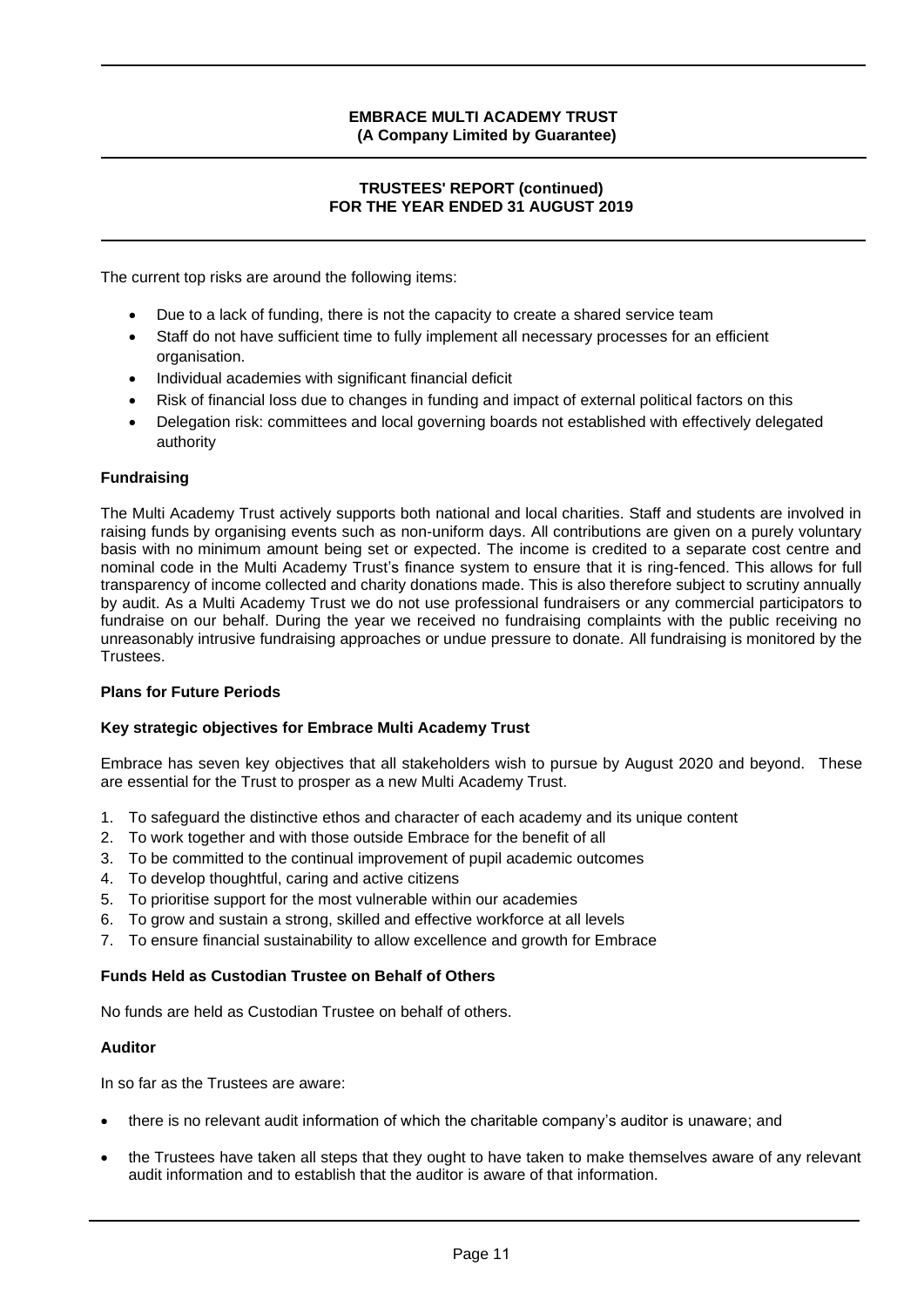The current top risks are around the following items:

- Due to a lack of funding, there is not the capacity to create a shared service team
- Staff do not have sufficient time to fully implement all necessary processes for an efficient organisation.
- Individual academies with significant financial deficit
- Risk of financial loss due to changes in funding and impact of external political factors on this
- Delegation risk: committees and local governing boards not established with effectively delegated authority

**Fundraising**

The Multi Academy Trust actively supports both national and local charities. Staff and students are involved in raising funds by organising events such as non-uniform days. All contributions are given on a purely voluntary basis with no minimum amount being set or expected. The income is credited to a separate cost centre and nominal code in the Multi Academy Trust's finance system to ensure that it is ring-fenced. This allows for full transparency of income collected and charity donations made. This is also therefore subject to scrutiny annually by audit. As a Multi Academy Trust we do not use professional fundraisers or any commercial participators to fundraise on our behalf. During the year we received no fundraising complaints with the public receiving no unreasonably intrusive fundraising approaches or undue pressure to donate. All fundraising is monitored by the Trustees.

**Plans for Future Periods**

**Key strategic objectives for Embrace Multi Academy Trust**

Embrace has seven key objectives that all stakeholders wish to pursue by August 2020 and beyond. These are essential for the Trust to prosper as a new Multi Academy Trust.

1. To safeguard the distinctive ethos and character of each academy and its unique content
2. To work together and with those outside Embrace for the benefit of all
3. To be committed to the continual improvement of pupil academic outcomes
4. To develop thoughtful, caring and active citizens
5. To prioritise support for the most vulnerable within our academies
6. To grow and sustain a strong, skilled and effective workforce at all levels
7. To ensure financial sustainability to allow excellence and growth for Embrace

**Funds Held as Custodian Trustee on Behalf of Others**

No funds are held as Custodian Trustee on behalf of others.

**Auditor**

In so far as the Trustees are aware:

- there is no relevant audit information of which the charitable company's auditor is unaware; and
- the Trustees have taken all steps that they ought to have taken to make themselves aware of any relevant audit information and to establish that the auditor is aware of that information.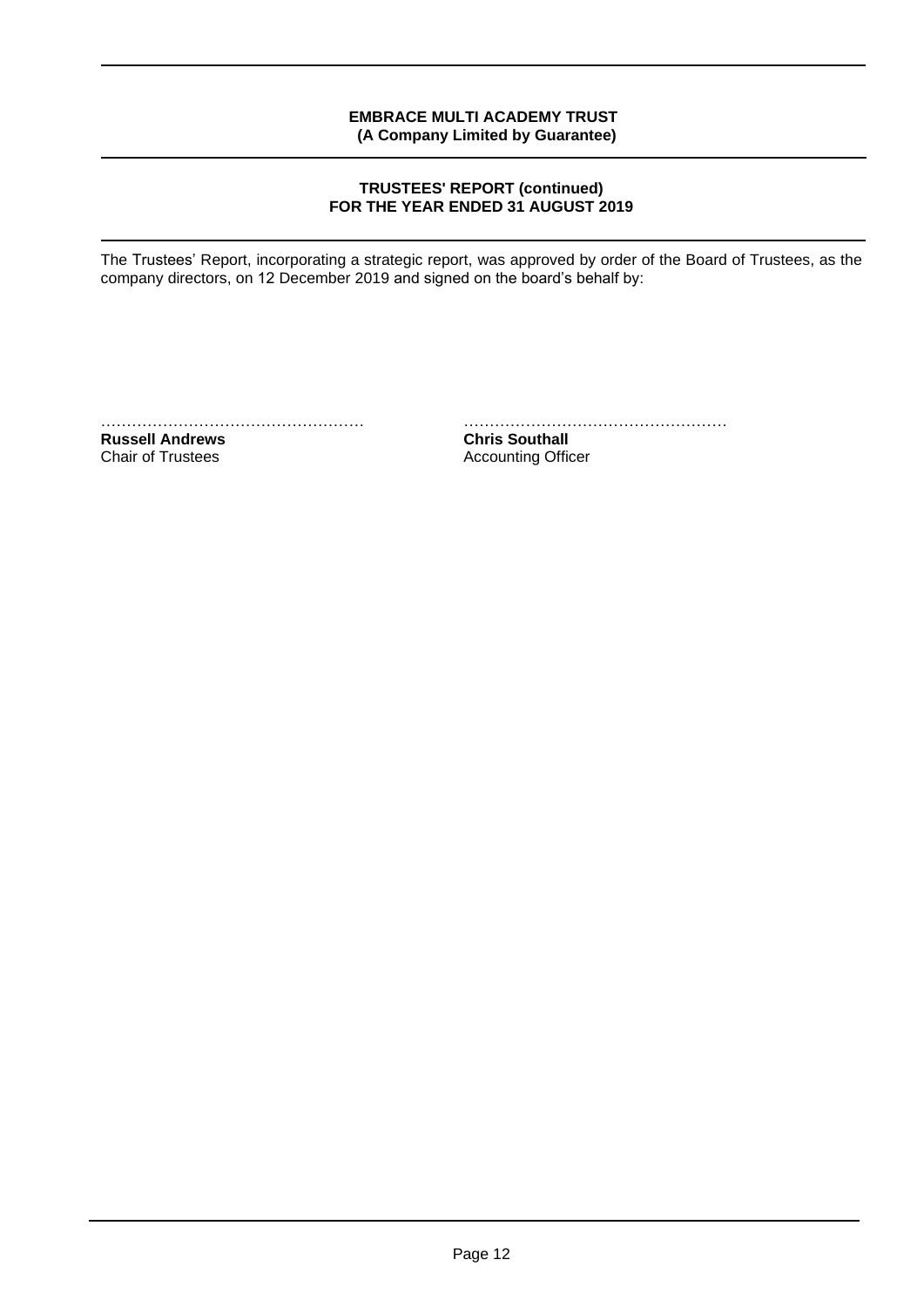**EMBRACE MULTI ACADEMY TRUST**
**(A Company Limited by Guarantee)**

**TRUSTEES' REPORT (continued)**
**FOR THE YEAR ENDED 31 AUGUST 2019**

The Trustees' Report, incorporating a strategic report, was approved by order of the Board of Trustees, as the company directors, on 12 December 2019 and signed on the board's behalf by:

| | |
|---|---|
| ................................................ | ................................................ |
| **Russell Andrews** | **Chris Southall** |
| Chair of Trustees | Accounting Officer |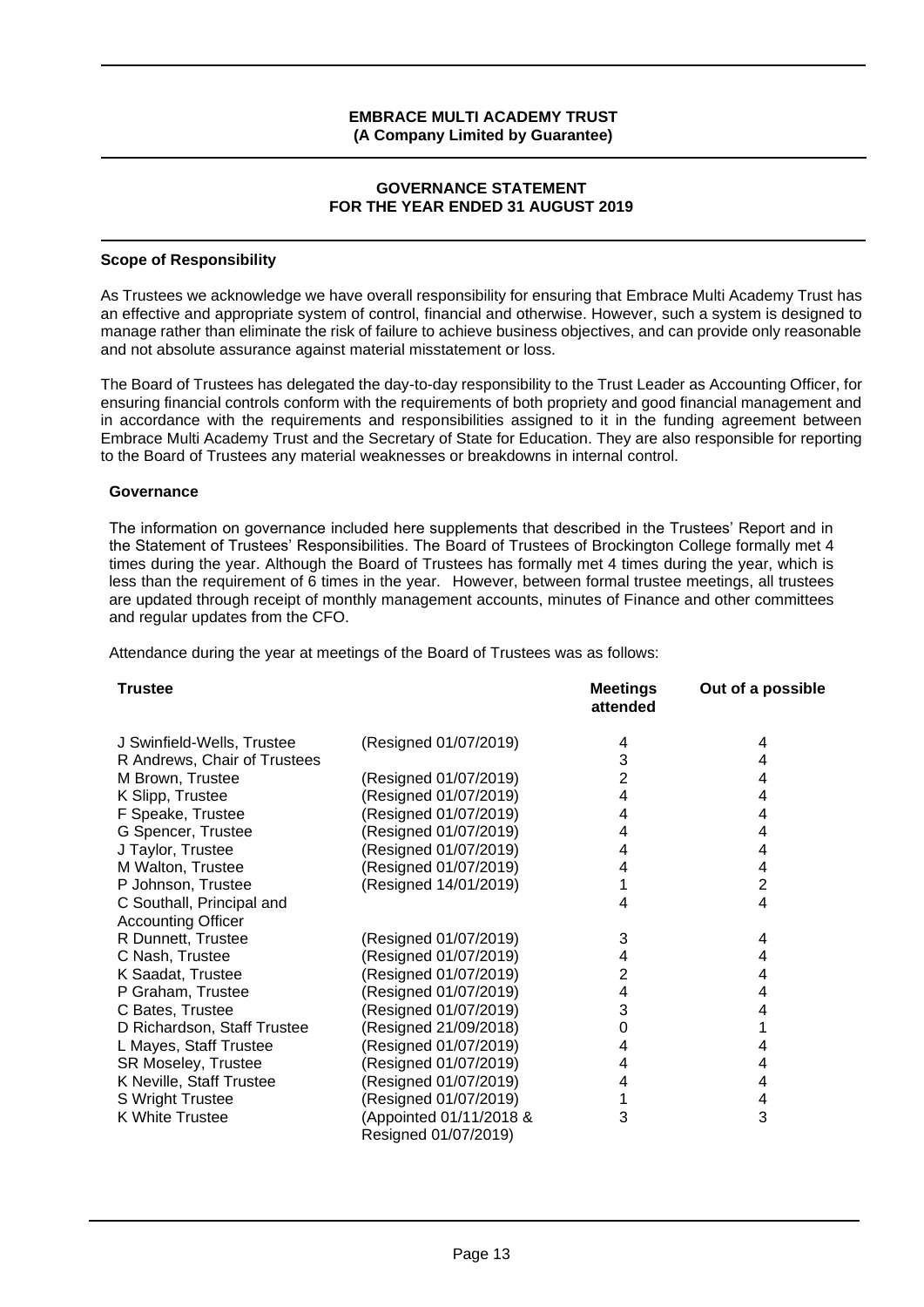**EMBRACE MULTI ACADEMY TRUST**
**(A Company Limited by Guarantee)**

## GOVERNANCE STATEMENT
## FOR THE YEAR ENDED 31 AUGUST 2019

### Scope of Responsibility

As Trustees we acknowledge we have overall responsibility for ensuring that Embrace Multi Academy Trust has an effective and appropriate system of control, financial and otherwise. However, such a system is designed to manage rather than eliminate the risk of failure to achieve business objectives, and can provide only reasonable and not absolute assurance against material misstatement or loss.

The Board of Trustees has delegated the day-to-day responsibility to the Trust Leader as Accounting Officer, for ensuring financial controls conform with the requirements of both propriety and good financial management and in accordance with the requirements and responsibilities assigned to it in the funding agreement between Embrace Multi Academy Trust and the Secretary of State for Education. They are also responsible for reporting to the Board of Trustees any material weaknesses or breakdowns in internal control.

### Governance

The information on governance included here supplements that described in the Trustees' Report and in the Statement of Trustees' Responsibilities. The Board of Trustees of Brockington College formally met 4 times during the year. Although the Board of Trustees has formally met 4 times during the year, which is less than the requirement of 6 times in the year. However, between formal trustee meetings, all trustees are updated through receipt of monthly management accounts, minutes of Finance and other committees and regular updates from the CFO.

Attendance during the year at meetings of the Board of Trustees was as follows:

| Trustee | | Meetings attended | Out of a possible |
|---|---|---|---|
| J Swinfield-Wells, Trustee | (Resigned 01/07/2019) | 4 | 4 |
| R Andrews, Chair of Trustees | | 3 | 4 |
| M Brown, Trustee | (Resigned 01/07/2019) | 2 | 4 |
| K Slipp, Trustee | (Resigned 01/07/2019) | 4 | 4 |
| F Speake, Trustee | (Resigned 01/07/2019) | 4 | 4 |
| G Spencer, Trustee | (Resigned 01/07/2019) | 4 | 4 |
| J Taylor, Trustee | (Resigned 01/07/2019) | 4 | 4 |
| M Walton, Trustee | (Resigned 01/07/2019) | 4 | 4 |
| P Johnson, Trustee | (Resigned 14/01/2019) | 1 | 2 |
| C Southall, Principal and Accounting Officer | | 4 | 4 |
| R Dunnett, Trustee | (Resigned 01/07/2019) | 3 | 4 |
| C Nash, Trustee | (Resigned 01/07/2019) | 4 | 4 |
| K Saadat, Trustee | (Resigned 01/07/2019) | 2 | 4 |
| P Graham, Trustee | (Resigned 01/07/2019) | 4 | 4 |
| C Bates, Trustee | (Resigned 01/07/2019) | 3 | 4 |
| D Richardson, Staff Trustee | (Resigned 21/09/2018) | 0 | 1 |
| L Mayes, Staff Trustee | (Resigned 01/07/2019) | 4 | 4 |
| SR Moseley, Trustee | (Resigned 01/07/2019) | 4 | 4 |
| K Neville, Staff Trustee | (Resigned 01/07/2019) | 4 | 4 |
| S Wright Trustee | (Resigned 01/07/2019) | 1 | 4 |
| K White Trustee | (Appointed 01/11/2018 & Resigned 01/07/2019) | 3 | 3 |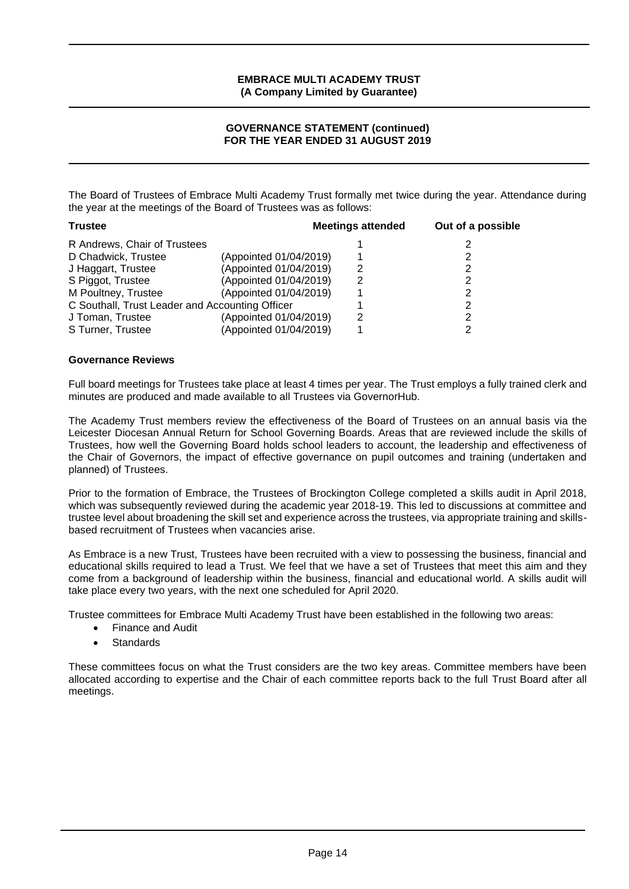**GOVERNANCE STATEMENT (continued)**
**FOR THE YEAR ENDED 31 AUGUST 2019**

The Board of Trustees of Embrace Multi Academy Trust formally met twice during the year. Attendance during the year at the meetings of the Board of Trustees was as follows:

| Trustee | | Meetings attended | Out of a possible |
|---|---|---|---|
| R Andrews, Chair of Trustees | | 1 | 2 |
| D Chadwick, Trustee | (Appointed 01/04/2019) | 1 | 2 |
| J Haggart, Trustee | (Appointed 01/04/2019) | 2 | 2 |
| S Piggot, Trustee | (Appointed 01/04/2019) | 2 | 2 |
| M Poultney, Trustee | (Appointed 01/04/2019) | 1 | 2 |
| C Southall, Trust Leader and Accounting Officer | | 1 | 2 |
| J Toman, Trustee | (Appointed 01/04/2019) | 2 | 2 |
| S Turner, Trustee | (Appointed 01/04/2019) | 1 | 2 |

**Governance Reviews**

Full board meetings for Trustees take place at least 4 times per year. The Trust employs a fully trained clerk and minutes are produced and made available to all Trustees via GovernorHub.

The Academy Trust members review the effectiveness of the Board of Trustees on an annual basis via the Leicester Diocesan Annual Return for School Governing Boards. Areas that are reviewed include the skills of Trustees, how well the Governing Board holds school leaders to account, the leadership and effectiveness of the Chair of Governors, the impact of effective governance on pupil outcomes and training (undertaken and planned) of Trustees.

Prior to the formation of Embrace, the Trustees of Brockington College completed a skills audit in April 2018, which was subsequently reviewed during the academic year 2018-19. This led to discussions at committee and trustee level about broadening the skill set and experience across the trustees, via appropriate training and skills-based recruitment of Trustees when vacancies arise.

As Embrace is a new Trust, Trustees have been recruited with a view to possessing the business, financial and educational skills required to lead a Trust. We feel that we have a set of Trustees that meet this aim and they come from a background of leadership within the business, financial and educational world. A skills audit will take place every two years, with the next one scheduled for April 2020.

Trustee committees for Embrace Multi Academy Trust have been established in the following two areas:

- Finance and Audit
- Standards

These committees focus on what the Trust considers are the two key areas. Committee members have been allocated according to expertise and the Chair of each committee reports back to the full Trust Board after all meetings.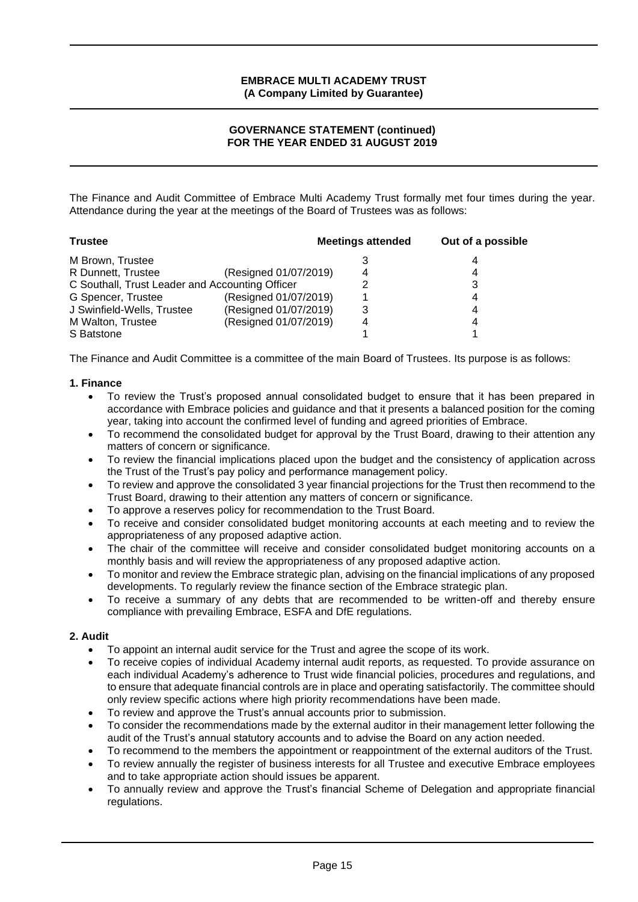**EMBRACE MULTI ACADEMY TRUST**
**(A Company Limited by Guarantee)**

## GOVERNANCE STATEMENT (continued) FOR THE YEAR ENDED 31 AUGUST 2019

The Finance and Audit Committee of Embrace Multi Academy Trust formally met four times during the year. Attendance during the year at the meetings of the Board of Trustees was as follows:

| Trustee | | Meetings attended | Out of a possible |
|---|---|---|---|
| M Brown, Trustee | | 3 | 4 |
| R Dunnett, Trustee | (Resigned 01/07/2019) | 4 | 4 |
| C Southall, Trust Leader and Accounting Officer | | 2 | 3 |
| G Spencer, Trustee | (Resigned 01/07/2019) | 1 | 4 |
| J Swinfield-Wells, Trustee | (Resigned 01/07/2019) | 3 | 4 |
| M Walton, Trustee | (Resigned 01/07/2019) | 4 | 4 |
| S Batstone | | 1 | 1 |

The Finance and Audit Committee is a committee of the main Board of Trustees. Its purpose is as follows:

**1. Finance**

- To review the Trust's proposed annual consolidated budget to ensure that it has been prepared in accordance with Embrace policies and guidance and that it presents a balanced position for the coming year, taking into account the confirmed level of funding and agreed priorities of Embrace.
- To recommend the consolidated budget for approval by the Trust Board, drawing to their attention any matters of concern or significance.
- To review the financial implications placed upon the budget and the consistency of application across the Trust of the Trust's pay policy and performance management policy.
- To review and approve the consolidated 3 year financial projections for the Trust then recommend to the Trust Board, drawing to their attention any matters of concern or significance.
- To approve a reserves policy for recommendation to the Trust Board.
- To receive and consider consolidated budget monitoring accounts at each meeting and to review the appropriateness of any proposed adaptive action.
- The chair of the committee will receive and consider consolidated budget monitoring accounts on a monthly basis and will review the appropriateness of any proposed adaptive action.
- To monitor and review the Embrace strategic plan, advising on the financial implications of any proposed developments. To regularly review the finance section of the Embrace strategic plan.
- To receive a summary of any debts that are recommended to be written-off and thereby ensure compliance with prevailing Embrace, ESFA and DfE regulations.

**2. Audit**

- To appoint an internal audit service for the Trust and agree the scope of its work.
- To receive copies of individual Academy internal audit reports, as requested. To provide assurance on each individual Academy's adherence to Trust wide financial policies, procedures and regulations, and to ensure that adequate financial controls are in place and operating satisfactorily. The committee should only review specific actions where high priority recommendations have been made.
- To review and approve the Trust's annual accounts prior to submission.
- To consider the recommendations made by the external auditor in their management letter following the audit of the Trust's annual statutory accounts and to advise the Board on any action needed.
- To recommend to the members the appointment or reappointment of the external auditors of the Trust.
- To review annually the register of business interests for all Trustee and executive Embrace employees and to take appropriate action should issues be apparent.
- To annually review and approve the Trust's financial Scheme of Delegation and appropriate financial regulations.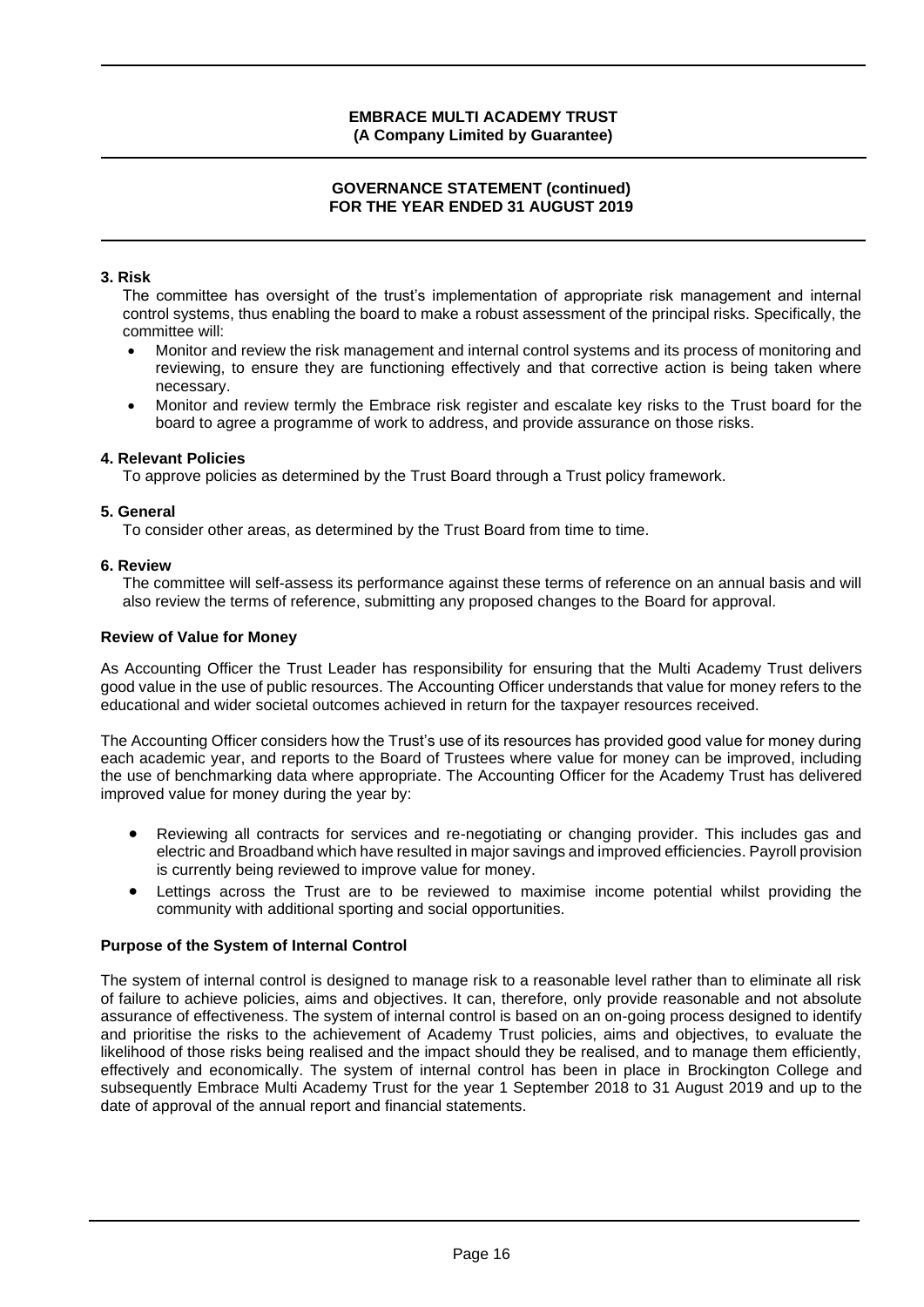**3. Risk**

The committee has oversight of the trust's implementation of appropriate risk management and internal control systems, thus enabling the board to make a robust assessment of the principal risks. Specifically, the committee will:

- Monitor and review the risk management and internal control systems and its process of monitoring and reviewing, to ensure they are functioning effectively and that corrective action is being taken where necessary.
- Monitor and review termly the Embrace risk register and escalate key risks to the Trust board for the board to agree a programme of work to address, and provide assurance on those risks.

**4. Relevant Policies**

To approve policies as determined by the Trust Board through a Trust policy framework.

**5. General**

To consider other areas, as determined by the Trust Board from time to time.

**6. Review**

The committee will self-assess its performance against these terms of reference on an annual basis and will also review the terms of reference, submitting any proposed changes to the Board for approval.

**Review of Value for Money**

As Accounting Officer the Trust Leader has responsibility for ensuring that the Multi Academy Trust delivers good value in the use of public resources. The Accounting Officer understands that value for money refers to the educational and wider societal outcomes achieved in return for the taxpayer resources received.

The Accounting Officer considers how the Trust's use of its resources has provided good value for money during each academic year, and reports to the Board of Trustees where value for money can be improved, including the use of benchmarking data where appropriate. The Accounting Officer for the Academy Trust has delivered improved value for money during the year by:

- Reviewing all contracts for services and re-negotiating or changing provider. This includes gas and electric and Broadband which have resulted in major savings and improved efficiencies. Payroll provision is currently being reviewed to improve value for money.
- Lettings across the Trust are to be reviewed to maximise income potential whilst providing the community with additional sporting and social opportunities.

**Purpose of the System of Internal Control**

The system of internal control is designed to manage risk to a reasonable level rather than to eliminate all risk of failure to achieve policies, aims and objectives. It can, therefore, only provide reasonable and not absolute assurance of effectiveness. The system of internal control is based on an on-going process designed to identify and prioritise the risks to the achievement of Academy Trust policies, aims and objectives, to evaluate the likelihood of those risks being realised and the impact should they be realised, and to manage them efficiently, effectively and economically. The system of internal control has been in place in Brockington College and subsequently Embrace Multi Academy Trust for the year 1 September 2018 to 31 August 2019 and up to the date of approval of the annual report and financial statements.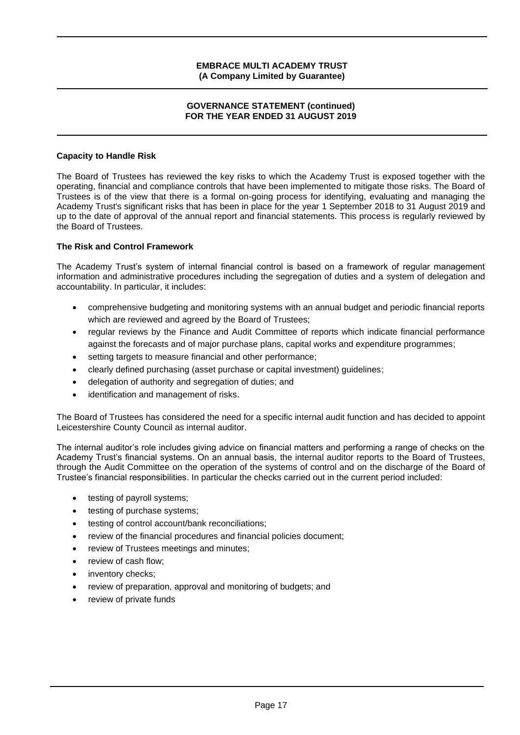## Capacity to Handle Risk

The Board of Trustees has reviewed the key risks to which the Academy Trust is exposed together with the operating, financial and compliance controls that have been implemented to mitigate those risks. The Board of Trustees is of the view that there is a formal on-going process for identifying, evaluating and managing the Academy Trust's significant risks that has been in place for the year 1 September 2018 to 31 August 2019 and up to the date of approval of the annual report and financial statements. This process is regularly reviewed by the Board of Trustees.

## The Risk and Control Framework

The Academy Trust's system of internal financial control is based on a framework of regular management information and administrative procedures including the segregation of duties and a system of delegation and accountability. In particular, it includes:

- comprehensive budgeting and monitoring systems with an annual budget and periodic financial reports which are reviewed and agreed by the Board of Trustees;
- regular reviews by the Finance and Audit Committee of reports which indicate financial performance against the forecasts and of major purchase plans, capital works and expenditure programmes;
- setting targets to measure financial and other performance;
- clearly defined purchasing (asset purchase or capital investment) guidelines;
- delegation of authority and segregation of duties; and
- identification and management of risks.

The Board of Trustees has considered the need for a specific internal audit function and has decided to appoint Leicestershire County Council as internal auditor.

The internal auditor's role includes giving advice on financial matters and performing a range of checks on the Academy Trust's financial systems. On an annual basis, the internal auditor reports to the Board of Trustees, through the Audit Committee on the operation of the systems of control and on the discharge of the Board of Trustee's financial responsibilities. In particular the checks carried out in the current period included:

- testing of payroll systems;
- testing of purchase systems;
- testing of control account/bank reconciliations;
- review of the financial procedures and financial policies document;
- review of Trustees meetings and minutes;
- review of cash flow;
- inventory checks;
- review of preparation, approval and monitoring of budgets; and
- review of private funds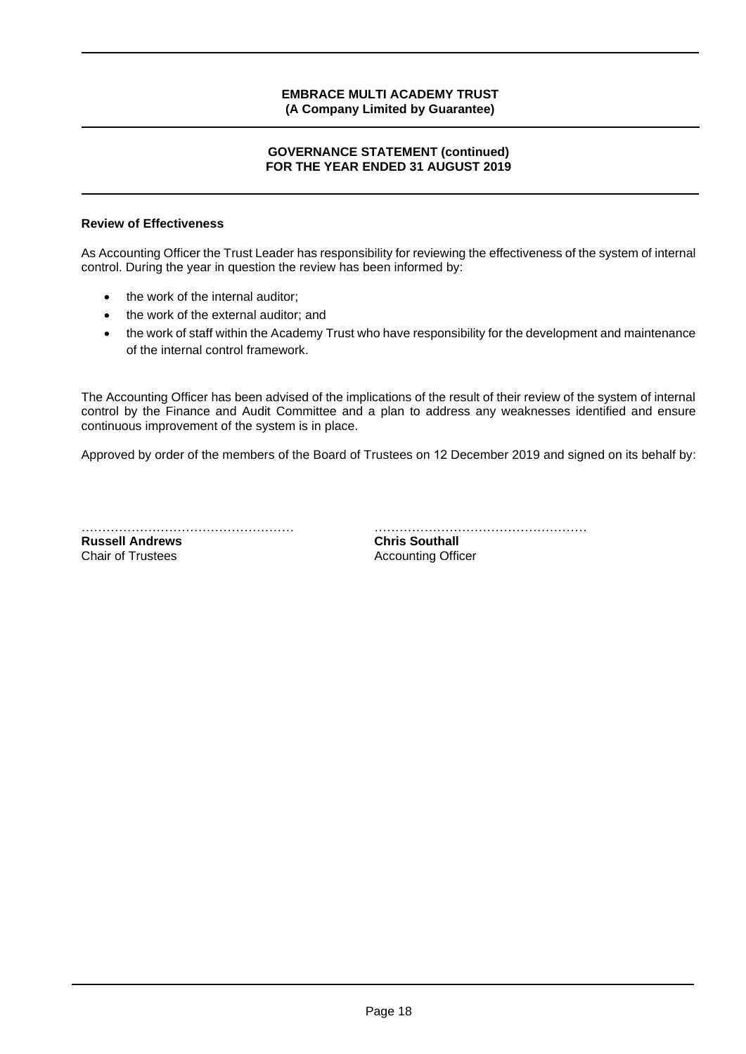## Review of Effectiveness

As Accounting Officer the Trust Leader has responsibility for reviewing the effectiveness of the system of internal control. During the year in question the review has been informed by:

- the work of the internal auditor;
- the work of the external auditor; and
- the work of staff within the Academy Trust who have responsibility for the development and maintenance of the internal control framework.

The Accounting Officer has been advised of the implications of the result of their review of the system of internal control by the Finance and Audit Committee and a plan to address any weaknesses identified and ensure continuous improvement of the system is in place.

Approved by order of the members of the Board of Trustees on 12 December 2019 and signed on its behalf by:

| ………………………………………… | ………………………………………… |
|---|---|
| **Russell Andrews** | **Chris Southall** |
| Chair of Trustees | Accounting Officer |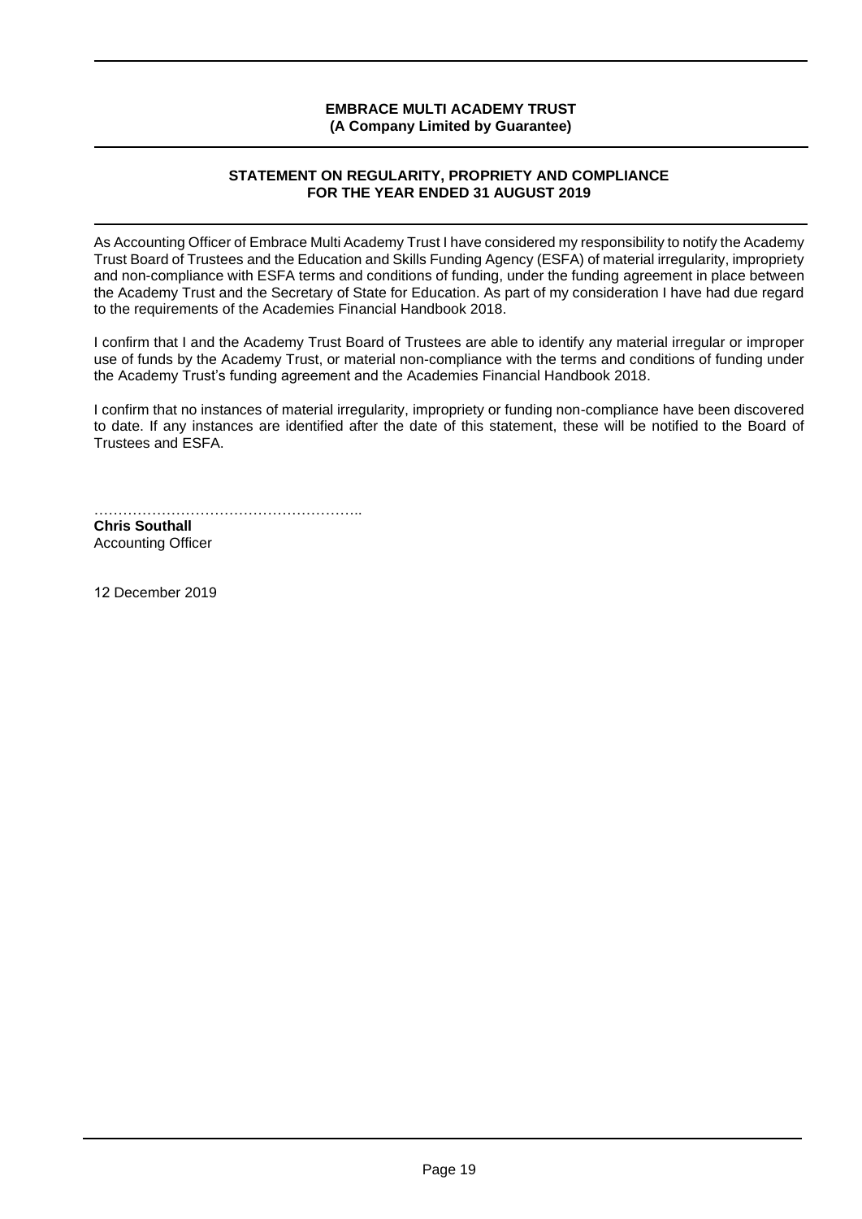**EMBRACE MULTI ACADEMY TRUST**
**(A Company Limited by Guarantee)**

## STATEMENT ON REGULARITY, PROPRIETY AND COMPLIANCE FOR THE YEAR ENDED 31 AUGUST 2019

As Accounting Officer of Embrace Multi Academy Trust I have considered my responsibility to notify the Academy Trust Board of Trustees and the Education and Skills Funding Agency (ESFA) of material irregularity, impropriety and non-compliance with ESFA terms and conditions of funding, under the funding agreement in place between the Academy Trust and the Secretary of State for Education. As part of my consideration I have had due regard to the requirements of the Academies Financial Handbook 2018.

I confirm that I and the Academy Trust Board of Trustees are able to identify any material irregular or improper use of funds by the Academy Trust, or material non-compliance with the terms and conditions of funding under the Academy Trust's funding agreement and the Academies Financial Handbook 2018.

I confirm that no instances of material irregularity, impropriety or funding non-compliance have been discovered to date. If any instances are identified after the date of this statement, these will be notified to the Board of Trustees and ESFA.

………………………………………………..
**Chris Southall**
Accounting Officer

12 December 2019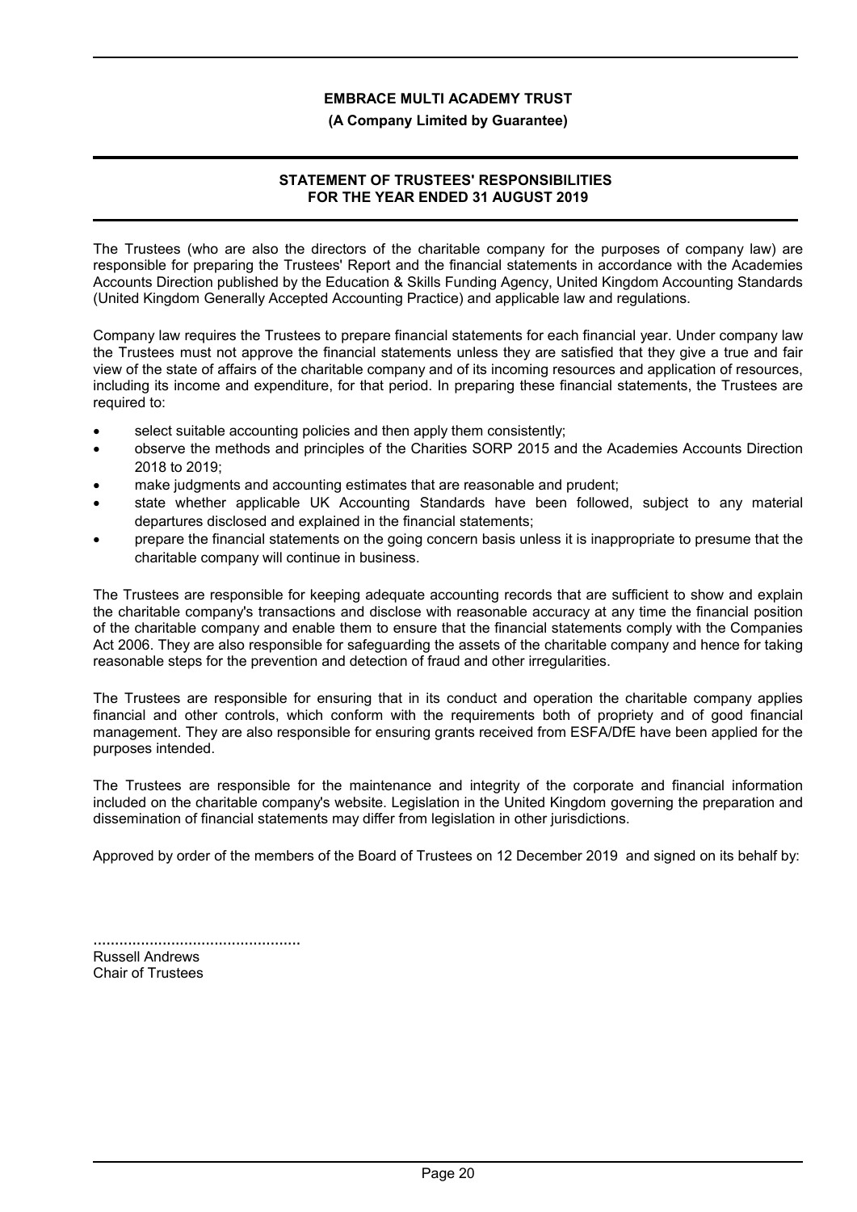**EMBRACE MULTI ACADEMY TRUST**

**(A Company Limited by Guarantee)**

## STATEMENT OF TRUSTEES' RESPONSIBILITIES FOR THE YEAR ENDED 31 AUGUST 2019

The Trustees (who are also the directors of the charitable company for the purposes of company law) are responsible for preparing the Trustees' Report and the financial statements in accordance with the Academies Accounts Direction published by the Education & Skills Funding Agency, United Kingdom Accounting Standards (United Kingdom Generally Accepted Accounting Practice) and applicable law and regulations.

Company law requires the Trustees to prepare financial statements for each financial year. Under company law the Trustees must not approve the financial statements unless they are satisfied that they give a true and fair view of the state of affairs of the charitable company and of its incoming resources and application of resources, including its income and expenditure, for that period. In preparing these financial statements, the Trustees are required to:

- select suitable accounting policies and then apply them consistently;
- observe the methods and principles of the Charities SORP 2015 and the Academies Accounts Direction 2018 to 2019;
- make judgments and accounting estimates that are reasonable and prudent;
- state whether applicable UK Accounting Standards have been followed, subject to any material departures disclosed and explained in the financial statements;
- prepare the financial statements on the going concern basis unless it is inappropriate to presume that the charitable company will continue in business.

The Trustees are responsible for keeping adequate accounting records that are sufficient to show and explain the charitable company's transactions and disclose with reasonable accuracy at any time the financial position of the charitable company and enable them to ensure that the financial statements comply with the Companies Act 2006. They are also responsible for safeguarding the assets of the charitable company and hence for taking reasonable steps for the prevention and detection of fraud and other irregularities.

The Trustees are responsible for ensuring that in its conduct and operation the charitable company applies financial and other controls, which conform with the requirements both of propriety and of good financial management. They are also responsible for ensuring grants received from ESFA/DfE have been applied for the purposes intended.

The Trustees are responsible for the maintenance and integrity of the corporate and financial information included on the charitable company's website. Legislation in the United Kingdom governing the preparation and dissemination of financial statements may differ from legislation in other jurisdictions.

Approved by order of the members of the Board of Trustees on 12 December 2019 and signed on its behalf by:

................................................
Russell Andrews
Chair of Trustees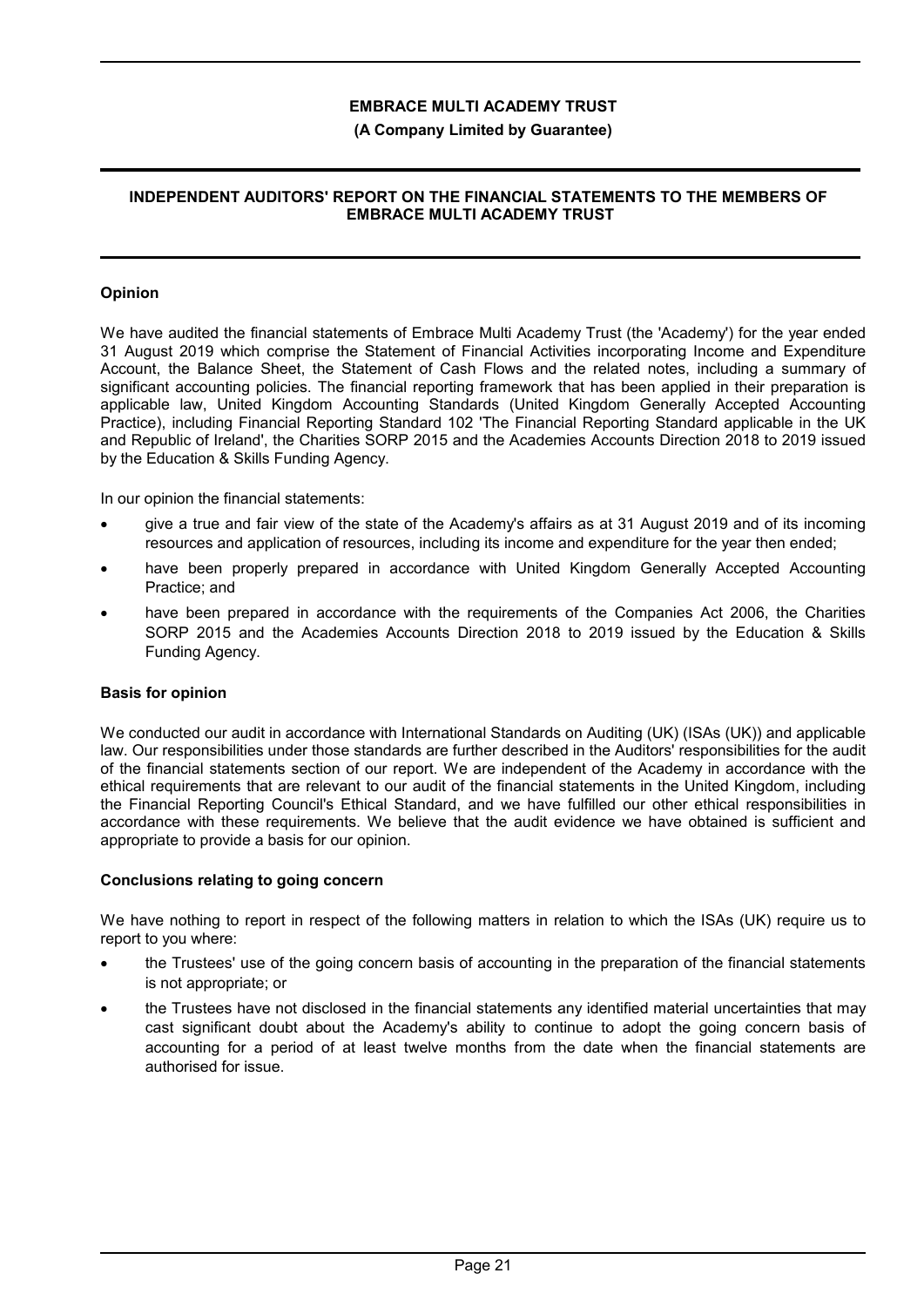**EMBRACE MULTI ACADEMY TRUST**

**(A Company Limited by Guarantee)**

## INDEPENDENT AUDITORS' REPORT ON THE FINANCIAL STATEMENTS TO THE MEMBERS OF EMBRACE MULTI ACADEMY TRUST

### Opinion

We have audited the financial statements of Embrace Multi Academy Trust (the 'Academy') for the year ended 31 August 2019 which comprise the Statement of Financial Activities incorporating Income and Expenditure Account, the Balance Sheet, the Statement of Cash Flows and the related notes, including a summary of significant accounting policies. The financial reporting framework that has been applied in their preparation is applicable law, United Kingdom Accounting Standards (United Kingdom Generally Accepted Accounting Practice), including Financial Reporting Standard 102 'The Financial Reporting Standard applicable in the UK and Republic of Ireland', the Charities SORP 2015 and the Academies Accounts Direction 2018 to 2019 issued by the Education & Skills Funding Agency.

In our opinion the financial statements:

- give a true and fair view of the state of the Academy's affairs as at 31 August 2019 and of its incoming resources and application of resources, including its income and expenditure for the year then ended;
- have been properly prepared in accordance with United Kingdom Generally Accepted Accounting Practice; and
- have been prepared in accordance with the requirements of the Companies Act 2006, the Charities SORP 2015 and the Academies Accounts Direction 2018 to 2019 issued by the Education & Skills Funding Agency.

### Basis for opinion

We conducted our audit in accordance with International Standards on Auditing (UK) (ISAs (UK)) and applicable law. Our responsibilities under those standards are further described in the Auditors' responsibilities for the audit of the financial statements section of our report. We are independent of the Academy in accordance with the ethical requirements that are relevant to our audit of the financial statements in the United Kingdom, including the Financial Reporting Council's Ethical Standard, and we have fulfilled our other ethical responsibilities in accordance with these requirements. We believe that the audit evidence we have obtained is sufficient and appropriate to provide a basis for our opinion.

### Conclusions relating to going concern

We have nothing to report in respect of the following matters in relation to which the ISAs (UK) require us to report to you where:

- the Trustees' use of the going concern basis of accounting in the preparation of the financial statements is not appropriate; or
- the Trustees have not disclosed in the financial statements any identified material uncertainties that may cast significant doubt about the Academy's ability to continue to adopt the going concern basis of accounting for a period of at least twelve months from the date when the financial statements are authorised for issue.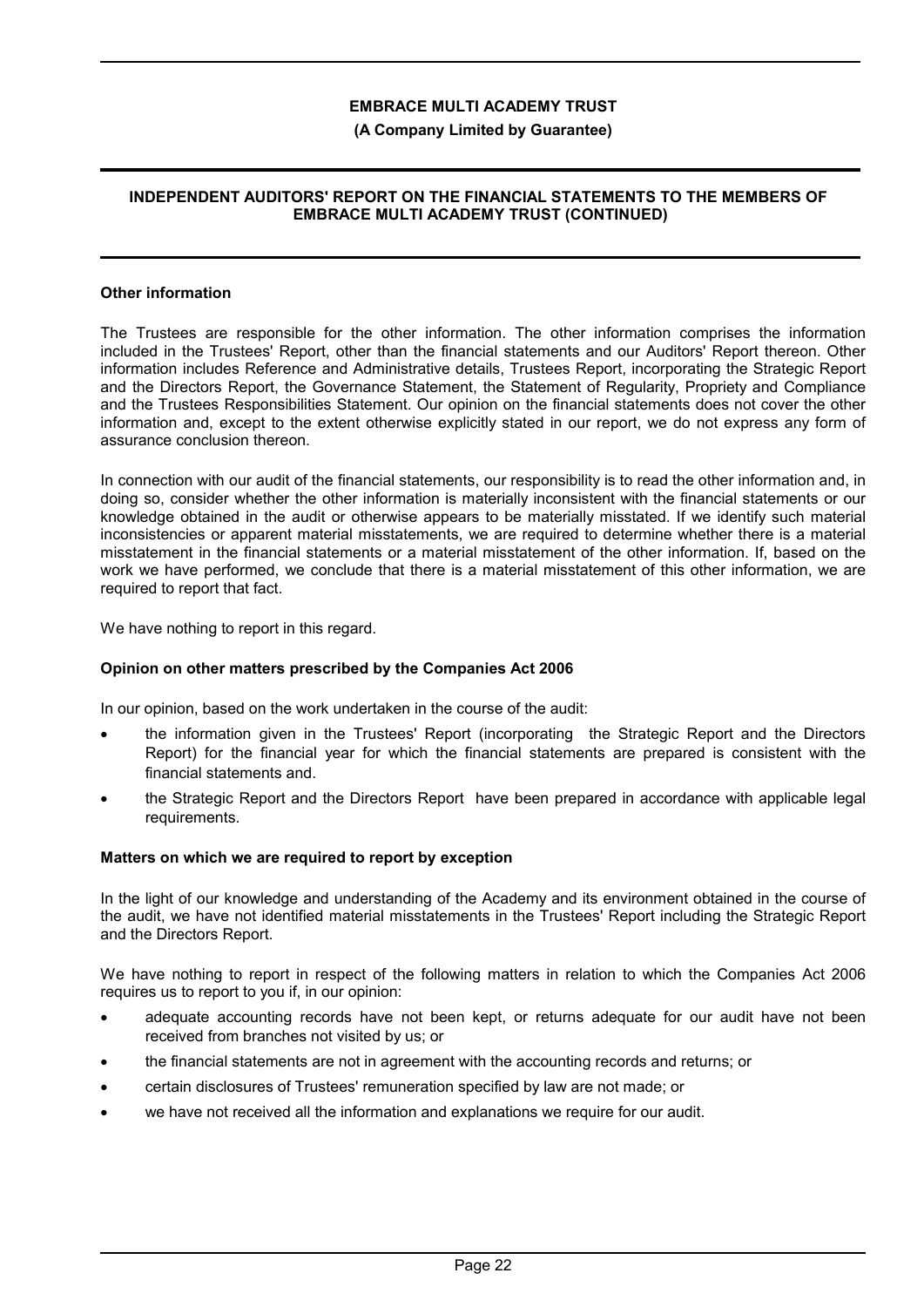## Other information

The Trustees are responsible for the other information. The other information comprises the information included in the Trustees' Report, other than the financial statements and our Auditors' Report thereon. Other information includes Reference and Administrative details, Trustees Report, incorporating the Strategic Report and the Directors Report, the Governance Statement, the Statement of Regularity, Propriety and Compliance and the Trustees Responsibilities Statement. Our opinion on the financial statements does not cover the other information and, except to the extent otherwise explicitly stated in our report, we do not express any form of assurance conclusion thereon.

In connection with our audit of the financial statements, our responsibility is to read the other information and, in doing so, consider whether the other information is materially inconsistent with the financial statements or our knowledge obtained in the audit or otherwise appears to be materially misstated. If we identify such material inconsistencies or apparent material misstatements, we are required to determine whether there is a material misstatement in the financial statements or a material misstatement of the other information. If, based on the work we have performed, we conclude that there is a material misstatement of this other information, we are required to report that fact.

We have nothing to report in this regard.

## Opinion on other matters prescribed by the Companies Act 2006

In our opinion, based on the work undertaken in the course of the audit:

- the information given in the Trustees' Report (incorporating the Strategic Report and the Directors Report) for the financial year for which the financial statements are prepared is consistent with the financial statements and.
- the Strategic Report and the Directors Report have been prepared in accordance with applicable legal requirements.

## Matters on which we are required to report by exception

In the light of our knowledge and understanding of the Academy and its environment obtained in the course of the audit, we have not identified material misstatements in the Trustees' Report including the Strategic Report and the Directors Report.

We have nothing to report in respect of the following matters in relation to which the Companies Act 2006 requires us to report to you if, in our opinion:

- adequate accounting records have not been kept, or returns adequate for our audit have not been received from branches not visited by us; or
- the financial statements are not in agreement with the accounting records and returns; or
- certain disclosures of Trustees' remuneration specified by law are not made; or
- we have not received all the information and explanations we require for our audit.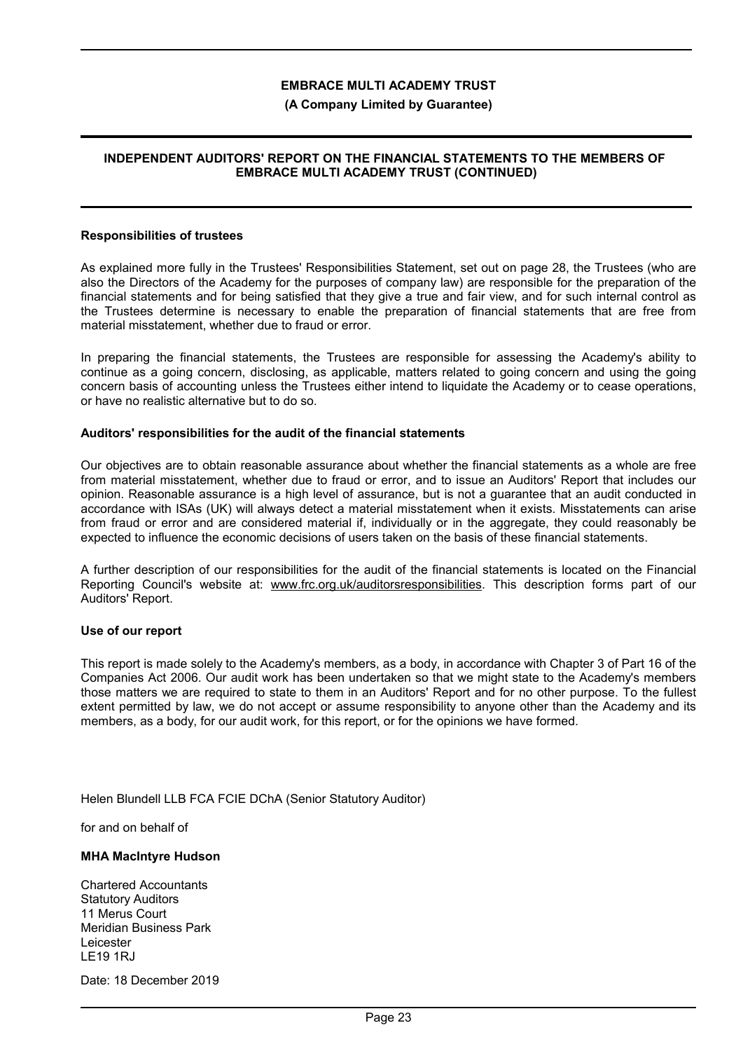### Responsibilities of trustees

As explained more fully in the Trustees' Responsibilities Statement, set out on page 28, the Trustees (who are also the Directors of the Academy for the purposes of company law) are responsible for the preparation of the financial statements and for being satisfied that they give a true and fair view, and for such internal control as the Trustees determine is necessary to enable the preparation of financial statements that are free from material misstatement, whether due to fraud or error.

In preparing the financial statements, the Trustees are responsible for assessing the Academy's ability to continue as a going concern, disclosing, as applicable, matters related to going concern and using the going concern basis of accounting unless the Trustees either intend to liquidate the Academy or to cease operations, or have no realistic alternative but to do so.

### Auditors' responsibilities for the audit of the financial statements

Our objectives are to obtain reasonable assurance about whether the financial statements as a whole are free from material misstatement, whether due to fraud or error, and to issue an Auditors' Report that includes our opinion. Reasonable assurance is a high level of assurance, but is not a guarantee that an audit conducted in accordance with ISAs (UK) will always detect a material misstatement when it exists. Misstatements can arise from fraud or error and are considered material if, individually or in the aggregate, they could reasonably be expected to influence the economic decisions of users taken on the basis of these financial statements.

A further description of our responsibilities for the audit of the financial statements is located on the Financial Reporting Council's website at: www.frc.org.uk/auditorsresponsibilities. This description forms part of our Auditors' Report.

### Use of our report

This report is made solely to the Academy's members, as a body, in accordance with Chapter 3 of Part 16 of the Companies Act 2006. Our audit work has been undertaken so that we might state to the Academy's members those matters we are required to state to them in an Auditors' Report and for no other purpose. To the fullest extent permitted by law, we do not accept or assume responsibility to anyone other than the Academy and its members, as a body, for our audit work, for this report, or for the opinions we have formed.

Helen Blundell LLB FCA FCIE DChA (Senior Statutory Auditor)

for and on behalf of

**MHA MacIntyre Hudson**

Chartered Accountants
Statutory Auditors
11 Merus Court
Meridian Business Park
Leicester
LE19 1RJ

Date: 18 December 2019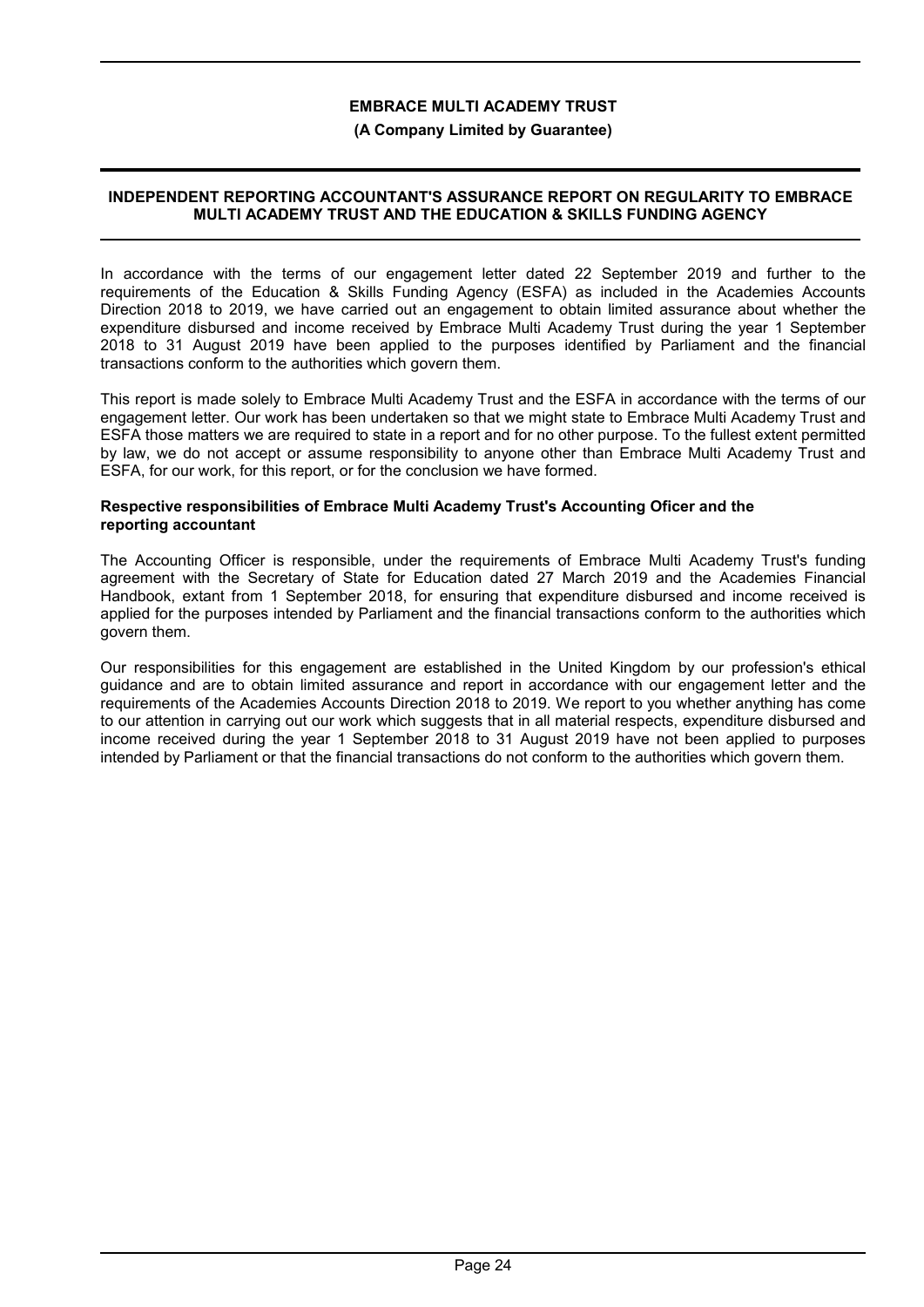# EMBRACE MULTI ACADEMY TRUST

**(A Company Limited by Guarantee)**

## INDEPENDENT REPORTING ACCOUNTANT'S ASSURANCE REPORT ON REGULARITY TO EMBRACE MULTI ACADEMY TRUST AND THE EDUCATION & SKILLS FUNDING AGENCY

In accordance with the terms of our engagement letter dated 22 September 2019 and further to the requirements of the Education & Skills Funding Agency (ESFA) as included in the Academies Accounts Direction 2018 to 2019, we have carried out an engagement to obtain limited assurance about whether the expenditure disbursed and income received by Embrace Multi Academy Trust during the year 1 September 2018 to 31 August 2019 have been applied to the purposes identified by Parliament and the financial transactions conform to the authorities which govern them.

This report is made solely to Embrace Multi Academy Trust and the ESFA in accordance with the terms of our engagement letter. Our work has been undertaken so that we might state to Embrace Multi Academy Trust and ESFA those matters we are required to state in a report and for no other purpose. To the fullest extent permitted by law, we do not accept or assume responsibility to anyone other than Embrace Multi Academy Trust and ESFA, for our work, for this report, or for the conclusion we have formed.

### Respective responsibilities of Embrace Multi Academy Trust's Accounting Oficer and the reporting accountant

The Accounting Officer is responsible, under the requirements of Embrace Multi Academy Trust's funding agreement with the Secretary of State for Education dated 27 March 2019 and the Academies Financial Handbook, extant from 1 September 2018, for ensuring that expenditure disbursed and income received is applied for the purposes intended by Parliament and the financial transactions conform to the authorities which govern them.

Our responsibilities for this engagement are established in the United Kingdom by our profession's ethical guidance and are to obtain limited assurance and report in accordance with our engagement letter and the requirements of the Academies Accounts Direction 2018 to 2019. We report to you whether anything has come to our attention in carrying out our work which suggests that in all material respects, expenditure disbursed and income received during the year 1 September 2018 to 31 August 2019 have not been applied to purposes intended by Parliament or that the financial transactions do not conform to the authorities which govern them.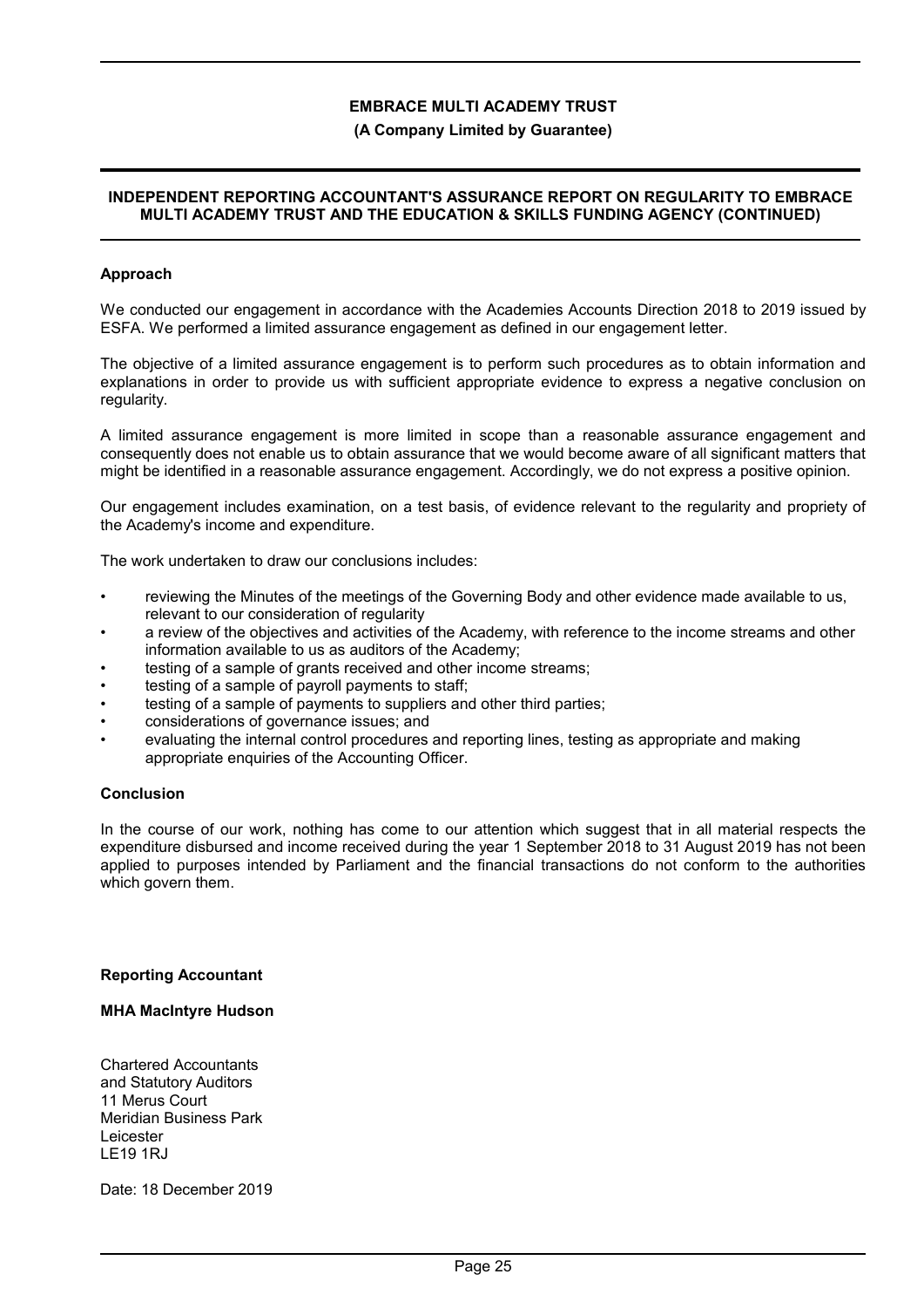# EMBRACE MULTI ACADEMY TRUST

**(A Company Limited by Guarantee)**

## INDEPENDENT REPORTING ACCOUNTANT'S ASSURANCE REPORT ON REGULARITY TO EMBRACE MULTI ACADEMY TRUST AND THE EDUCATION & SKILLS FUNDING AGENCY (CONTINUED)

### Approach

We conducted our engagement in accordance with the Academies Accounts Direction 2018 to 2019 issued by ESFA. We performed a limited assurance engagement as defined in our engagement letter.

The objective of a limited assurance engagement is to perform such procedures as to obtain information and explanations in order to provide us with sufficient appropriate evidence to express a negative conclusion on regularity.

A limited assurance engagement is more limited in scope than a reasonable assurance engagement and consequently does not enable us to obtain assurance that we would become aware of all significant matters that might be identified in a reasonable assurance engagement. Accordingly, we do not express a positive opinion.

Our engagement includes examination, on a test basis, of evidence relevant to the regularity and propriety of the Academy's income and expenditure.

The work undertaken to draw our conclusions includes:

- reviewing the Minutes of the meetings of the Governing Body and other evidence made available to us, relevant to our consideration of regularity
- a review of the objectives and activities of the Academy, with reference to the income streams and other information available to us as auditors of the Academy;
- testing of a sample of grants received and other income streams;
- testing of a sample of payroll payments to staff;
- testing of a sample of payments to suppliers and other third parties;
- considerations of governance issues; and
- evaluating the internal control procedures and reporting lines, testing as appropriate and making appropriate enquiries of the Accounting Officer.

### Conclusion

In the course of our work, nothing has come to our attention which suggest that in all material respects the expenditure disbursed and income received during the year 1 September 2018 to 31 August 2019 has not been applied to purposes intended by Parliament and the financial transactions do not conform to the authorities which govern them.

**Reporting Accountant**

**MHA MacIntyre Hudson**

Chartered Accountants
and Statutory Auditors
11 Merus Court
Meridian Business Park
Leicester
LE19 1RJ

Date: 18 December 2019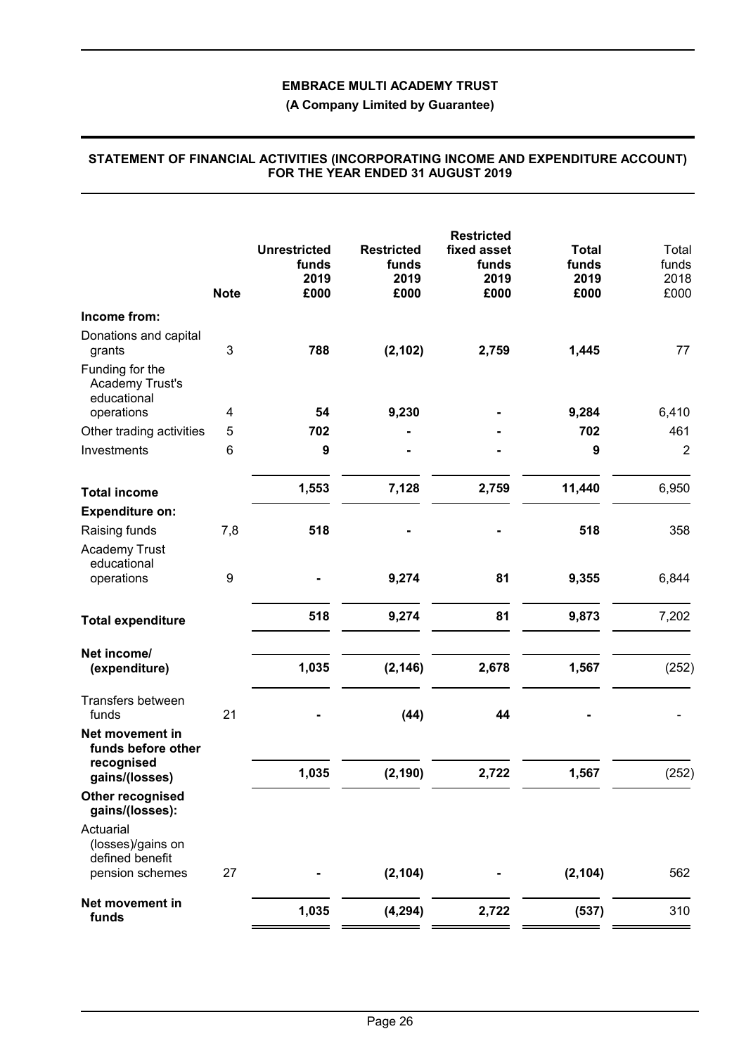**EMBRACE MULTI ACADEMY TRUST**

**(A Company Limited by Guarantee)**

**STATEMENT OF FINANCIAL ACTIVITIES (INCORPORATING INCOME AND EXPENDITURE ACCOUNT) FOR THE YEAR ENDED 31 AUGUST 2019**

| | Note | Unrestricted funds 2019 £000 | Restricted funds 2019 £000 | Restricted fixed asset funds 2019 £000 | Total funds 2019 £000 | Total funds 2018 £000 |
|---|---|---|---|---|---|---|
| **Income from:** | | | | | | |
| Donations and capital grants | 3 | **788** | **(2,102)** | **2,759** | **1,445** | 77 |
| Funding for the Academy Trust's educational operations | 4 | **54** | **9,230** | **-** | **9,284** | 6,410 |
| Other trading activities | 5 | **702** | **-** | **-** | **702** | 461 |
| Investments | 6 | **9** | **-** | **-** | **9** | 2 |
| **Total income** | | **1,553** | **7,128** | **2,759** | **11,440** | 6,950 |
| **Expenditure on:** | | | | | | |
| Raising funds | 7,8 | **518** | **-** | **-** | **518** | 358 |
| Academy Trust educational operations | 9 | **-** | **9,274** | **81** | **9,355** | 6,844 |
| **Total expenditure** | | **518** | **9,274** | **81** | **9,873** | 7,202 |
| **Net income/ (expenditure)** | | **1,035** | **(2,146)** | **2,678** | **1,567** | (252) |
| Transfers between funds | 21 | **-** | **(44)** | **44** | **-** | - |
| **Net movement in funds before other recognised gains/(losses)** | | **1,035** | **(2,190)** | **2,722** | **1,567** | (252) |
| **Other recognised gains/(losses):** | | | | | | |
| Actuarial (losses)/gains on defined benefit pension schemes | 27 | **-** | **(2,104)** | **-** | **(2,104)** | 562 |
| **Net movement in funds** | | **1,035** | **(4,294)** | **2,722** | **(537)** | 310 |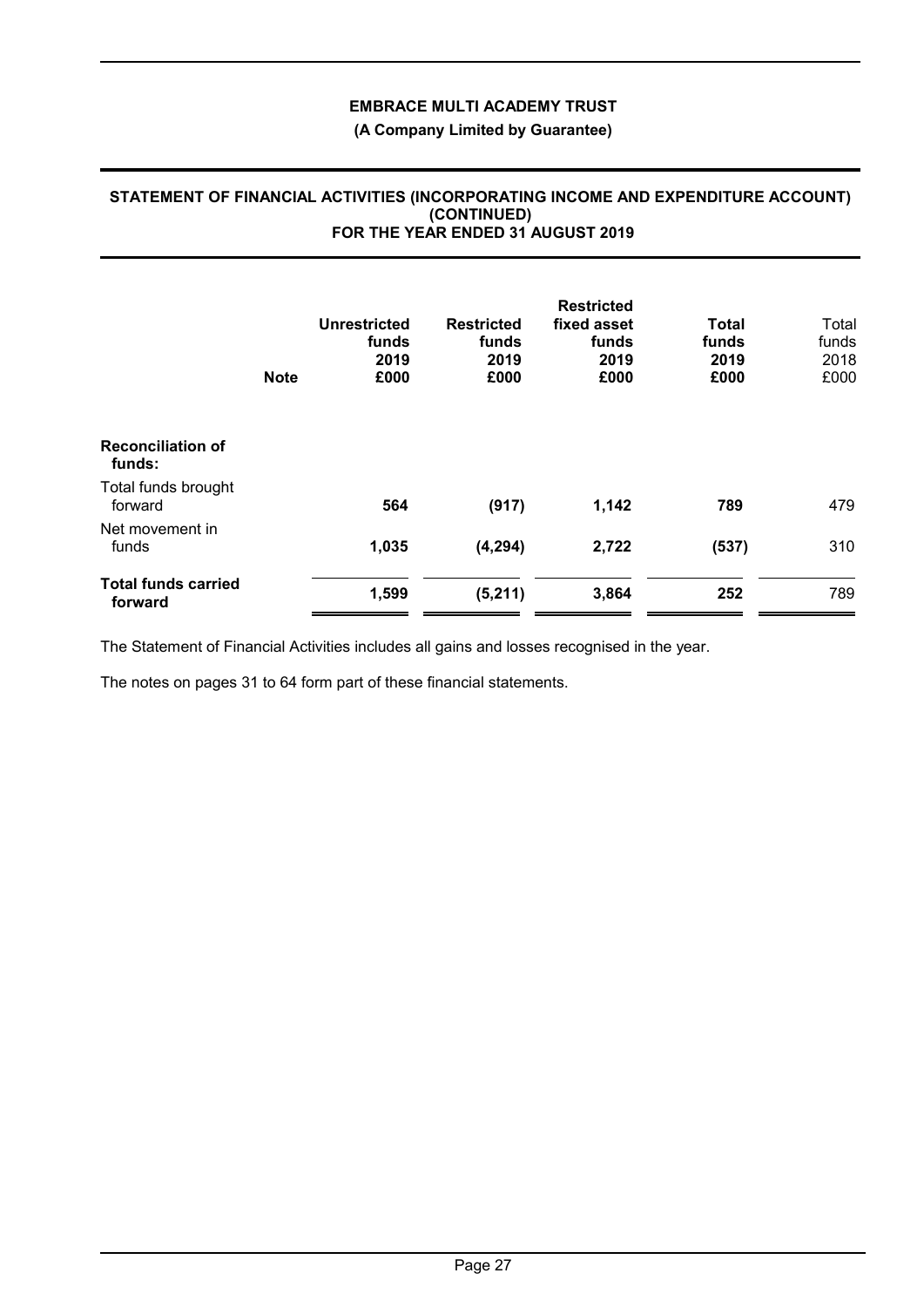# EMBRACE MULTI ACADEMY TRUST

**(A Company Limited by Guarantee)**

## STATEMENT OF FINANCIAL ACTIVITIES (INCORPORATING INCOME AND EXPENDITURE ACCOUNT) (CONTINUED) FOR THE YEAR ENDED 31 AUGUST 2019

| | Note | Unrestricted funds 2019 £000 | Restricted funds 2019 £000 | Restricted fixed asset funds 2019 £000 | Total funds 2019 £000 | Total funds 2018 £000 |
|---|---|---|---|---|---|---|
| **Reconciliation of funds:** | | | | | | |
| Total funds brought forward | | **564** | **(917)** | **1,142** | **789** | 479 |
| Net movement in funds | | **1,035** | **(4,294)** | **2,722** | **(537)** | 310 |
| **Total funds carried forward** | | **1,599** | **(5,211)** | **3,864** | **252** | 789 |

The Statement of Financial Activities includes all gains and losses recognised in the year.

The notes on pages 31 to 64 form part of these financial statements.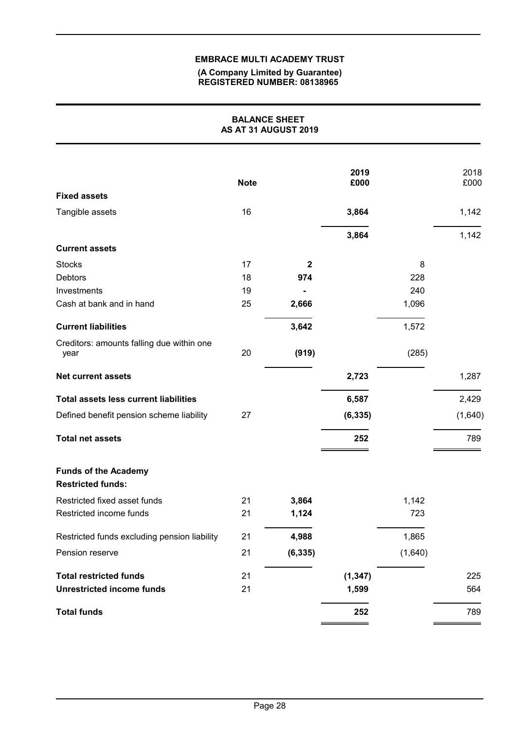**EMBRACE MULTI ACADEMY TRUST**
**(A Company Limited by Guarantee)**
**REGISTERED NUMBER: 08138965**

# BALANCE SHEET
## AS AT 31 AUGUST 2019

| | Note | | 2019 £000 | | 2018 £000 |
|---|---|---|---|---|---|
| **Fixed assets** | | | | | |
| Tangible assets | 16 | | **3,864** | | 1,142 |
| | | | **3,864** | | 1,142 |
| **Current assets** | | | | | |
| Stocks | 17 | **2** | | 8 | |
| Debtors | 18 | **974** | | 228 | |
| Investments | 19 | **-** | | 240 | |
| Cash at bank and in hand | 25 | **2,666** | | 1,096 | |
| **Current liabilities** | | **3,642** | | 1,572 | |
| Creditors: amounts falling due within one year | 20 | **(919)** | | (285) | |
| **Net current assets** | | | **2,723** | | 1,287 |
| **Total assets less current liabilities** | | | **6,587** | | 2,429 |
| Defined benefit pension scheme liability | 27 | | **(6,335)** | | (1,640) |
| **Total net assets** | | | **252** | | 789 |
| **Funds of the Academy** | | | | | |
| **Restricted funds:** | | | | | |
| Restricted fixed asset funds | 21 | **3,864** | | 1,142 | |
| Restricted income funds | 21 | **1,124** | | 723 | |
| Restricted funds excluding pension liability | 21 | **4,988** | | 1,865 | |
| Pension reserve | 21 | **(6,335)** | | (1,640) | |
| **Total restricted funds** | 21 | | **(1,347)** | | 225 |
| **Unrestricted income funds** | 21 | | **1,599** | | 564 |
| **Total funds** | | | **252** | | 789 |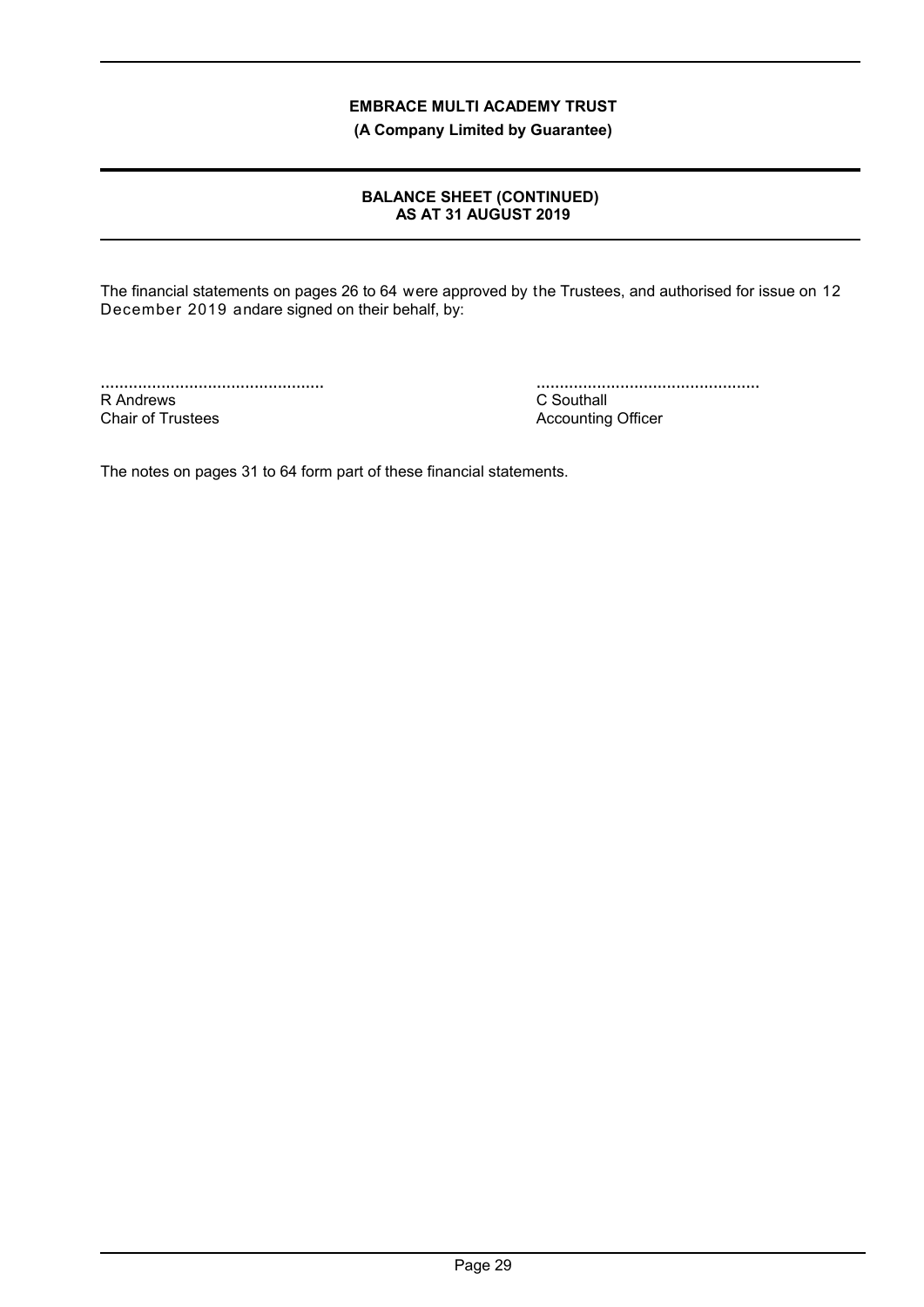**EMBRACE MULTI ACADEMY TRUST**

**(A Company Limited by Guarantee)**

**BALANCE SHEET (CONTINUED)**
**AS AT 31 AUGUST 2019**

The financial statements on pages 26 to 64 were approved by the Trustees, and authorised for issue on 12 December 2019 andare signed on their behalf, by:

| ................................................ | ................................................ |
|---|---|
| R Andrews | C Southall |
| Chair of Trustees | Accounting Officer |

The notes on pages 31 to 64 form part of these financial statements.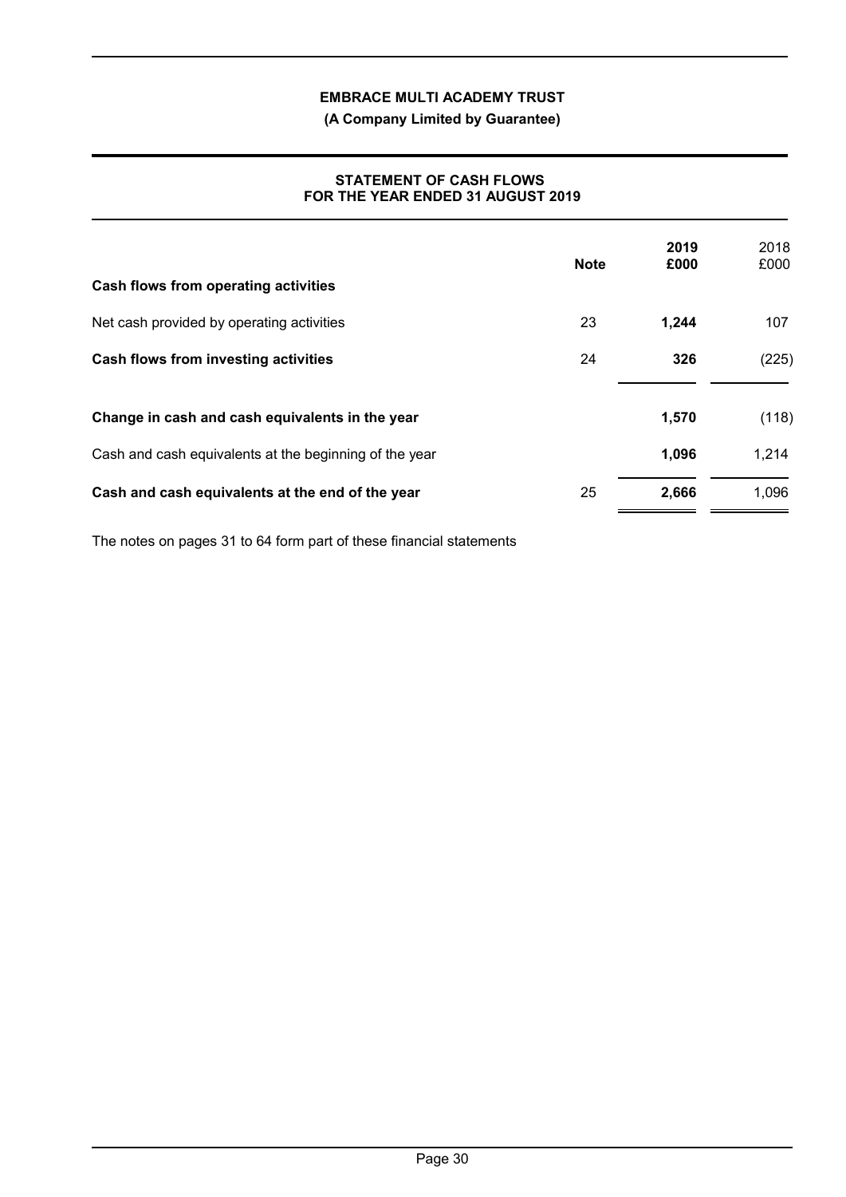**EMBRACE MULTI ACADEMY TRUST**

**(A Company Limited by Guarantee)**

**STATEMENT OF CASH FLOWS**
**FOR THE YEAR ENDED 31 AUGUST 2019**

| | Note | 2019 £000 | 2018 £000 |
|---|---|---|---|
| **Cash flows from operating activities** | | | |
| Net cash provided by operating activities | 23 | **1,244** | 107 |
| **Cash flows from investing activities** | 24 | **326** | (225) |
| **Change in cash and cash equivalents in the year** | | **1,570** | (118) |
| Cash and cash equivalents at the beginning of the year | | **1,096** | 1,214 |
| **Cash and cash equivalents at the end of the year** | 25 | **2,666** | 1,096 |

The notes on pages 31 to 64 form part of these financial statements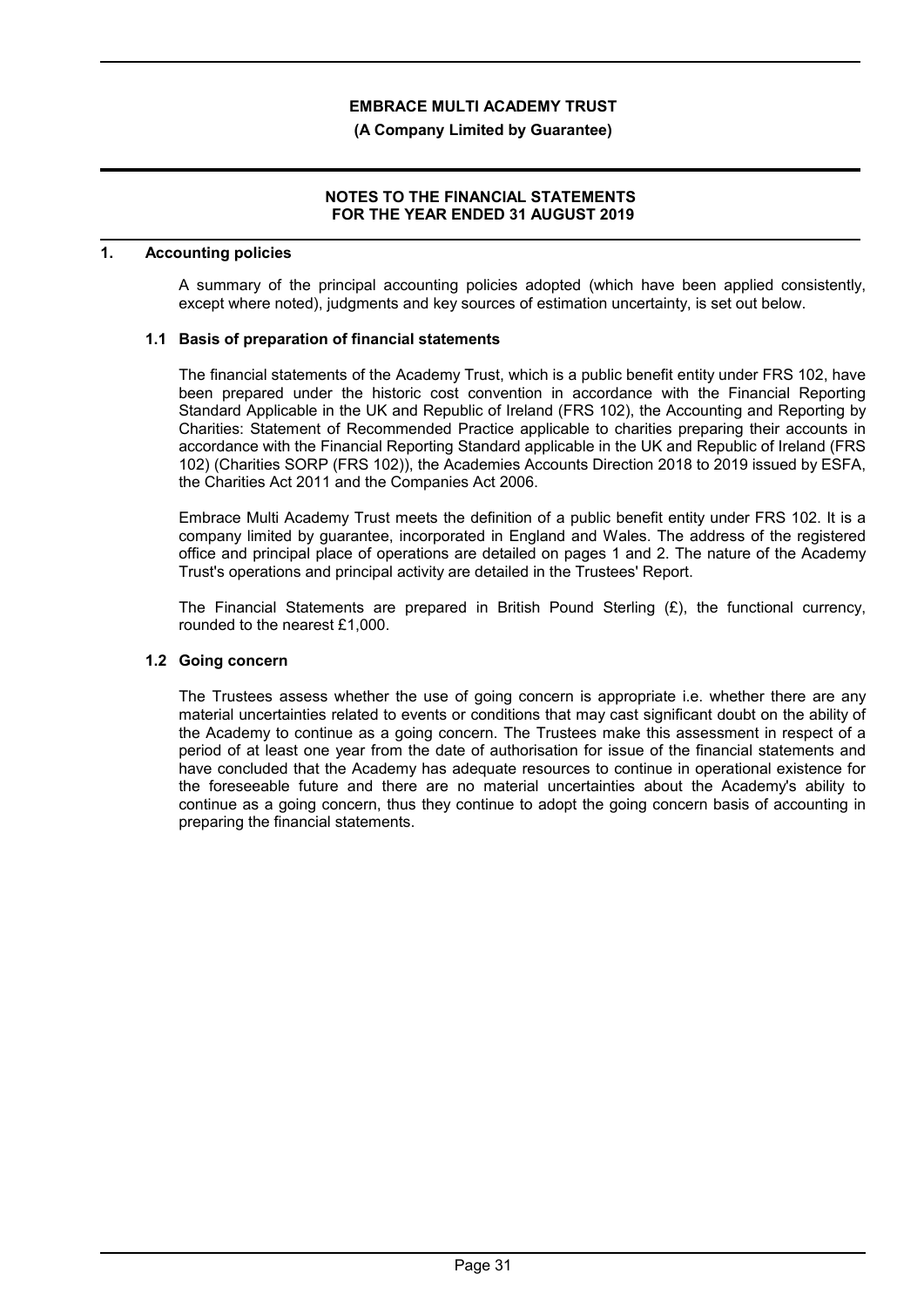**EMBRACE MULTI ACADEMY TRUST**

**(A Company Limited by Guarantee)**

**NOTES TO THE FINANCIAL STATEMENTS FOR THE YEAR ENDED 31 AUGUST 2019**

## 1. Accounting policies

A summary of the principal accounting policies adopted (which have been applied consistently, except where noted), judgments and key sources of estimation uncertainty, is set out below.

### 1.1 Basis of preparation of financial statements

The financial statements of the Academy Trust, which is a public benefit entity under FRS 102, have been prepared under the historic cost convention in accordance with the Financial Reporting Standard Applicable in the UK and Republic of Ireland (FRS 102), the Accounting and Reporting by Charities: Statement of Recommended Practice applicable to charities preparing their accounts in accordance with the Financial Reporting Standard applicable in the UK and Republic of Ireland (FRS 102) (Charities SORP (FRS 102)), the Academies Accounts Direction 2018 to 2019 issued by ESFA, the Charities Act 2011 and the Companies Act 2006.

Embrace Multi Academy Trust meets the definition of a public benefit entity under FRS 102. It is a company limited by guarantee, incorporated in England and Wales. The address of the registered office and principal place of operations are detailed on pages 1 and 2. The nature of the Academy Trust's operations and principal activity are detailed in the Trustees' Report.

The Financial Statements are prepared in British Pound Sterling (£), the functional currency, rounded to the nearest £1,000.

### 1.2 Going concern

The Trustees assess whether the use of going concern is appropriate i.e. whether there are any material uncertainties related to events or conditions that may cast significant doubt on the ability of the Academy to continue as a going concern. The Trustees make this assessment in respect of a period of at least one year from the date of authorisation for issue of the financial statements and have concluded that the Academy has adequate resources to continue in operational existence for the foreseeable future and there are no material uncertainties about the Academy's ability to continue as a going concern, thus they continue to adopt the going concern basis of accounting in preparing the financial statements.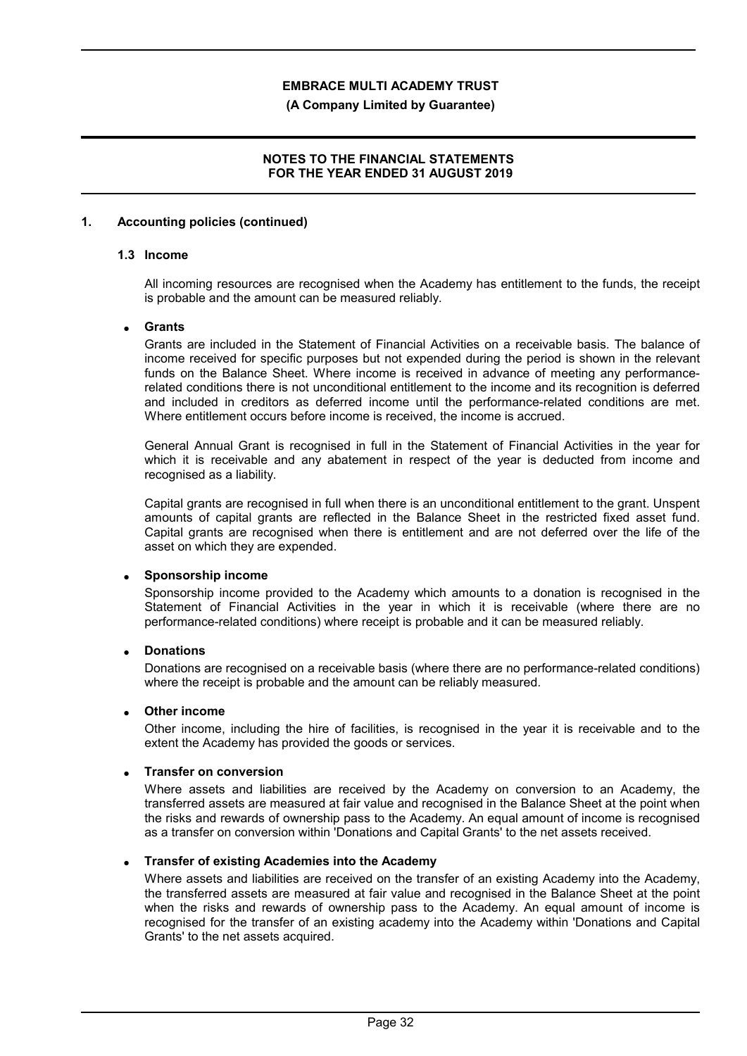## 1. Accounting policies (continued)

### 1.3 Income

All incoming resources are recognised when the Academy has entitlement to the funds, the receipt is probable and the amount can be measured reliably.

- **Grants**

  Grants are included in the Statement of Financial Activities on a receivable basis. The balance of income received for specific purposes but not expended during the period is shown in the relevant funds on the Balance Sheet. Where income is received in advance of meeting any performance-related conditions there is not unconditional entitlement to the income and its recognition is deferred and included in creditors as deferred income until the performance-related conditions are met. Where entitlement occurs before income is received, the income is accrued.

  General Annual Grant is recognised in full in the Statement of Financial Activities in the year for which it is receivable and any abatement in respect of the year is deducted from income and recognised as a liability.

  Capital grants are recognised in full when there is an unconditional entitlement to the grant. Unspent amounts of capital grants are reflected in the Balance Sheet in the restricted fixed asset fund. Capital grants are recognised when there is entitlement and are not deferred over the life of the asset on which they are expended.

- **Sponsorship income**

  Sponsorship income provided to the Academy which amounts to a donation is recognised in the Statement of Financial Activities in the year in which it is receivable (where there are no performance-related conditions) where receipt is probable and it can be measured reliably.

- **Donations**

  Donations are recognised on a receivable basis (where there are no performance-related conditions) where the receipt is probable and the amount can be reliably measured.

- **Other income**

  Other income, including the hire of facilities, is recognised in the year it is receivable and to the extent the Academy has provided the goods or services.

- **Transfer on conversion**

  Where assets and liabilities are received by the Academy on conversion to an Academy, the transferred assets are measured at fair value and recognised in the Balance Sheet at the point when the risks and rewards of ownership pass to the Academy. An equal amount of income is recognised as a transfer on conversion within 'Donations and Capital Grants' to the net assets received.

- **Transfer of existing Academies into the Academy**

  Where assets and liabilities are received on the transfer of an existing Academy into the Academy, the transferred assets are measured at fair value and recognised in the Balance Sheet at the point when the risks and rewards of ownership pass to the Academy. An equal amount of income is recognised for the transfer of an existing academy into the Academy within 'Donations and Capital Grants' to the net assets acquired.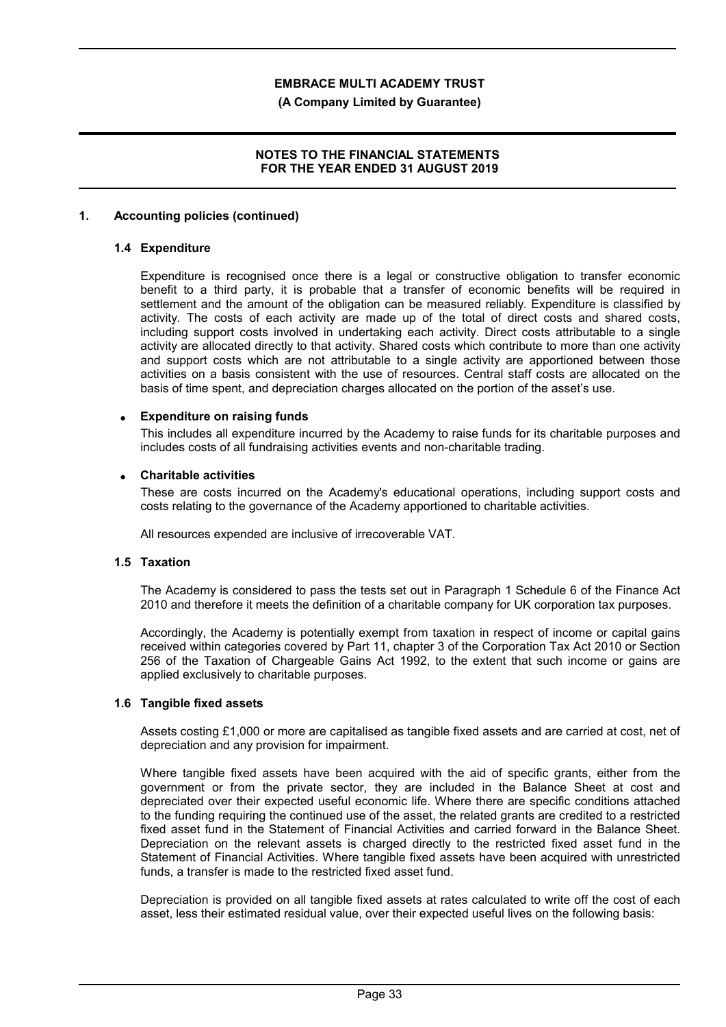## 1. Accounting policies (continued)

### 1.4 Expenditure

Expenditure is recognised once there is a legal or constructive obligation to transfer economic benefit to a third party, it is probable that a transfer of economic benefits will be required in settlement and the amount of the obligation can be measured reliably. Expenditure is classified by activity. The costs of each activity are made up of the total of direct costs and shared costs, including support costs involved in undertaking each activity. Direct costs attributable to a single activity are allocated directly to that activity. Shared costs which contribute to more than one activity and support costs which are not attributable to a single activity are apportioned between those activities on a basis consistent with the use of resources. Central staff costs are allocated on the basis of time spent, and depreciation charges allocated on the portion of the asset's use.

- **Expenditure on raising funds**

  This includes all expenditure incurred by the Academy to raise funds for its charitable purposes and includes costs of all fundraising activities events and non-charitable trading.

- **Charitable activities**

  These are costs incurred on the Academy's educational operations, including support costs and costs relating to the governance of the Academy apportioned to charitable activities.

All resources expended are inclusive of irrecoverable VAT.

### 1.5 Taxation

The Academy is considered to pass the tests set out in Paragraph 1 Schedule 6 of the Finance Act 2010 and therefore it meets the definition of a charitable company for UK corporation tax purposes.

Accordingly, the Academy is potentially exempt from taxation in respect of income or capital gains received within categories covered by Part 11, chapter 3 of the Corporation Tax Act 2010 or Section 256 of the Taxation of Chargeable Gains Act 1992, to the extent that such income or gains are applied exclusively to charitable purposes.

### 1.6 Tangible fixed assets

Assets costing £1,000 or more are capitalised as tangible fixed assets and are carried at cost, net of depreciation and any provision for impairment.

Where tangible fixed assets have been acquired with the aid of specific grants, either from the government or from the private sector, they are included in the Balance Sheet at cost and depreciated over their expected useful economic life. Where there are specific conditions attached to the funding requiring the continued use of the asset, the related grants are credited to a restricted fixed asset fund in the Statement of Financial Activities and carried forward in the Balance Sheet. Depreciation on the relevant assets is charged directly to the restricted fixed asset fund in the Statement of Financial Activities. Where tangible fixed assets have been acquired with unrestricted funds, a transfer is made to the restricted fixed asset fund.

Depreciation is provided on all tangible fixed assets at rates calculated to write off the cost of each asset, less their estimated residual value, over their expected useful lives on the following basis: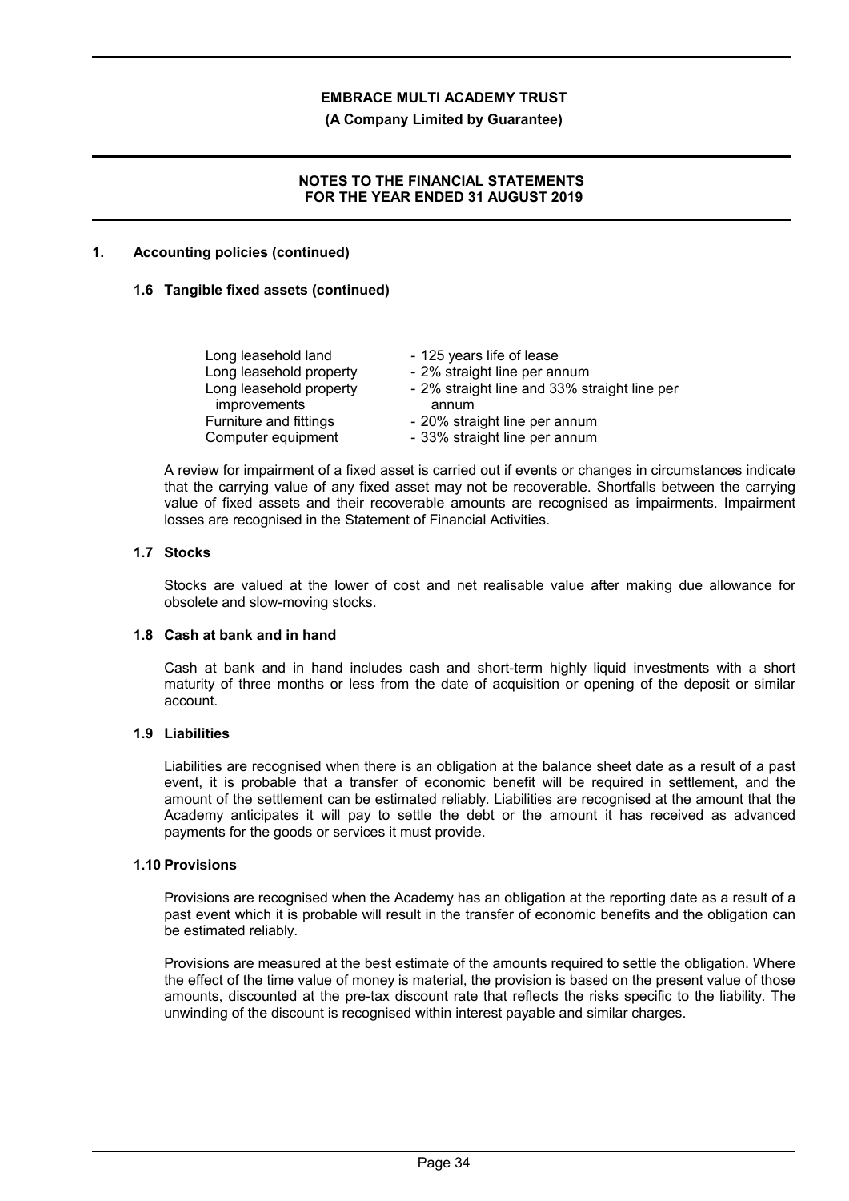## 1. Accounting policies (continued)

### 1.6 Tangible fixed assets (continued)

| | |
|---|---|
| Long leasehold land | - 125 years life of lease |
| Long leasehold property | - 2% straight line per annum |
| Long leasehold property improvements | - 2% straight line and 33% straight line per annum |
| Furniture and fittings | - 20% straight line per annum |
| Computer equipment | - 33% straight line per annum |

A review for impairment of a fixed asset is carried out if events or changes in circumstances indicate that the carrying value of any fixed asset may not be recoverable. Shortfalls between the carrying value of fixed assets and their recoverable amounts are recognised as impairments. Impairment losses are recognised in the Statement of Financial Activities.

### 1.7 Stocks

Stocks are valued at the lower of cost and net realisable value after making due allowance for obsolete and slow-moving stocks.

### 1.8 Cash at bank and in hand

Cash at bank and in hand includes cash and short-term highly liquid investments with a short maturity of three months or less from the date of acquisition or opening of the deposit or similar account.

### 1.9 Liabilities

Liabilities are recognised when there is an obligation at the balance sheet date as a result of a past event, it is probable that a transfer of economic benefit will be required in settlement, and the amount of the settlement can be estimated reliably. Liabilities are recognised at the amount that the Academy anticipates it will pay to settle the debt or the amount it has received as advanced payments for the goods or services it must provide.

### 1.10 Provisions

Provisions are recognised when the Academy has an obligation at the reporting date as a result of a past event which it is probable will result in the transfer of economic benefits and the obligation can be estimated reliably.

Provisions are measured at the best estimate of the amounts required to settle the obligation. Where the effect of the time value of money is material, the provision is based on the present value of those amounts, discounted at the pre-tax discount rate that reflects the risks specific to the liability. The unwinding of the discount is recognised within interest payable and similar charges.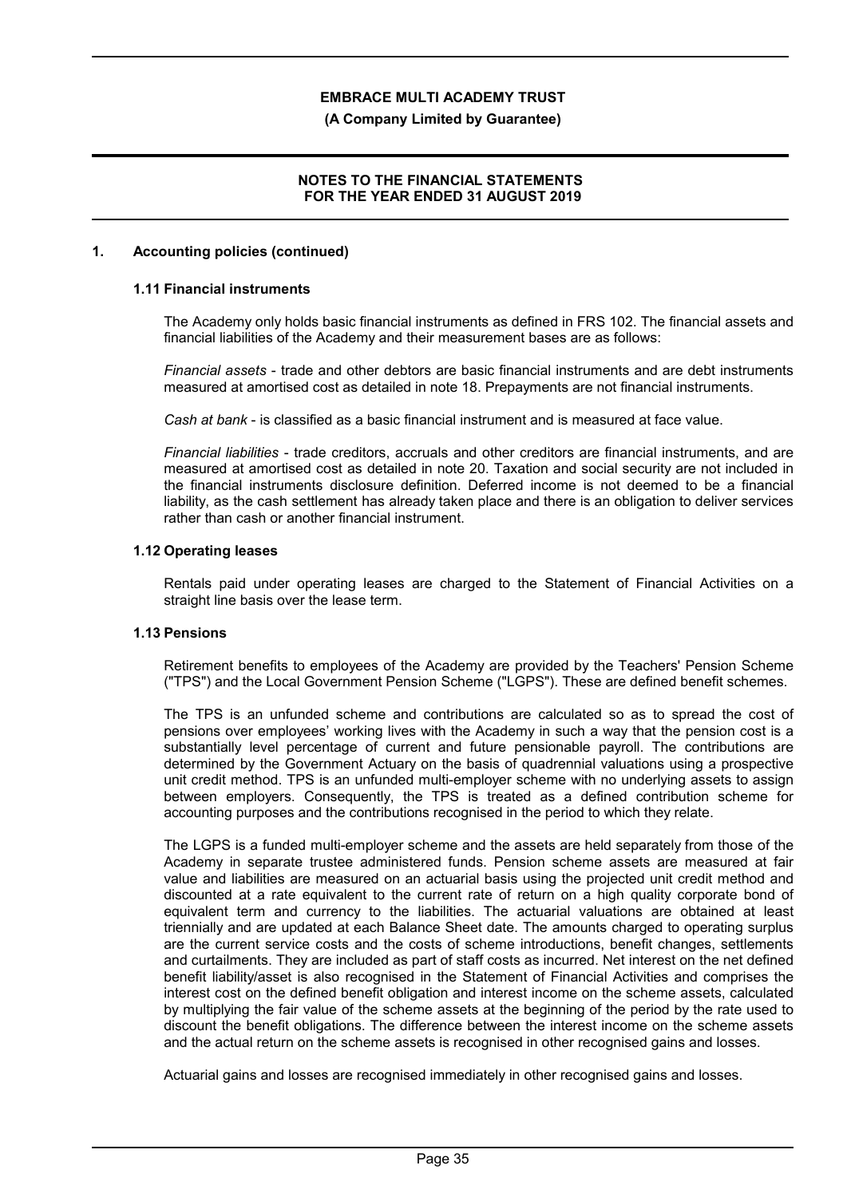## 1. Accounting policies (continued)

### 1.11 Financial instruments

The Academy only holds basic financial instruments as defined in FRS 102. The financial assets and financial liabilities of the Academy and their measurement bases are as follows:

*Financial assets* - trade and other debtors are basic financial instruments and are debt instruments measured at amortised cost as detailed in note 18. Prepayments are not financial instruments.

*Cash at bank* - is classified as a basic financial instrument and is measured at face value.

*Financial liabilities* - trade creditors, accruals and other creditors are financial instruments, and are measured at amortised cost as detailed in note 20. Taxation and social security are not included in the financial instruments disclosure definition. Deferred income is not deemed to be a financial liability, as the cash settlement has already taken place and there is an obligation to deliver services rather than cash or another financial instrument.

### 1.12 Operating leases

Rentals paid under operating leases are charged to the Statement of Financial Activities on a straight line basis over the lease term.

### 1.13 Pensions

Retirement benefits to employees of the Academy are provided by the Teachers' Pension Scheme ("TPS") and the Local Government Pension Scheme ("LGPS"). These are defined benefit schemes.

The TPS is an unfunded scheme and contributions are calculated so as to spread the cost of pensions over employees' working lives with the Academy in such a way that the pension cost is a substantially level percentage of current and future pensionable payroll. The contributions are determined by the Government Actuary on the basis of quadrennial valuations using a prospective unit credit method. TPS is an unfunded multi-employer scheme with no underlying assets to assign between employers. Consequently, the TPS is treated as a defined contribution scheme for accounting purposes and the contributions recognised in the period to which they relate.

The LGPS is a funded multi-employer scheme and the assets are held separately from those of the Academy in separate trustee administered funds. Pension scheme assets are measured at fair value and liabilities are measured on an actuarial basis using the projected unit credit method and discounted at a rate equivalent to the current rate of return on a high quality corporate bond of equivalent term and currency to the liabilities. The actuarial valuations are obtained at least triennially and are updated at each Balance Sheet date. The amounts charged to operating surplus are the current service costs and the costs of scheme introductions, benefit changes, settlements and curtailments. They are included as part of staff costs as incurred. Net interest on the net defined benefit liability/asset is also recognised in the Statement of Financial Activities and comprises the interest cost on the defined benefit obligation and interest income on the scheme assets, calculated by multiplying the fair value of the scheme assets at the beginning of the period by the rate used to discount the benefit obligations. The difference between the interest income on the scheme assets and the actual return on the scheme assets is recognised in other recognised gains and losses.

Actuarial gains and losses are recognised immediately in other recognised gains and losses.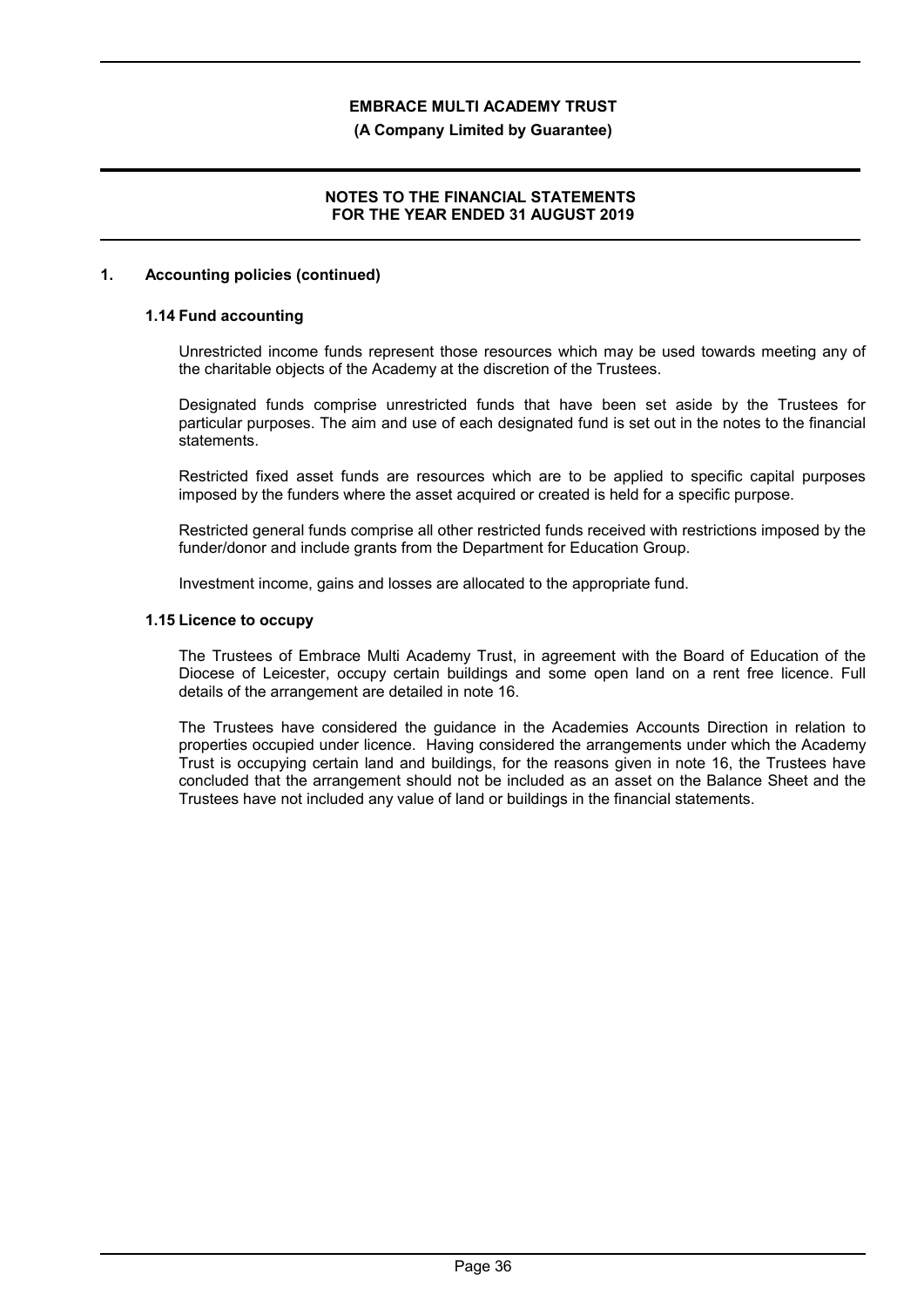## 1. Accounting policies (continued)

### 1.14 Fund accounting

Unrestricted income funds represent those resources which may be used towards meeting any of the charitable objects of the Academy at the discretion of the Trustees.

Designated funds comprise unrestricted funds that have been set aside by the Trustees for particular purposes. The aim and use of each designated fund is set out in the notes to the financial statements.

Restricted fixed asset funds are resources which are to be applied to specific capital purposes imposed by the funders where the asset acquired or created is held for a specific purpose.

Restricted general funds comprise all other restricted funds received with restrictions imposed by the funder/donor and include grants from the Department for Education Group.

Investment income, gains and losses are allocated to the appropriate fund.

### 1.15 Licence to occupy

The Trustees of Embrace Multi Academy Trust, in agreement with the Board of Education of the Diocese of Leicester, occupy certain buildings and some open land on a rent free licence. Full details of the arrangement are detailed in note 16.

The Trustees have considered the guidance in the Academies Accounts Direction in relation to properties occupied under licence. Having considered the arrangements under which the Academy Trust is occupying certain land and buildings, for the reasons given in note 16, the Trustees have concluded that the arrangement should not be included as an asset on the Balance Sheet and the Trustees have not included any value of land or buildings in the financial statements.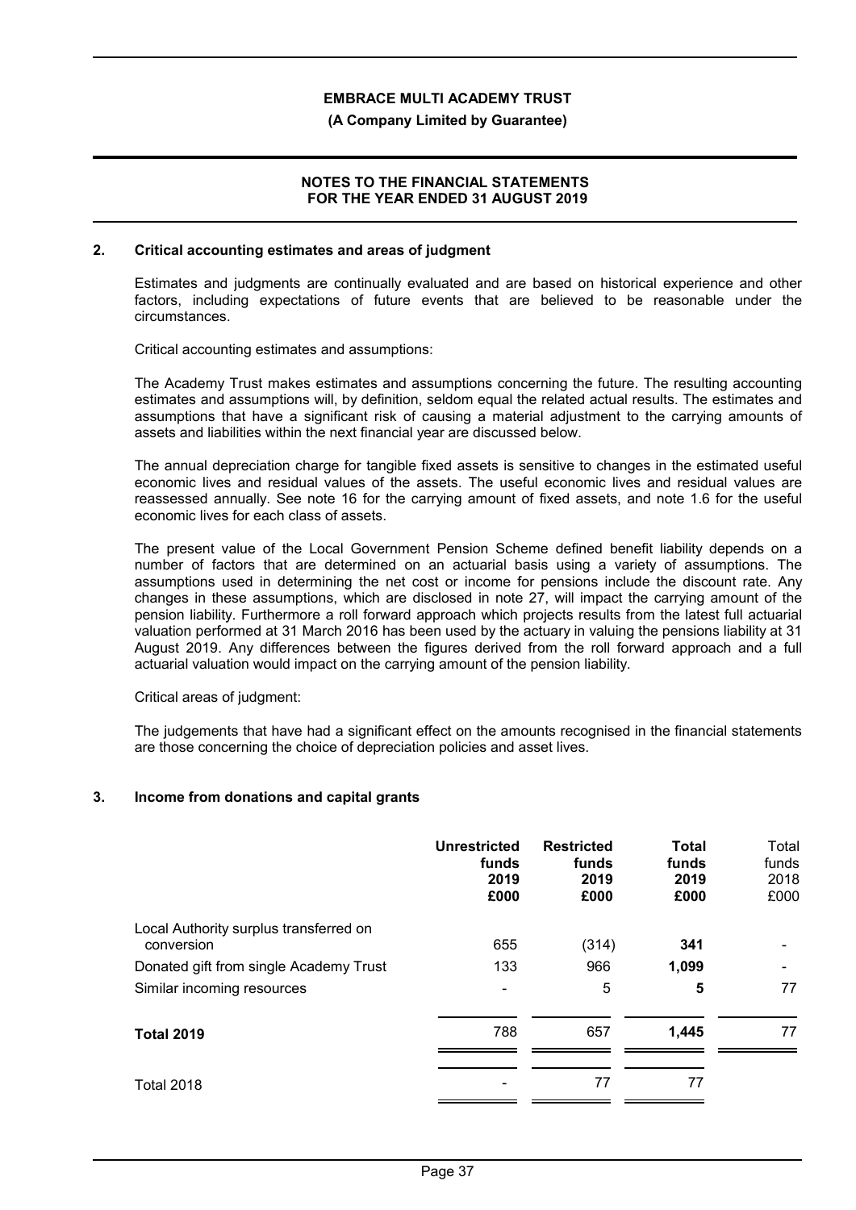## 2. Critical accounting estimates and areas of judgment

Estimates and judgments are continually evaluated and are based on historical experience and other factors, including expectations of future events that are believed to be reasonable under the circumstances.

Critical accounting estimates and assumptions:

The Academy Trust makes estimates and assumptions concerning the future. The resulting accounting estimates and assumptions will, by definition, seldom equal the related actual results. The estimates and assumptions that have a significant risk of causing a material adjustment to the carrying amounts of assets and liabilities within the next financial year are discussed below.

The annual depreciation charge for tangible fixed assets is sensitive to changes in the estimated useful economic lives and residual values of the assets. The useful economic lives and residual values are reassessed annually. See note 16 for the carrying amount of fixed assets, and note 1.6 for the useful economic lives for each class of assets.

The present value of the Local Government Pension Scheme defined benefit liability depends on a number of factors that are determined on an actuarial basis using a variety of assumptions. The assumptions used in determining the net cost or income for pensions include the discount rate. Any changes in these assumptions, which are disclosed in note 27, will impact the carrying amount of the pension liability. Furthermore a roll forward approach which projects results from the latest full actuarial valuation performed at 31 March 2016 has been used by the actuary in valuing the pensions liability at 31 August 2019. Any differences between the figures derived from the roll forward approach and a full actuarial valuation would impact on the carrying amount of the pension liability.

Critical areas of judgment:

The judgements that have had a significant effect on the amounts recognised in the financial statements are those concerning the choice of depreciation policies and asset lives.

## 3. Income from donations and capital grants

| | **Unrestricted funds 2019 £000** | **Restricted funds 2019 £000** | **Total funds 2019 £000** | Total funds 2018 £000 |
|---|---|---|---|---|
| Local Authority surplus transferred on conversion | 655 | (314) | **341** | - |
| Donated gift from single Academy Trust | 133 | 966 | **1,099** | - |
| Similar incoming resources | - | 5 | **5** | 77 |
| **Total 2019** | 788 | 657 | 1,445 | 77 |
| Total 2018 | - | 77 | 77 | |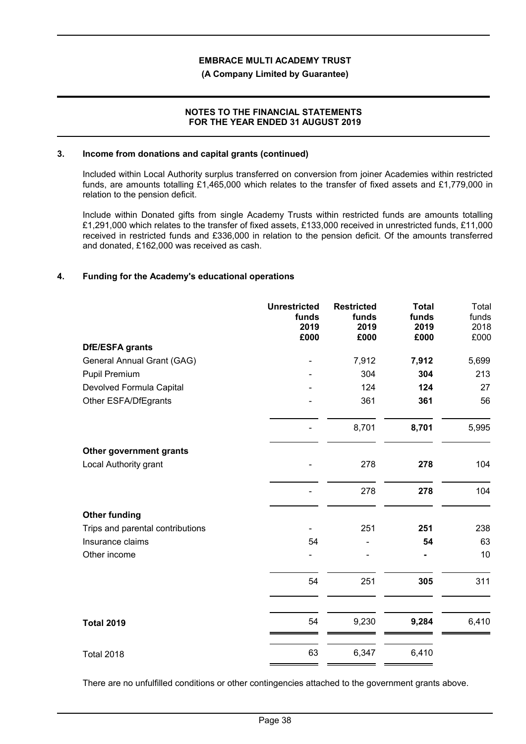## 3. Income from donations and capital grants (continued)

Included within Local Authority surplus transferred on conversion from joiner Academies within restricted funds, are amounts totalling £1,465,000 which relates to the transfer of fixed assets and £1,779,000 in relation to the pension deficit.

Include within Donated gifts from single Academy Trusts within restricted funds are amounts totalling £1,291,000 which relates to the transfer of fixed assets, £133,000 received in unrestricted funds, £11,000 received in restricted funds and £336,000 in relation to the pension deficit. Of the amounts transferred and donated, £162,000 was received as cash.

## 4. Funding for the Academy's educational operations

| | Unrestricted funds 2019 £000 | Restricted funds 2019 £000 | Total funds 2019 £000 | Total funds 2018 £000 |
|---|---|---|---|---|
| **DfE/ESFA grants** | | | | |
| General Annual Grant (GAG) | - | 7,912 | **7,912** | 5,699 |
| Pupil Premium | - | 304 | **304** | 213 |
| Devolved Formula Capital | - | 124 | **124** | 27 |
| Other ESFA/DfEgrants | - | 361 | **361** | 56 |
| | - | 8,701 | **8,701** | 5,995 |
| **Other government grants** | | | | |
| Local Authority grant | - | 278 | **278** | 104 |
| | - | 278 | **278** | 104 |
| **Other funding** | | | | |
| Trips and parental contributions | - | 251 | **251** | 238 |
| Insurance claims | 54 | - | **54** | 63 |
| Other income | - | - | **-** | 10 |
| | 54 | 251 | **305** | 311 |
| **Total 2019** | 54 | 9,230 | **9,284** | 6,410 |
| Total 2018 | 63 | 6,347 | 6,410 | |

There are no unfulfilled conditions or other contingencies attached to the government grants above.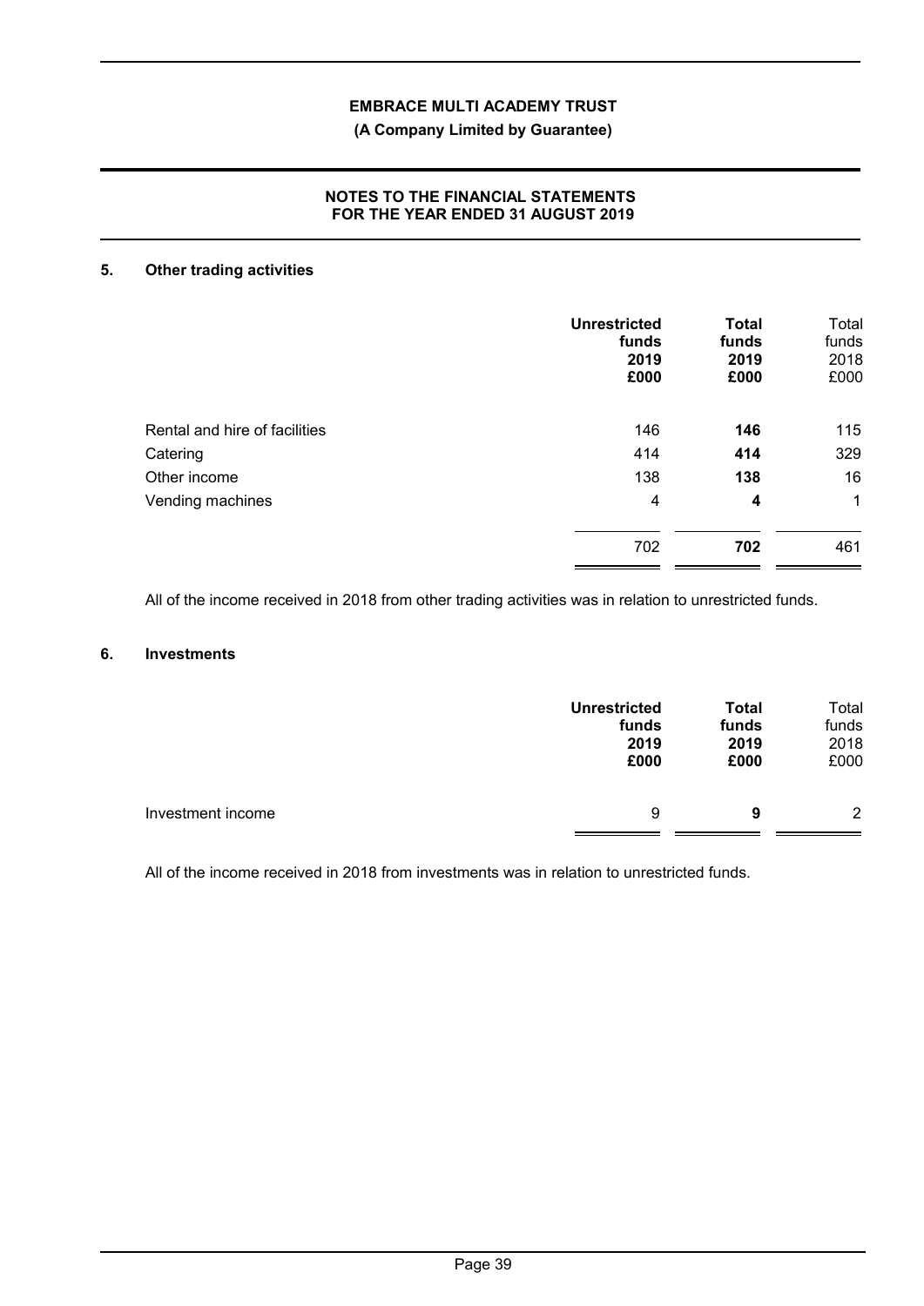## 5. Other trading activities

| | Unrestricted funds 2019 £000 | Total funds 2019 £000 | Total funds 2018 £000 |
|---|---|---|---|
| Rental and hire of facilities | 146 | **146** | 115 |
| Catering | 414 | **414** | 329 |
| Other income | 138 | **138** | 16 |
| Vending machines | 4 | **4** | 1 |
| | 702 | **702** | 461 |

All of the income received in 2018 from other trading activities was in relation to unrestricted funds.

## 6. Investments

| | Unrestricted funds 2019 £000 | Total funds 2019 £000 | Total funds 2018 £000 |
|---|---|---|---|
| Investment income | 9 | **9** | 2 |

All of the income received in 2018 from investments was in relation to unrestricted funds.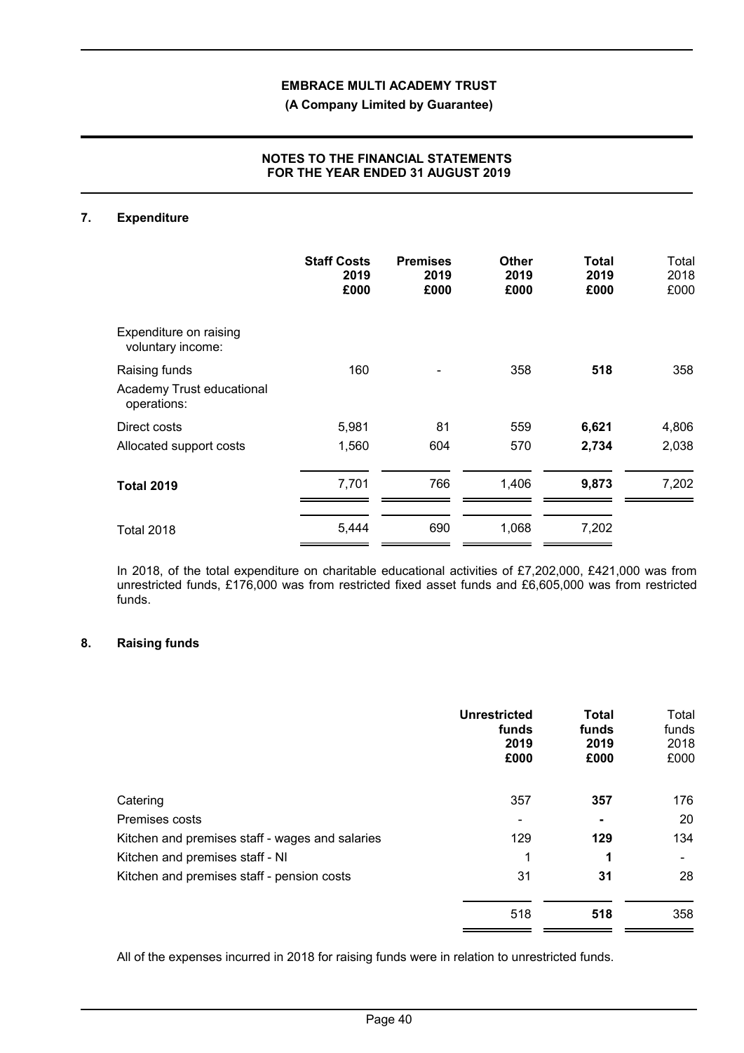## 7. Expenditure

| | Staff Costs 2019 £000 | Premises 2019 £000 | Other 2019 £000 | Total 2019 £000 | Total 2018 £000 |
|---|---|---|---|---|---|
| Expenditure on raising voluntary income: | | | | | |
| Raising funds | 160 | - | 358 | **518** | 358 |
| Academy Trust educational operations: | | | | | |
| Direct costs | 5,981 | 81 | 559 | **6,621** | 4,806 |
| Allocated support costs | 1,560 | 604 | 570 | **2,734** | 2,038 |
| **Total 2019** | 7,701 | 766 | 1,406 | **9,873** | 7,202 |
| Total 2018 | 5,444 | 690 | 1,068 | 7,202 | |

In 2018, of the total expenditure on charitable educational activities of £7,202,000, £421,000 was from unrestricted funds, £176,000 was from restricted fixed asset funds and £6,605,000 was from restricted funds.

## 8. Raising funds

| | Unrestricted funds 2019 £000 | Total funds 2019 £000 | Total funds 2018 £000 |
|---|---|---|---|
| Catering | 357 | **357** | 176 |
| Premises costs | - | **-** | 20 |
| Kitchen and premises staff - wages and salaries | 129 | **129** | 134 |
| Kitchen and premises staff - NI | 1 | **1** | - |
| Kitchen and premises staff - pension costs | 31 | **31** | 28 |
| | 518 | **518** | 358 |

All of the expenses incurred in 2018 for raising funds were in relation to unrestricted funds.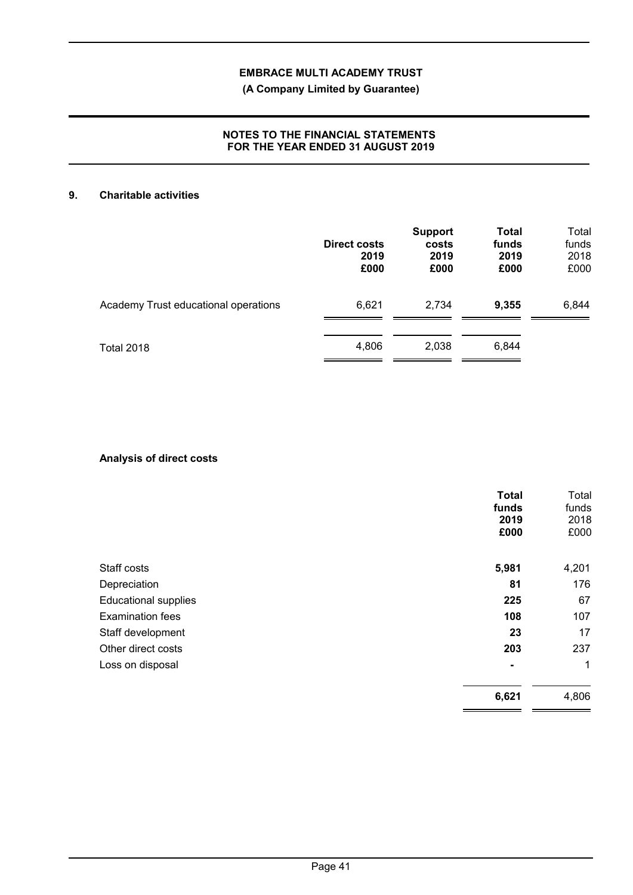## 9. Charitable activities

| | Direct costs 2019 £000 | Support costs 2019 £000 | Total funds 2019 £000 | Total funds 2018 £000 |
|---|---|---|---|---|
| Academy Trust educational operations | 6,621 | 2,734 | **9,355** | 6,844 |
| Total 2018 | 4,806 | 2,038 | 6,844 | |

### Analysis of direct costs

| | Total funds 2019 £000 | Total funds 2018 £000 |
|---|---|---|
| Staff costs | **5,981** | 4,201 |
| Depreciation | **81** | 176 |
| Educational supplies | **225** | 67 |
| Examination fees | **108** | 107 |
| Staff development | **23** | 17 |
| Other direct costs | **203** | 237 |
| Loss on disposal | **-** | 1 |
| | **6,621** | 4,806 |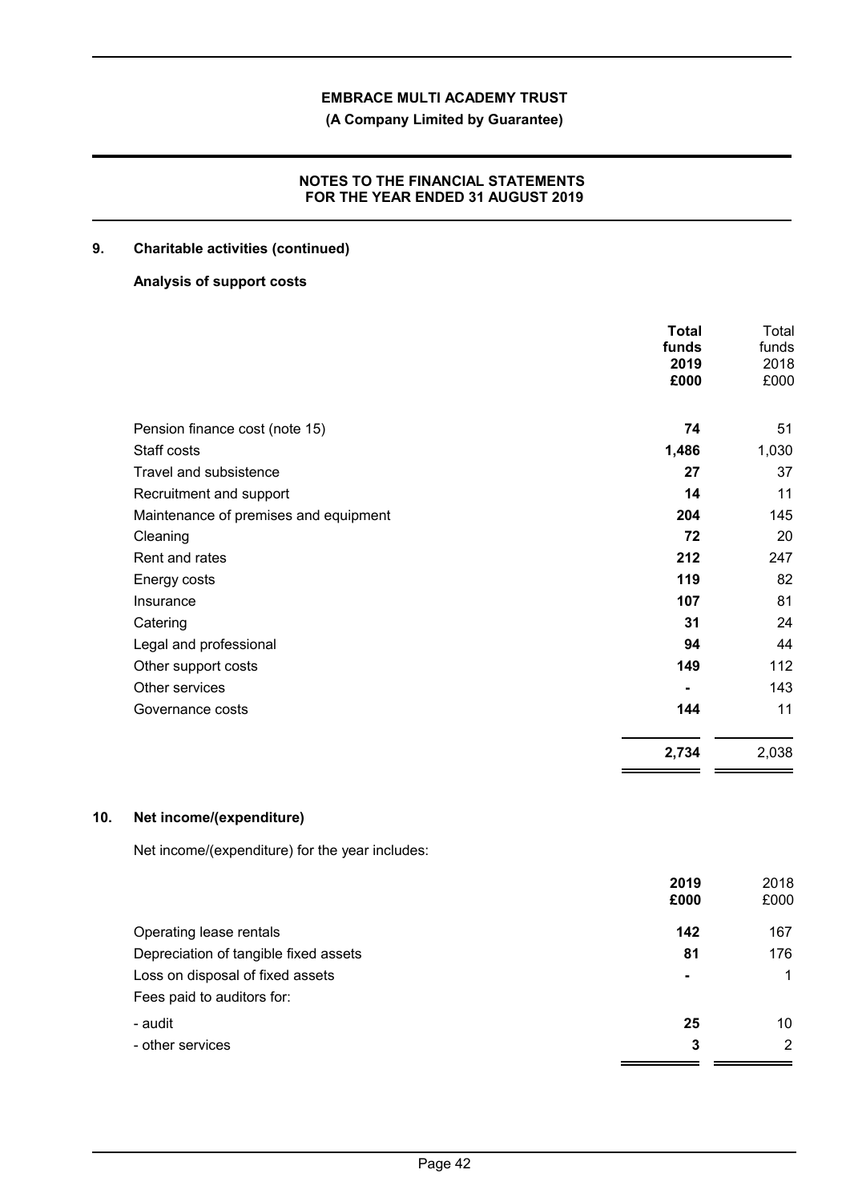## 9. Charitable activities (continued)

### Analysis of support costs

| | **Total funds 2019 £000** | Total funds 2018 £000 |
|---|---|---|
| Pension finance cost (note 15) | **74** | 51 |
| Staff costs | **1,486** | 1,030 |
| Travel and subsistence | **27** | 37 |
| Recruitment and support | **14** | 11 |
| Maintenance of premises and equipment | **204** | 145 |
| Cleaning | **72** | 20 |
| Rent and rates | **212** | 247 |
| Energy costs | **119** | 82 |
| Insurance | **107** | 81 |
| Catering | **31** | 24 |
| Legal and professional | **94** | 44 |
| Other support costs | **149** | 112 |
| Other services | **-** | 143 |
| Governance costs | **144** | 11 |
| | **2,734** | 2,038 |

## 10. Net income/(expenditure)

Net income/(expenditure) for the year includes:

| | **2019 £000** | 2018 £000 |
|---|---|---|
| Operating lease rentals | **142** | 167 |
| Depreciation of tangible fixed assets | **81** | 176 |
| Loss on disposal of fixed assets | **-** | 1 |
| Fees paid to auditors for: | | |
| - audit | **25** | 10 |
| - other services | **3** | 2 |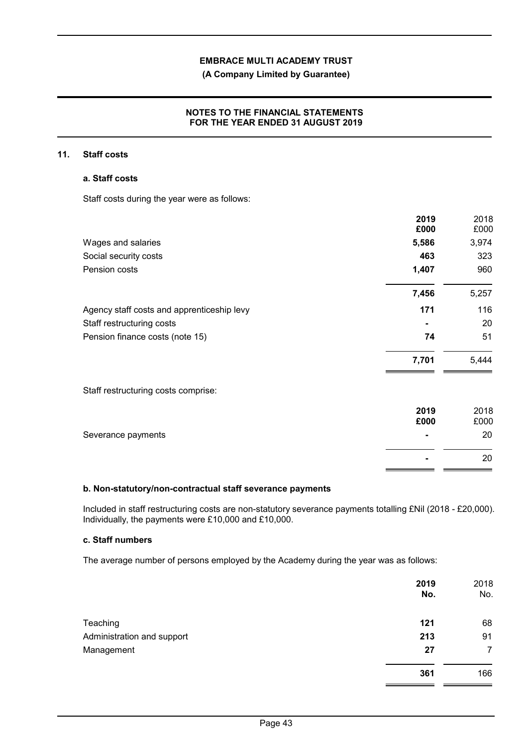## 11. Staff costs

### a. Staff costs

Staff costs during the year were as follows:

| | **2019 £000** | 2018 £000 |
|---|---|---|
| Wages and salaries | **5,586** | 3,974 |
| Social security costs | **463** | 323 |
| Pension costs | **1,407** | 960 |
| | **7,456** | 5,257 |
| Agency staff costs and apprenticeship levy | **171** | 116 |
| Staff restructuring costs | **-** | 20 |
| Pension finance costs (note 15) | **74** | 51 |
| | **7,701** | 5,444 |

Staff restructuring costs comprise:

| | **2019 £000** | 2018 £000 |
|---|---|---|
| Severance payments | **-** | 20 |
| | **-** | 20 |

### b. Non-statutory/non-contractual staff severance payments

Included in staff restructuring costs are non-statutory severance payments totalling £Nil (2018 - £20,000). Individually, the payments were £10,000 and £10,000.

### c. Staff numbers

The average number of persons employed by the Academy during the year was as follows:

| | **2019 No.** | 2018 No. |
|---|---|---|
| Teaching | **121** | 68 |
| Administration and support | **213** | 91 |
| Management | **27** | 7 |
| | **361** | 166 |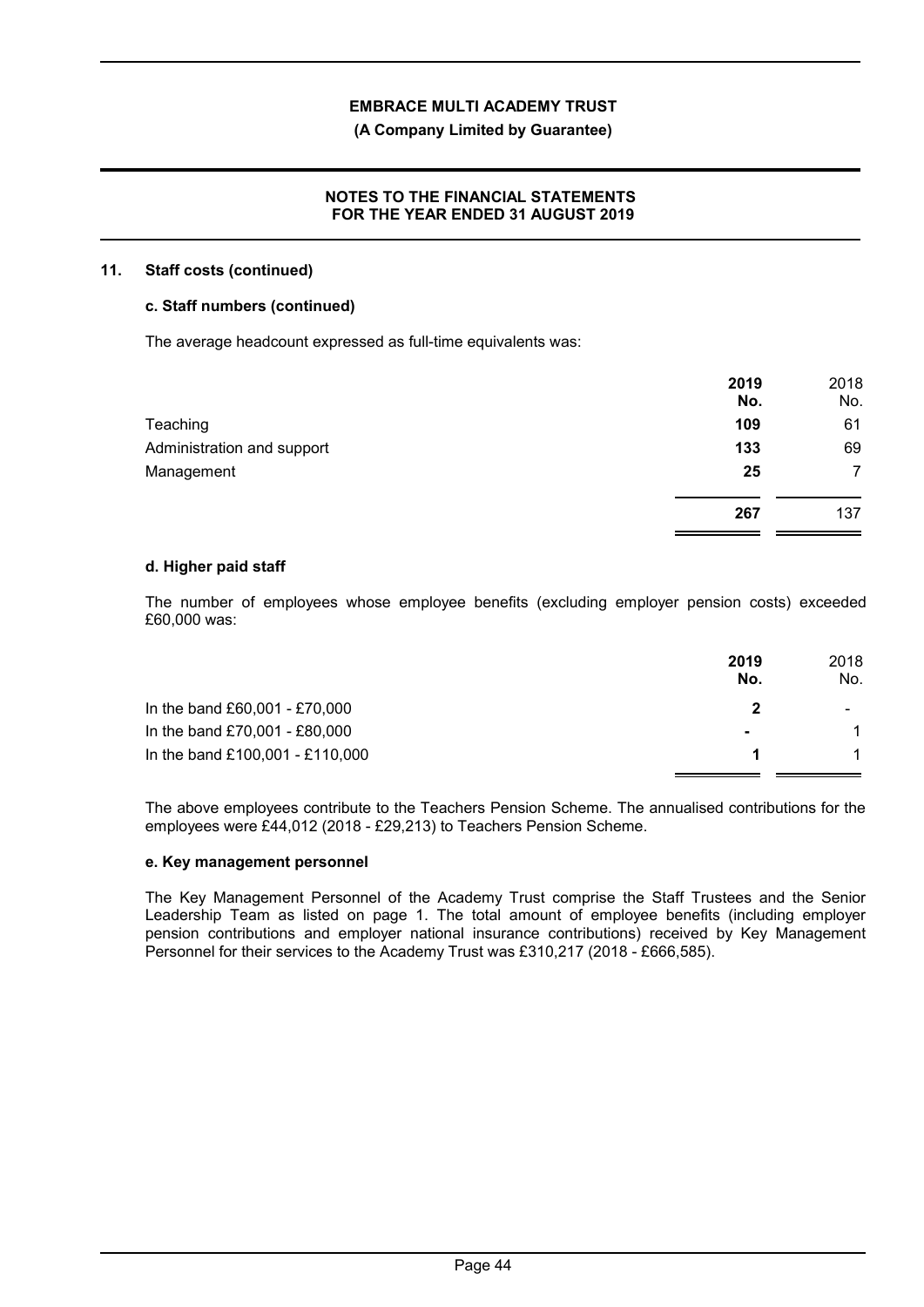## 11. Staff costs (continued)

### c. Staff numbers (continued)

The average headcount expressed as full-time equivalents was:

| | 2019 No. | 2018 No. |
|---|---|---|
| Teaching | **109** | 61 |
| Administration and support | **133** | 69 |
| Management | **25** | 7 |
| | **267** | 137 |

### d. Higher paid staff

The number of employees whose employee benefits (excluding employer pension costs) exceeded £60,000 was:

| | 2019 No. | 2018 No. |
|---|---|---|
| In the band £60,001 - £70,000 | **2** | - |
| In the band £70,001 - £80,000 | **-** | 1 |
| In the band £100,001 - £110,000 | **1** | 1 |

The above employees contribute to the Teachers Pension Scheme. The annualised contributions for the employees were £44,012 (2018 - £29,213) to Teachers Pension Scheme.

### e. Key management personnel

The Key Management Personnel of the Academy Trust comprise the Staff Trustees and the Senior Leadership Team as listed on page 1. The total amount of employee benefits (including employer pension contributions and employer national insurance contributions) received by Key Management Personnel for their services to the Academy Trust was £310,217 (2018 - £666,585).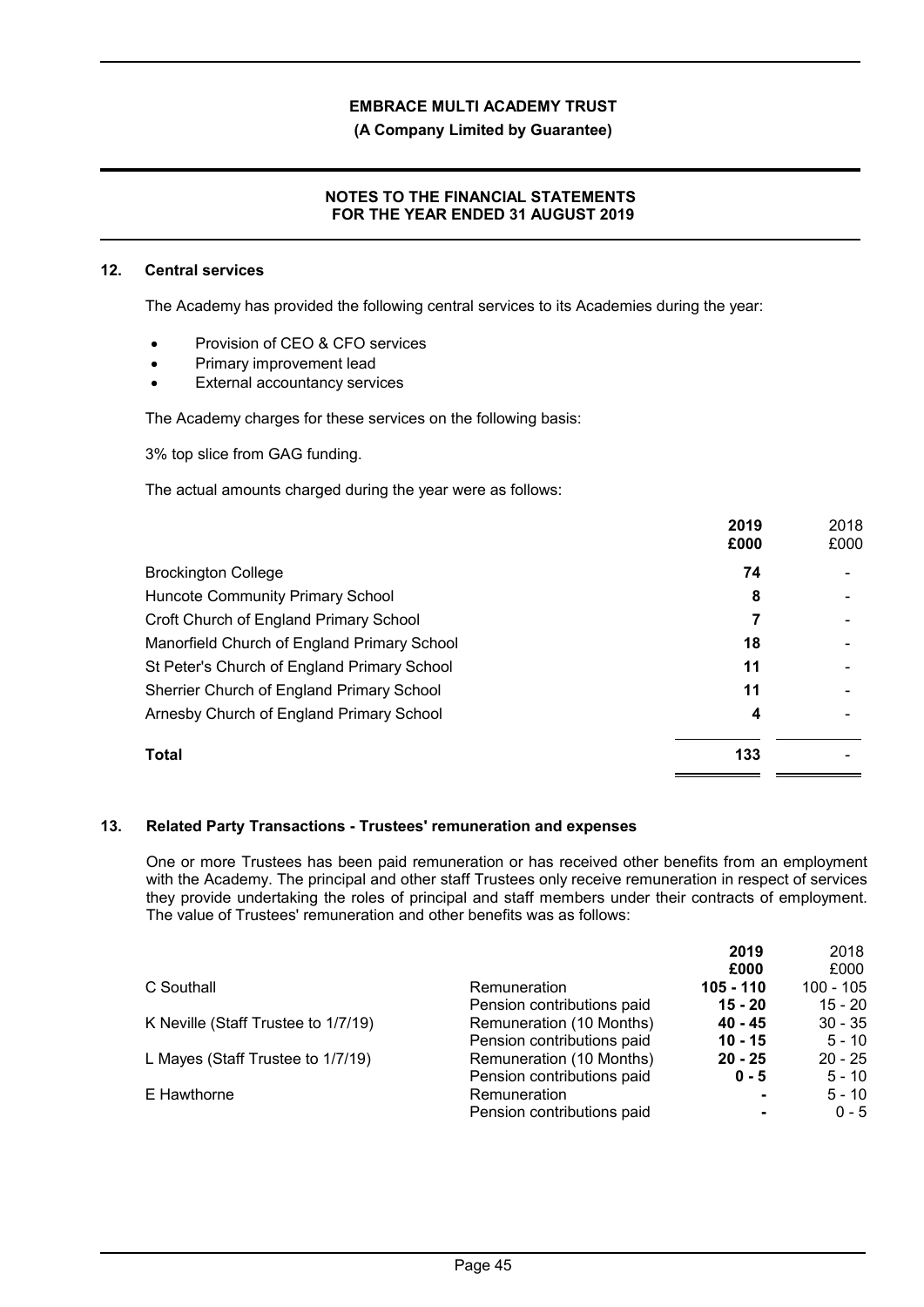## 12. Central services

The Academy has provided the following central services to its Academies during the year:

- Provision of CEO & CFO services
- Primary improvement lead
- External accountancy services

The Academy charges for these services on the following basis:

3% top slice from GAG funding.

The actual amounts charged during the year were as follows:

| | 2019 £000 | 2018 £000 |
|---|---|---|
| Brockington College | 74 | - |
| Huncote Community Primary School | 8 | - |
| Croft Church of England Primary School | 7 | - |
| Manorfield Church of England Primary School | 18 | - |
| St Peter's Church of England Primary School | 11 | - |
| Sherrier Church of England Primary School | 11 | - |
| Arnesby Church of England Primary School | 4 | - |
| **Total** | **133** | - |

## 13. Related Party Transactions - Trustees' remuneration and expenses

One or more Trustees has been paid remuneration or has received other benefits from an employment with the Academy. The principal and other staff Trustees only receive remuneration in respect of services they provide undertaking the roles of principal and staff members under their contracts of employment. The value of Trustees' remuneration and other benefits was as follows:

| | | 2019 £000 | 2018 £000 |
|---|---|---|---|
| C Southall | Remuneration | 105 - 110 | 100 - 105 |
| | Pension contributions paid | 15 - 20 | 15 - 20 |
| K Neville (Staff Trustee to 1/7/19) | Remuneration (10 Months) | 40 - 45 | 30 - 35 |
| | Pension contributions paid | 10 - 15 | 5 - 10 |
| L Mayes (Staff Trustee to 1/7/19) | Remuneration (10 Months) | 20 - 25 | 20 - 25 |
| | Pension contributions paid | 0 - 5 | 5 - 10 |
| E Hawthorne | Remuneration | - | 5 - 10 |
| | Pension contributions paid | - | 0 - 5 |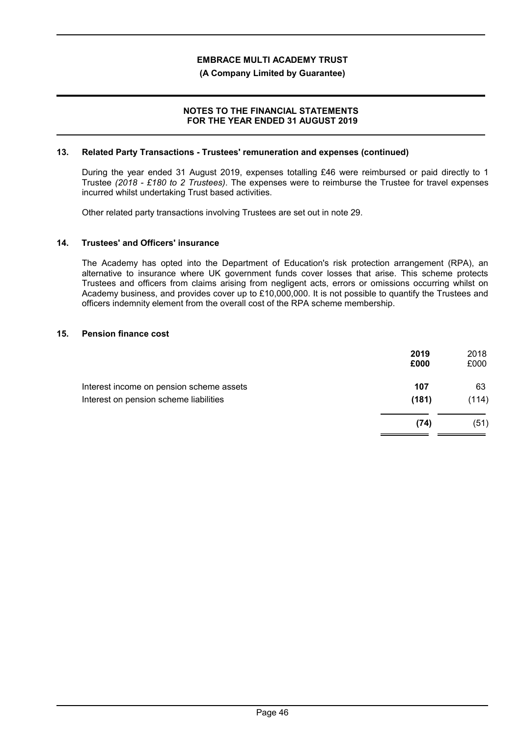## 13. Related Party Transactions - Trustees' remuneration and expenses (continued)

During the year ended 31 August 2019, expenses totalling £46 were reimbursed or paid directly to 1 Trustee *(2018 - £180 to 2 Trustees)*. The expenses were to reimburse the Trustee for travel expenses incurred whilst undertaking Trust based activities.

Other related party transactions involving Trustees are set out in note 29.

## 14. Trustees' and Officers' insurance

The Academy has opted into the Department of Education's risk protection arrangement (RPA), an alternative to insurance where UK government funds cover losses that arise. This scheme protects Trustees and officers from claims arising from negligent acts, errors or omissions occurring whilst on Academy business, and provides cover up to £10,000,000. It is not possible to quantify the Trustees and officers indemnity element from the overall cost of the RPA scheme membership.

## 15. Pension finance cost

| | **2019** | 2018 |
|---|---|---|
| | **£000** | £000 |
| Interest income on pension scheme assets | **107** | 63 |
| Interest on pension scheme liabilities | **(181)** | (114) |
| | **(74)** | (51) |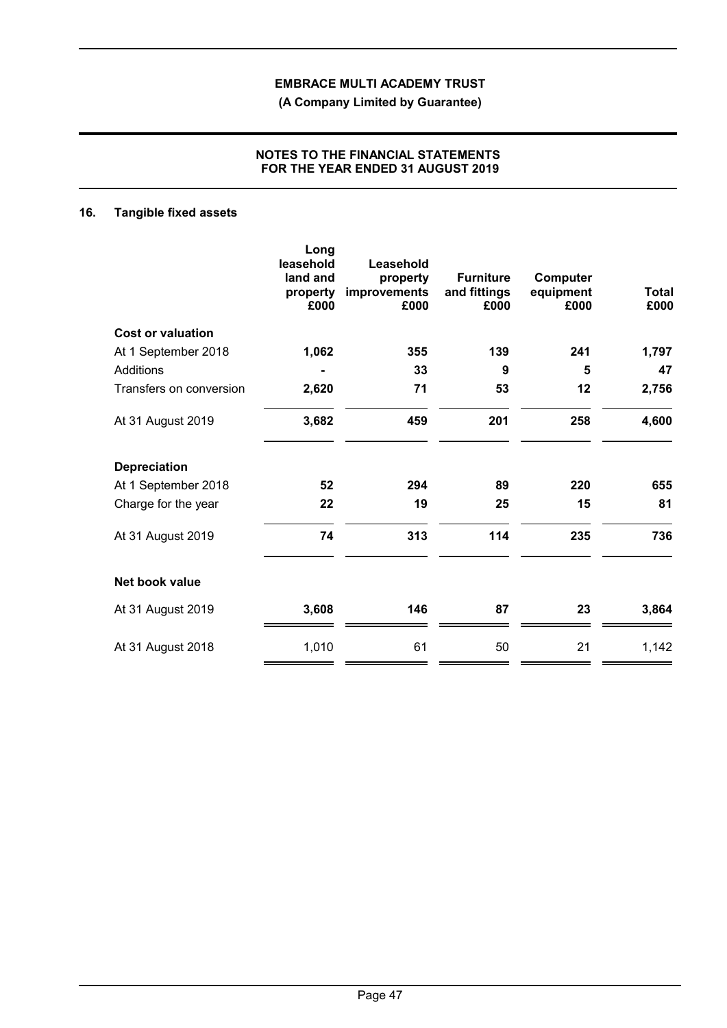## 16. Tangible fixed assets

| | Long leasehold land and property £000 | Leasehold property improvements £000 | Furniture and fittings £000 | Computer equipment £000 | Total £000 |
|---|---|---|---|---|---|
| **Cost or valuation** | | | | | |
| At 1 September 2018 | **1,062** | **355** | **139** | **241** | **1,797** |
| Additions | **-** | **33** | **9** | **5** | **47** |
| Transfers on conversion | **2,620** | **71** | **53** | **12** | **2,756** |
| At 31 August 2019 | **3,682** | **459** | **201** | **258** | **4,600** |
| **Depreciation** | | | | | |
| At 1 September 2018 | **52** | **294** | **89** | **220** | **655** |
| Charge for the year | **22** | **19** | **25** | **15** | **81** |
| At 31 August 2019 | **74** | **313** | **114** | **235** | **736** |
| **Net book value** | | | | | |
| At 31 August 2019 | **3,608** | **146** | **87** | **23** | **3,864** |
| At 31 August 2018 | 1,010 | 61 | 50 | 21 | 1,142 |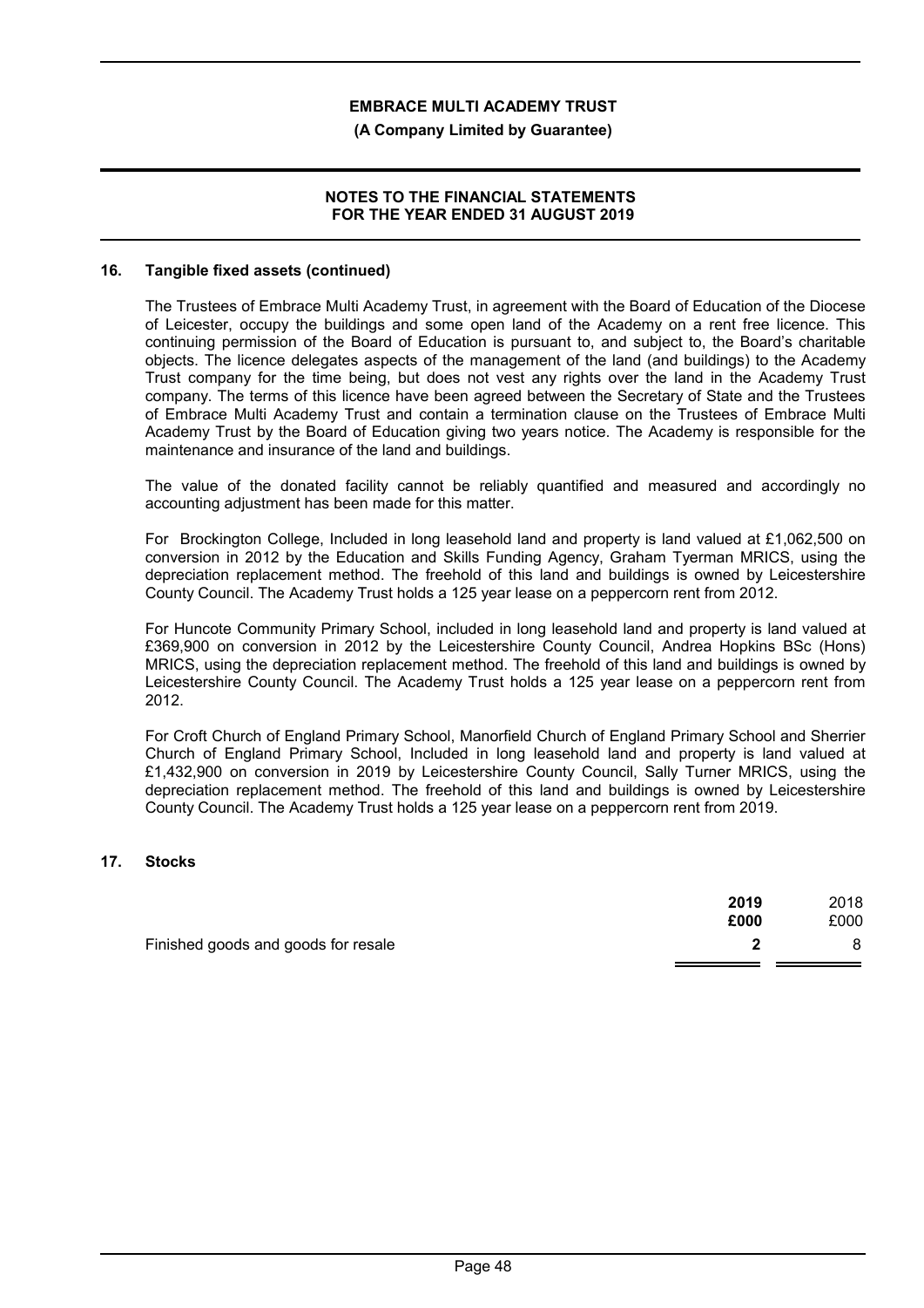## 16. Tangible fixed assets (continued)

The Trustees of Embrace Multi Academy Trust, in agreement with the Board of Education of the Diocese of Leicester, occupy the buildings and some open land of the Academy on a rent free licence. This continuing permission of the Board of Education is pursuant to, and subject to, the Board's charitable objects. The licence delegates aspects of the management of the land (and buildings) to the Academy Trust company for the time being, but does not vest any rights over the land in the Academy Trust company. The terms of this licence have been agreed between the Secretary of State and the Trustees of Embrace Multi Academy Trust and contain a termination clause on the Trustees of Embrace Multi Academy Trust by the Board of Education giving two years notice. The Academy is responsible for the maintenance and insurance of the land and buildings.

The value of the donated facility cannot be reliably quantified and measured and accordingly no accounting adjustment has been made for this matter.

For Brockington College, Included in long leasehold land and property is land valued at £1,062,500 on conversion in 2012 by the Education and Skills Funding Agency, Graham Tyerman MRICS, using the depreciation replacement method. The freehold of this land and buildings is owned by Leicestershire County Council. The Academy Trust holds a 125 year lease on a peppercorn rent from 2012.

For Huncote Community Primary School, included in long leasehold land and property is land valued at £369,900 on conversion in 2012 by the Leicestershire County Council, Andrea Hopkins BSc (Hons) MRICS, using the depreciation replacement method. The freehold of this land and buildings is owned by Leicestershire County Council. The Academy Trust holds a 125 year lease on a peppercorn rent from 2012.

For Croft Church of England Primary School, Manorfield Church of England Primary School and Sherrier Church of England Primary School, Included in long leasehold land and property is land valued at £1,432,900 on conversion in 2019 by Leicestershire County Council, Sally Turner MRICS, using the depreciation replacement method. The freehold of this land and buildings is owned by Leicestershire County Council. The Academy Trust holds a 125 year lease on a peppercorn rent from 2019.

## 17. Stocks

| | **2019** | 2018 |
|---|---|---|
| | **£000** | £000 |
| Finished goods and goods for resale | **2** | 8 |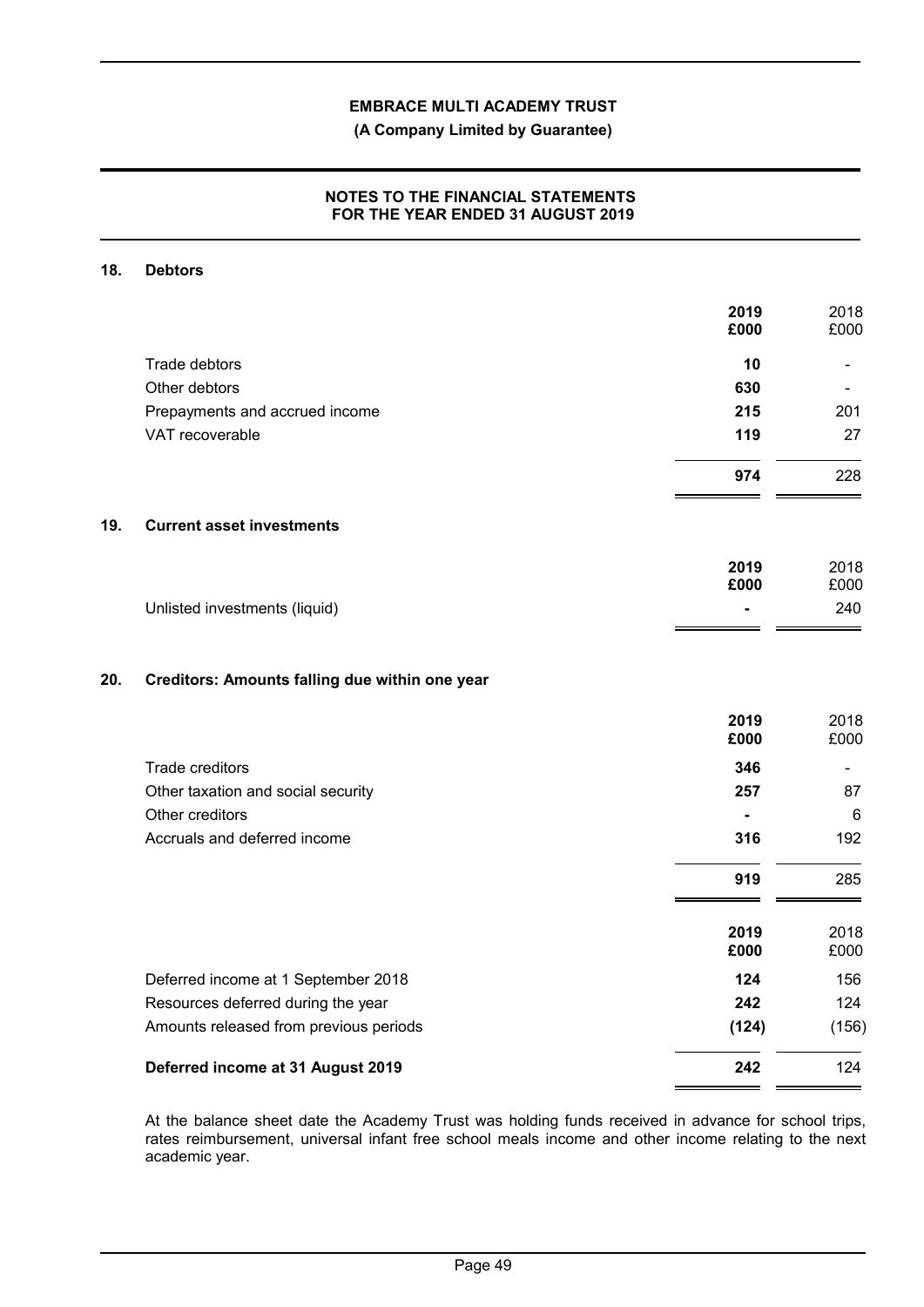## 18. Debtors

| | 2019 £000 | 2018 £000 |
|---|---|---|
| Trade debtors | **10** | - |
| Other debtors | **630** | - |
| Prepayments and accrued income | **215** | 201 |
| VAT recoverable | **119** | 27 |
| | **974** | 228 |

## 19. Current asset investments

| | 2019 £000 | 2018 £000 |
|---|---|---|
| Unlisted investments (liquid) | **-** | 240 |

## 20. Creditors: Amounts falling due within one year

| | 2019 £000 | 2018 £000 |
|---|---|---|
| Trade creditors | **346** | - |
| Other taxation and social security | **257** | 87 |
| Other creditors | **-** | 6 |
| Accruals and deferred income | **316** | 192 |
| | **919** | 285 |

| | 2019 £000 | 2018 £000 |
|---|---|---|
| Deferred income at 1 September 2018 | **124** | 156 |
| Resources deferred during the year | **242** | 124 |
| Amounts released from previous periods | **(124)** | (156) |
| **Deferred income at 31 August 2019** | **242** | 124 |

At the balance sheet date the Academy Trust was holding funds received in advance for school trips, rates reimbursement, universal infant free school meals income and other income relating to the next academic year.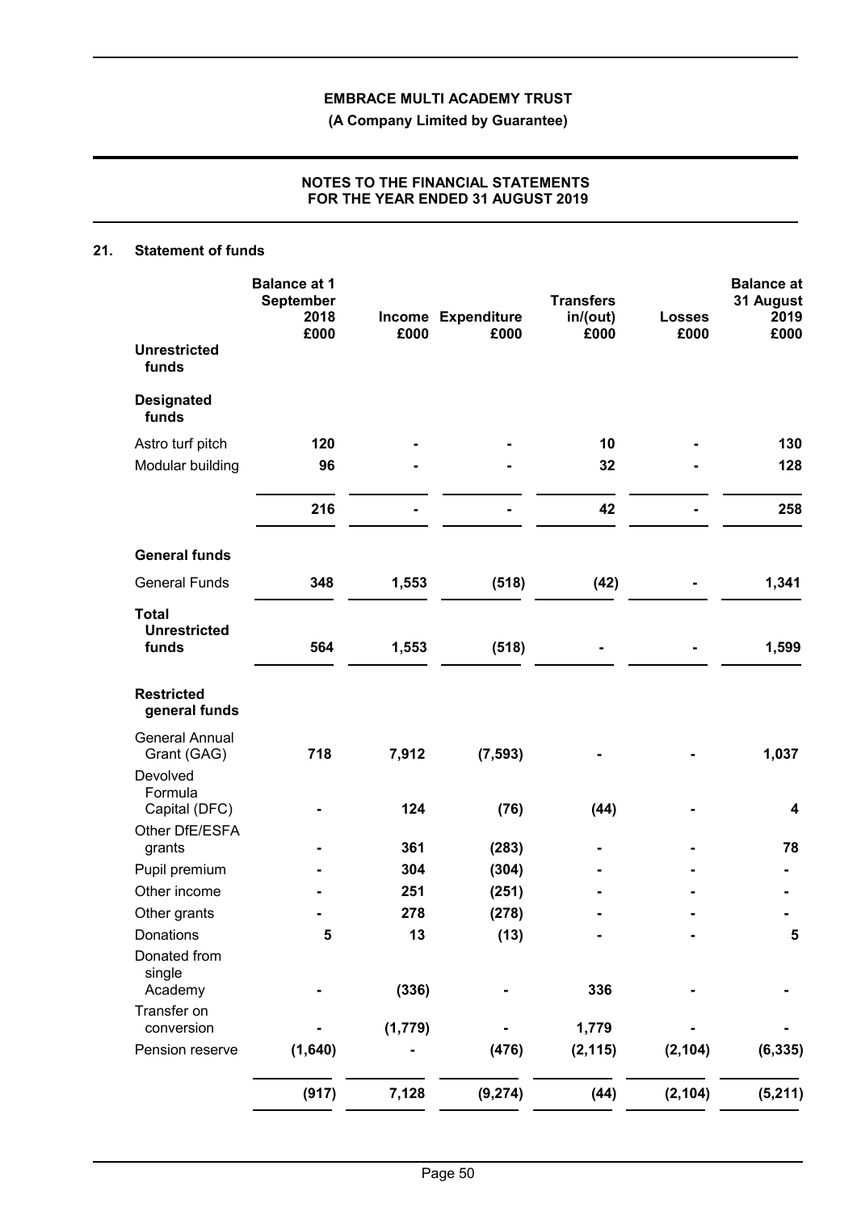## 21. Statement of funds

| | Balance at 1 September 2018 £000 | Income £000 | Expenditure £000 | Transfers in/(out) £000 | Losses £000 | Balance at 31 August 2019 £000 |
|---|---|---|---|---|---|---|
| **Unrestricted funds** | | | | | | |
| **Designated funds** | | | | | | |
| Astro turf pitch | **120** | **-** | **-** | **10** | **-** | **130** |
| Modular building | **96** | **-** | **-** | **32** | **-** | **128** |
| | **216** | **-** | **-** | **42** | **-** | **258** |
| **General funds** | | | | | | |
| General Funds | **348** | **1,553** | **(518)** | **(42)** | **-** | **1,341** |
| **Total Unrestricted funds** | **564** | **1,553** | **(518)** | **-** | **-** | **1,599** |
| **Restricted general funds** | | | | | | |
| General Annual Grant (GAG) | **718** | **7,912** | **(7,593)** | **-** | **-** | **1,037** |
| Devolved Formula Capital (DFC) | **-** | **124** | **(76)** | **(44)** | **-** | **4** |
| Other DfE/ESFA grants | **-** | **361** | **(283)** | **-** | **-** | **78** |
| Pupil premium | **-** | **304** | **(304)** | **-** | **-** | **-** |
| Other income | **-** | **251** | **(251)** | **-** | **-** | **-** |
| Other grants | **-** | **278** | **(278)** | **-** | **-** | **-** |
| Donations | **5** | **13** | **(13)** | **-** | **-** | **5** |
| Donated from single Academy | **-** | **(336)** | **-** | **336** | **-** | **-** |
| Transfer on conversion | **-** | **(1,779)** | **-** | **1,779** | **-** | **-** |
| Pension reserve | **(1,640)** | **-** | **(476)** | **(2,115)** | **(2,104)** | **(6,335)** |
| | **(917)** | **7,128** | **(9,274)** | **(44)** | **(2,104)** | **(5,211)** |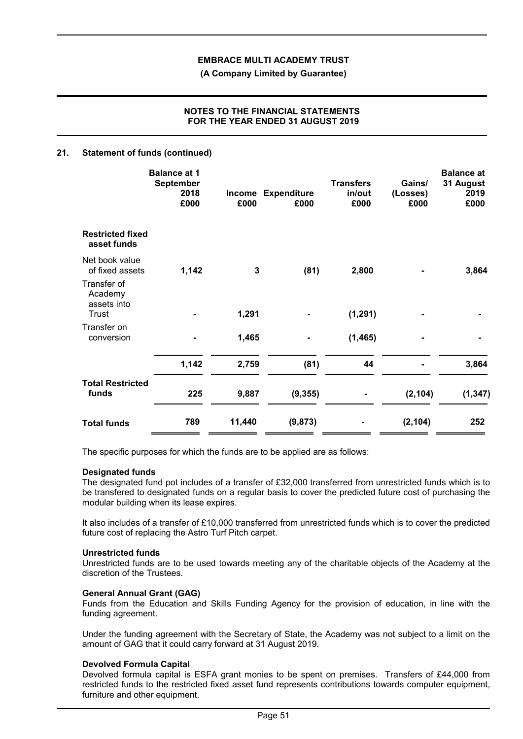## 21. Statement of funds (continued)

| | Balance at 1 September 2018 £000 | Income £000 | Expenditure £000 | Transfers in/out £000 | Gains/ (Losses) £000 | Balance at 31 August 2019 £000 |
|---|---|---|---|---|---|---|
| **Restricted fixed asset funds** | | | | | | |
| Net book value of fixed assets | **1,142** | **3** | **(81)** | **2,800** | **-** | **3,864** |
| Transfer of Academy assets into Trust | **-** | **1,291** | **-** | **(1,291)** | **-** | **-** |
| Transfer on conversion | **-** | **1,465** | **-** | **(1,465)** | **-** | **-** |
| | **1,142** | **2,759** | **(81)** | **44** | **-** | **3,864** |
| **Total Restricted funds** | **225** | **9,887** | **(9,355)** | **-** | **(2,104)** | **(1,347)** |
| **Total funds** | **789** | **11,440** | **(9,873)** | **-** | **(2,104)** | **252** |

The specific purposes for which the funds are to be applied are as follows:

**Designated funds**
The designated fund pot includes of a transfer of £32,000 transferred from unrestricted funds which is to be transfered to designated funds on a regular basis to cover the predicted future cost of purchasing the modular building when its lease expires.

It also includes of a transfer of £10,000 transferred from unrestricted funds which is to cover the predicted future cost of replacing the Astro Turf Pitch carpet.

**Unrestricted funds**
Unrestricted funds are to be used towards meeting any of the charitable objects of the Academy at the discretion of the Trustees.

**General Annual Grant (GAG)**
Funds from the Education and Skills Funding Agency for the provision of education, in line with the funding agreement.

Under the funding agreement with the Secretary of State, the Academy was not subject to a limit on the amount of GAG that it could carry forward at 31 August 2019.

**Devolved Formula Capital**
Devolved formula capital is ESFA grant monies to be spent on premises. Transfers of £44,000 from restricted funds to the restricted fixed asset fund represents contributions towards computer equipment, furniture and other equipment.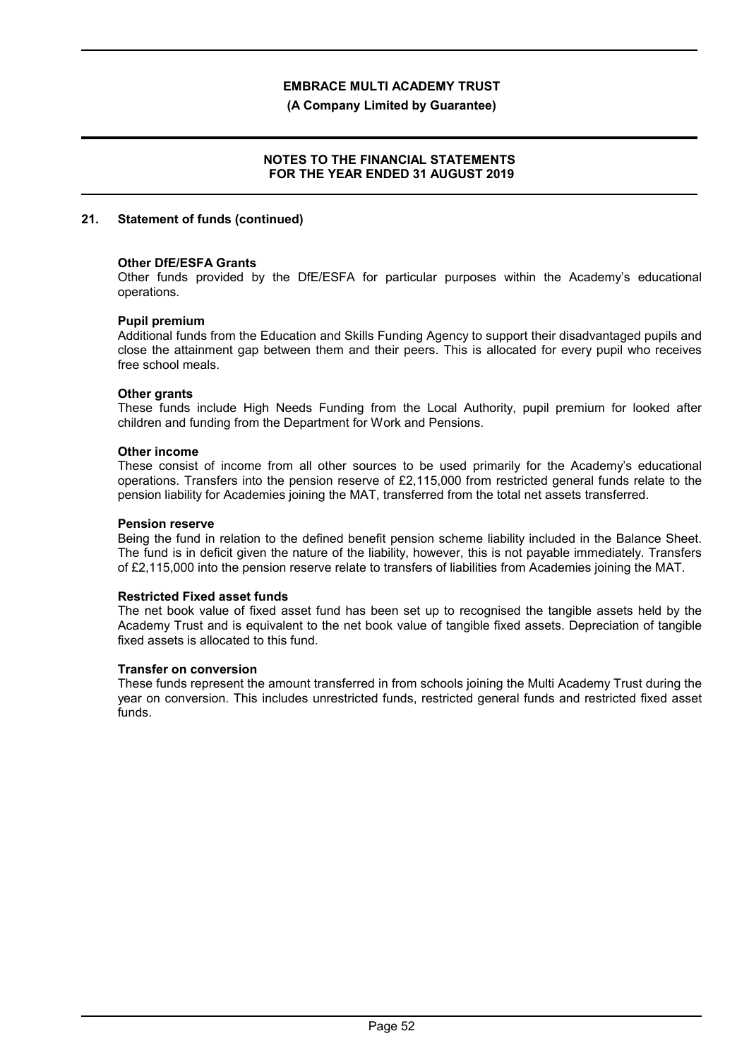## 21. Statement of funds (continued)

**Other DfE/ESFA Grants**

Other funds provided by the DfE/ESFA for particular purposes within the Academy's educational operations.

**Pupil premium**

Additional funds from the Education and Skills Funding Agency to support their disadvantaged pupils and close the attainment gap between them and their peers. This is allocated for every pupil who receives free school meals.

**Other grants**

These funds include High Needs Funding from the Local Authority, pupil premium for looked after children and funding from the Department for Work and Pensions.

**Other income**

These consist of income from all other sources to be used primarily for the Academy's educational operations. Transfers into the pension reserve of £2,115,000 from restricted general funds relate to the pension liability for Academies joining the MAT, transferred from the total net assets transferred.

**Pension reserve**

Being the fund in relation to the defined benefit pension scheme liability included in the Balance Sheet. The fund is in deficit given the nature of the liability, however, this is not payable immediately. Transfers of £2,115,000 into the pension reserve relate to transfers of liabilities from Academies joining the MAT.

**Restricted Fixed asset funds**

The net book value of fixed asset fund has been set up to recognised the tangible assets held by the Academy Trust and is equivalent to the net book value of tangible fixed assets. Depreciation of tangible fixed assets is allocated to this fund.

**Transfer on conversion**

These funds represent the amount transferred in from schools joining the Multi Academy Trust during the year on conversion. This includes unrestricted funds, restricted general funds and restricted fixed asset funds.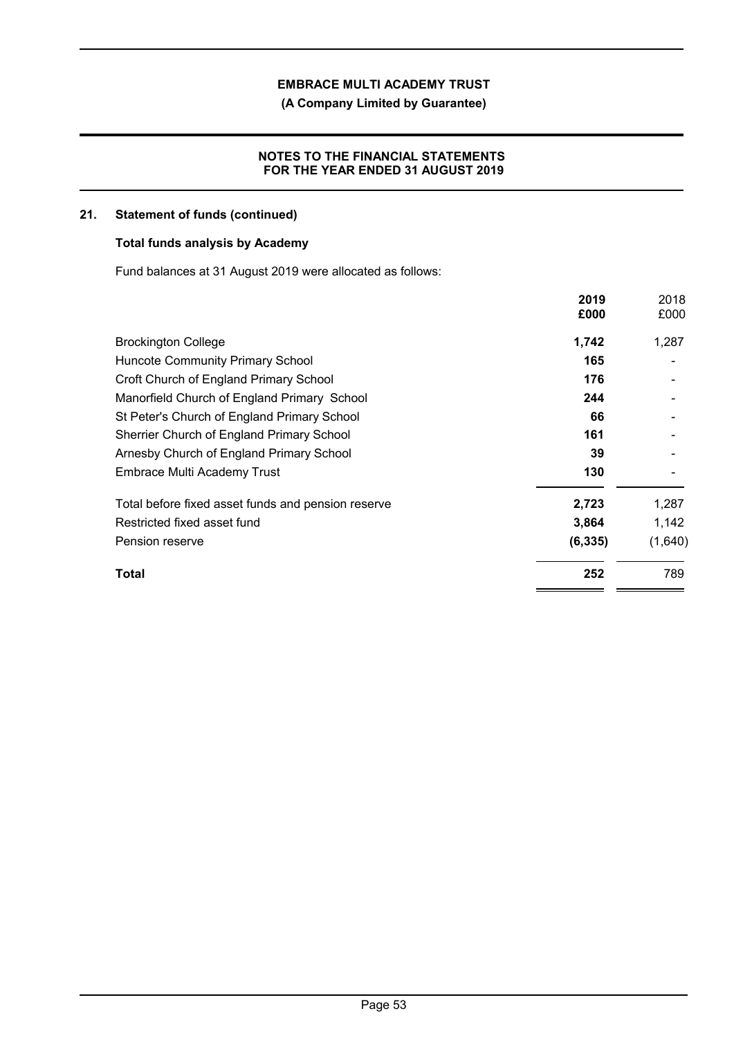## 21. Statement of funds (continued)

### Total funds analysis by Academy

Fund balances at 31 August 2019 were allocated as follows:

| | **2019 £000** | 2018 £000 |
|---|---|---|
| Brockington College | **1,742** | 1,287 |
| Huncote Community Primary School | **165** | - |
| Croft Church of England Primary School | **176** | - |
| Manorfield Church of England Primary School | **244** | - |
| St Peter's Church of England Primary School | **66** | - |
| Sherrier Church of England Primary School | **161** | - |
| Arnesby Church of England Primary School | **39** | - |
| Embrace Multi Academy Trust | **130** | - |
| Total before fixed asset funds and pension reserve | **2,723** | 1,287 |
| Restricted fixed asset fund | **3,864** | 1,142 |
| Pension reserve | **(6,335)** | (1,640) |
| **Total** | **252** | 789 |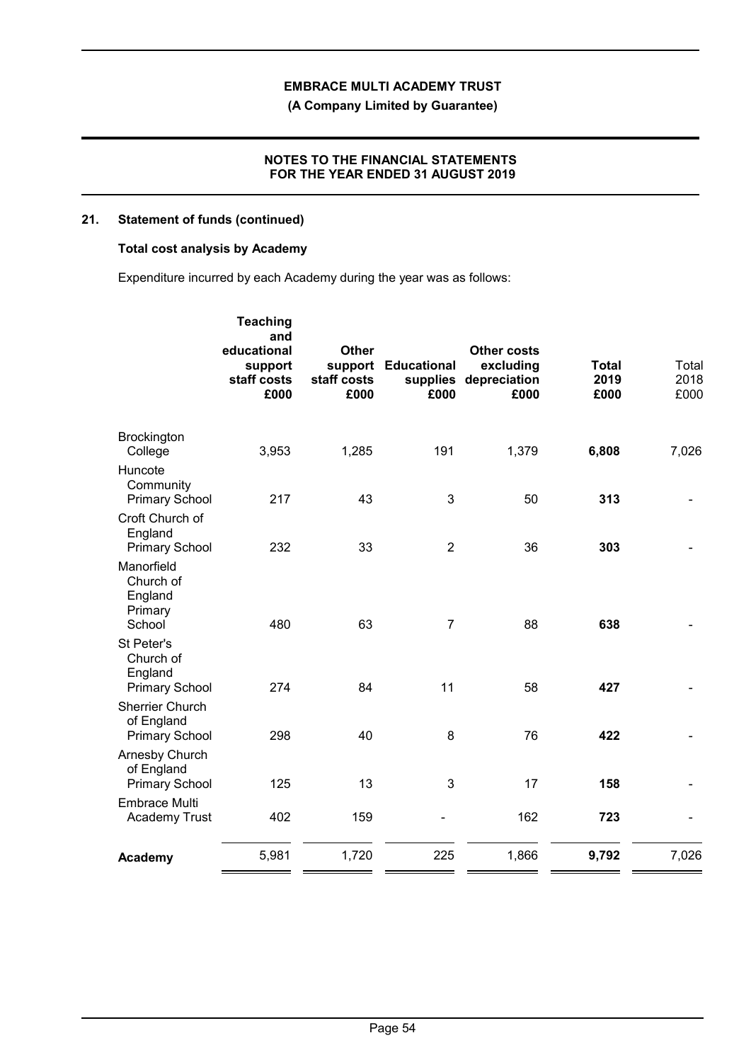## 21. Statement of funds (continued)

### Total cost analysis by Academy

Expenditure incurred by each Academy during the year was as follows:

| | Teaching and educational support staff costs £000 | Other support staff costs £000 | Educational supplies £000 | Other costs excluding depreciation £000 | Total 2019 £000 | Total 2018 £000 |
|---|---|---|---|---|---|---|
| Brockington College | 3,953 | 1,285 | 191 | 1,379 | **6,808** | 7,026 |
| Huncote Community Primary School | 217 | 43 | 3 | 50 | **313** | - |
| Croft Church of England Primary School | 232 | 33 | 2 | 36 | **303** | - |
| Manorfield Church of England Primary School | 480 | 63 | 7 | 88 | **638** | - |
| St Peter's Church of England Primary School | 274 | 84 | 11 | 58 | **427** | - |
| Sherrier Church of England Primary School | 298 | 40 | 8 | 76 | **422** | - |
| Arnesby Church of England Primary School | 125 | 13 | 3 | 17 | **158** | - |
| Embrace Multi Academy Trust | 402 | 159 | - | 162 | **723** | - |
| **Academy** | 5,981 | 1,720 | 225 | 1,866 | **9,792** | 7,026 |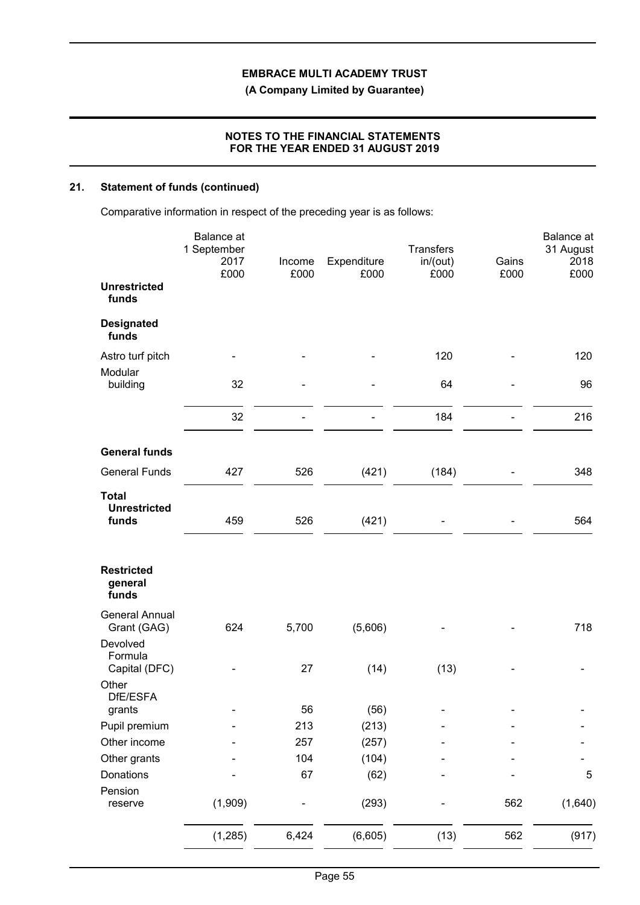## 21. Statement of funds (continued)

Comparative information in respect of the preceding year is as follows:

| | Balance at 1 September 2017 £000 | Income £000 | Expenditure £000 | Transfers in/(out) £000 | Gains £000 | Balance at 31 August 2018 £000 |
|---|---|---|---|---|---|---|
| **Unrestricted funds** | | | | | | |
| **Designated funds** | | | | | | |
| Astro turf pitch | - | - | - | 120 | - | 120 |
| Modular building | 32 | - | - | 64 | - | 96 |
| | 32 | - | - | 184 | - | 216 |
| **General funds** | | | | | | |
| General Funds | 427 | 526 | (421) | (184) | - | 348 |
| **Total Unrestricted funds** | 459 | 526 | (421) | - | - | 564 |
| **Restricted general funds** | | | | | | |
| General Annual Grant (GAG) | 624 | 5,700 | (5,606) | - | - | 718 |
| Devolved Formula Capital (DFC) | - | 27 | (14) | (13) | - | - |
| Other DfE/ESFA grants | - | 56 | (56) | - | - | - |
| Pupil premium | - | 213 | (213) | - | - | - |
| Other income | - | 257 | (257) | - | - | - |
| Other grants | - | 104 | (104) | - | - | - |
| Donations | - | 67 | (62) | - | - | 5 |
| Pension reserve | (1,909) | - | (293) | - | 562 | (1,640) |
| | (1,285) | 6,424 | (6,605) | (13) | 562 | (917) |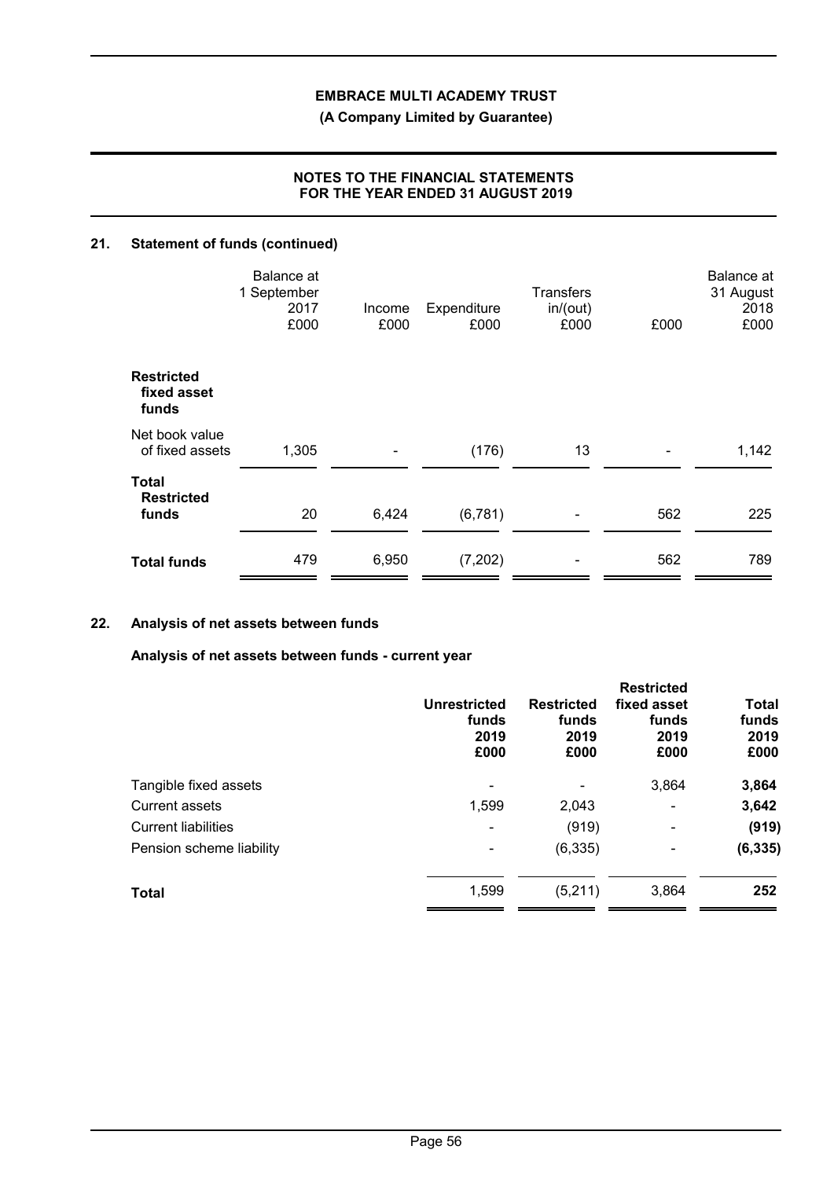## 21. Statement of funds (continued)

| | Balance at 1 September 2017 £000 | Income £000 | Expenditure £000 | Transfers in/(out) £000 | £000 | Balance at 31 August 2018 £000 |
|---|---|---|---|---|---|---|
| **Restricted fixed asset funds** | | | | | | |
| Net book value of fixed assets | 1,305 | - | (176) | 13 | - | 1,142 |
| **Total Restricted funds** | 20 | 6,424 | (6,781) | - | 562 | 225 |
| **Total funds** | 479 | 6,950 | (7,202) | - | 562 | 789 |

## 22. Analysis of net assets between funds

### Analysis of net assets between funds - current year

| | Unrestricted funds 2019 £000 | Restricted funds 2019 £000 | Restricted fixed asset funds 2019 £000 | Total funds 2019 £000 |
|---|---|---|---|---|
| Tangible fixed assets | - | - | 3,864 | **3,864** |
| Current assets | 1,599 | 2,043 | - | **3,642** |
| Current liabilities | - | (919) | - | **(919)** |
| Pension scheme liability | - | (6,335) | - | **(6,335)** |
| **Total** | 1,599 | (5,211) | 3,864 | **252** |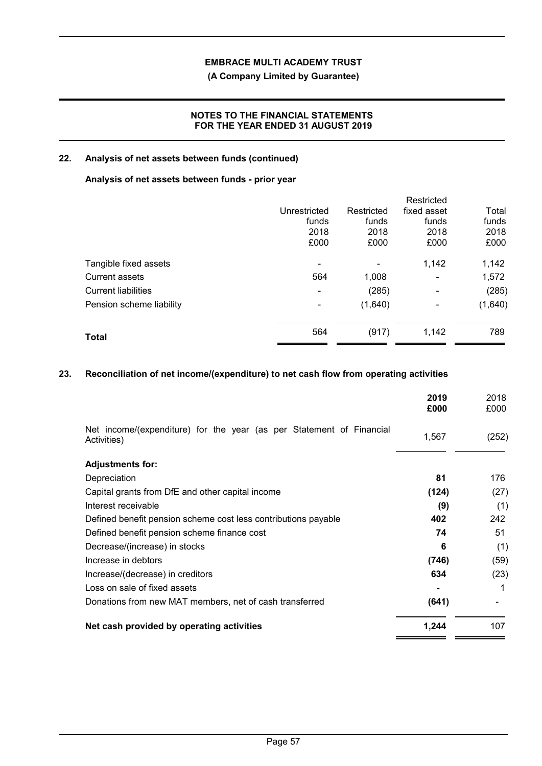## 22. Analysis of net assets between funds (continued)

### Analysis of net assets between funds - prior year

| | Unrestricted funds 2018 £000 | Restricted funds 2018 £000 | Restricted fixed asset funds 2018 £000 | Total funds 2018 £000 |
|---|---|---|---|---|
| Tangible fixed assets | - | - | 1,142 | 1,142 |
| Current assets | 564 | 1,008 | - | 1,572 |
| Current liabilities | - | (285) | - | (285) |
| Pension scheme liability | - | (1,640) | - | (1,640) |
| **Total** | 564 | (917) | 1,142 | 789 |

## 23. Reconciliation of net income/(expenditure) to net cash flow from operating activities

| | **2019 £000** | 2018 £000 |
|---|---|---|
| Net income/(expenditure) for the year (as per Statement of Financial Activities) | 1,567 | (252) |
| **Adjustments for:** | | |
| Depreciation | **81** | 176 |
| Capital grants from DfE and other capital income | **(124)** | (27) |
| Interest receivable | **(9)** | (1) |
| Defined benefit pension scheme cost less contributions payable | **402** | 242 |
| Defined benefit pension scheme finance cost | **74** | 51 |
| Decrease/(increase) in stocks | **6** | (1) |
| Increase in debtors | **(746)** | (59) |
| Increase/(decrease) in creditors | **634** | (23) |
| Loss on sale of fixed assets | **-** | 1 |
| Donations from new MAT members, net of cash transferred | **(641)** | - |
| **Net cash provided by operating activities** | **1,244** | 107 |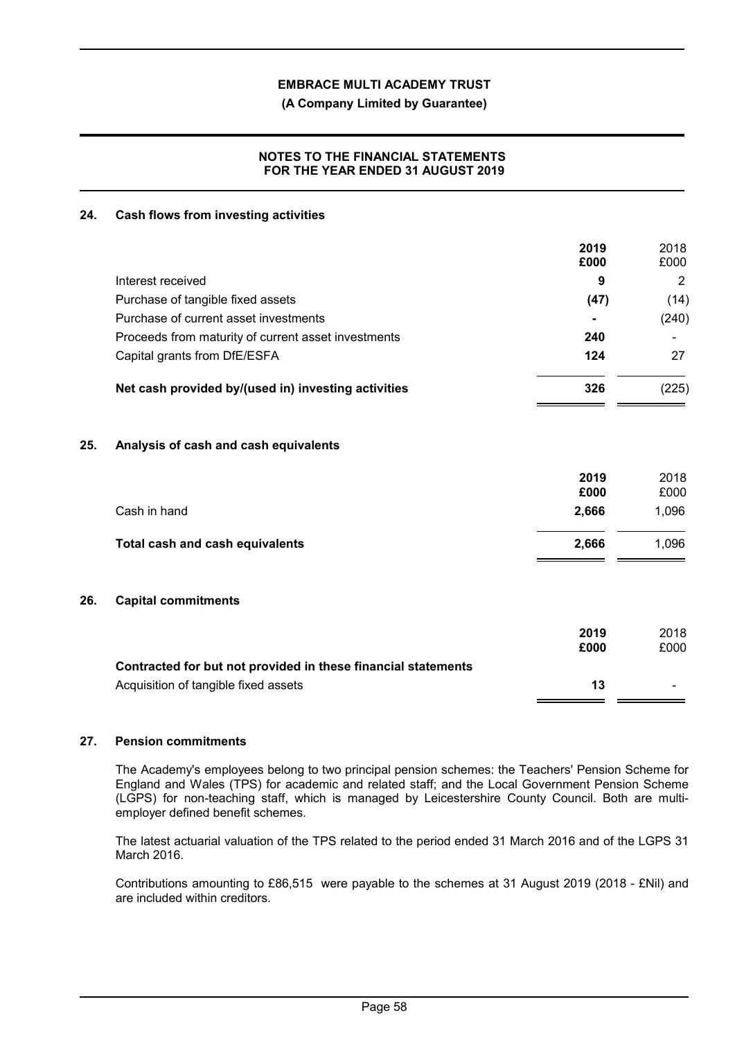## 24. Cash flows from investing activities

| | 2019 £000 | 2018 £000 |
|---|---|---|
| Interest received | **9** | 2 |
| Purchase of tangible fixed assets | **(47)** | (14) |
| Purchase of current asset investments | **-** | (240) |
| Proceeds from maturity of current asset investments | **240** | - |
| Capital grants from DfE/ESFA | **124** | 27 |
| **Net cash provided by/(used in) investing activities** | **326** | (225) |

## 25. Analysis of cash and cash equivalents

| | 2019 £000 | 2018 £000 |
|---|---|---|
| Cash in hand | **2,666** | 1,096 |
| **Total cash and cash equivalents** | **2,666** | 1,096 |

## 26. Capital commitments

| | 2019 £000 | 2018 £000 |
|---|---|---|
| **Contracted for but not provided in these financial statements** | | |
| Acquisition of tangible fixed assets | **13** | - |

## 27. Pension commitments

The Academy's employees belong to two principal pension schemes: the Teachers' Pension Scheme for England and Wales (TPS) for academic and related staff; and the Local Government Pension Scheme (LGPS) for non-teaching staff, which is managed by Leicestershire County Council. Both are multi-employer defined benefit schemes.

The latest actuarial valuation of the TPS related to the period ended 31 March 2016 and of the LGPS 31 March 2016.

Contributions amounting to £86,515 were payable to the schemes at 31 August 2019 (2018 - £Nil) and are included within creditors.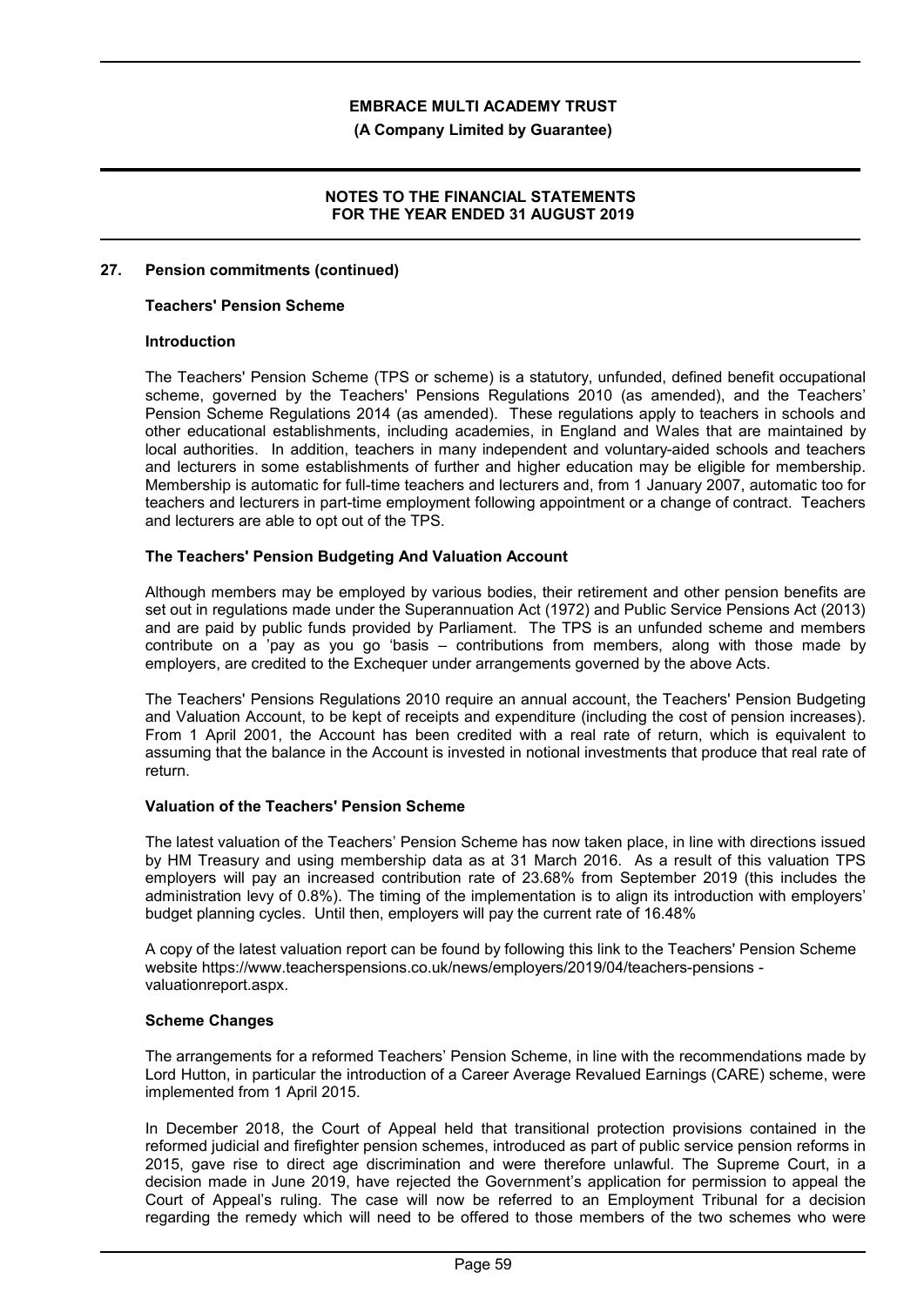## 27. Pension commitments (continued)

### Teachers' Pension Scheme

#### Introduction

The Teachers' Pension Scheme (TPS or scheme) is a statutory, unfunded, defined benefit occupational scheme, governed by the Teachers' Pensions Regulations 2010 (as amended), and the Teachers' Pension Scheme Regulations 2014 (as amended). These regulations apply to teachers in schools and other educational establishments, including academies, in England and Wales that are maintained by local authorities. In addition, teachers in many independent and voluntary-aided schools and teachers and lecturers in some establishments of further and higher education may be eligible for membership. Membership is automatic for full-time teachers and lecturers and, from 1 January 2007, automatic too for teachers and lecturers in part-time employment following appointment or a change of contract. Teachers and lecturers are able to opt out of the TPS.

#### The Teachers' Pension Budgeting And Valuation Account

Although members may be employed by various bodies, their retirement and other pension benefits are set out in regulations made under the Superannuation Act (1972) and Public Service Pensions Act (2013) and are paid by public funds provided by Parliament. The TPS is an unfunded scheme and members contribute on a 'pay as you go 'basis – contributions from members, along with those made by employers, are credited to the Exchequer under arrangements governed by the above Acts.

The Teachers' Pensions Regulations 2010 require an annual account, the Teachers' Pension Budgeting and Valuation Account, to be kept of receipts and expenditure (including the cost of pension increases). From 1 April 2001, the Account has been credited with a real rate of return, which is equivalent to assuming that the balance in the Account is invested in notional investments that produce that real rate of return.

#### Valuation of the Teachers' Pension Scheme

The latest valuation of the Teachers' Pension Scheme has now taken place, in line with directions issued by HM Treasury and using membership data as at 31 March 2016. As a result of this valuation TPS employers will pay an increased contribution rate of 23.68% from September 2019 (this includes the administration levy of 0.8%). The timing of the implementation is to align its introduction with employers' budget planning cycles. Until then, employers will pay the current rate of 16.48%

A copy of the latest valuation report can be found by following this link to the Teachers' Pension Scheme website https://www.teacherspensions.co.uk/news/employers/2019/04/teachers-pensions -valuationreport.aspx.

#### Scheme Changes

The arrangements for a reformed Teachers' Pension Scheme, in line with the recommendations made by Lord Hutton, in particular the introduction of a Career Average Revalued Earnings (CARE) scheme, were implemented from 1 April 2015.

In December 2018, the Court of Appeal held that transitional protection provisions contained in the reformed judicial and firefighter pension schemes, introduced as part of public service pension reforms in 2015, gave rise to direct age discrimination and were therefore unlawful. The Supreme Court, in a decision made in June 2019, have rejected the Government's application for permission to appeal the Court of Appeal's ruling. The case will now be referred to an Employment Tribunal for a decision regarding the remedy which will need to be offered to those members of the two schemes who were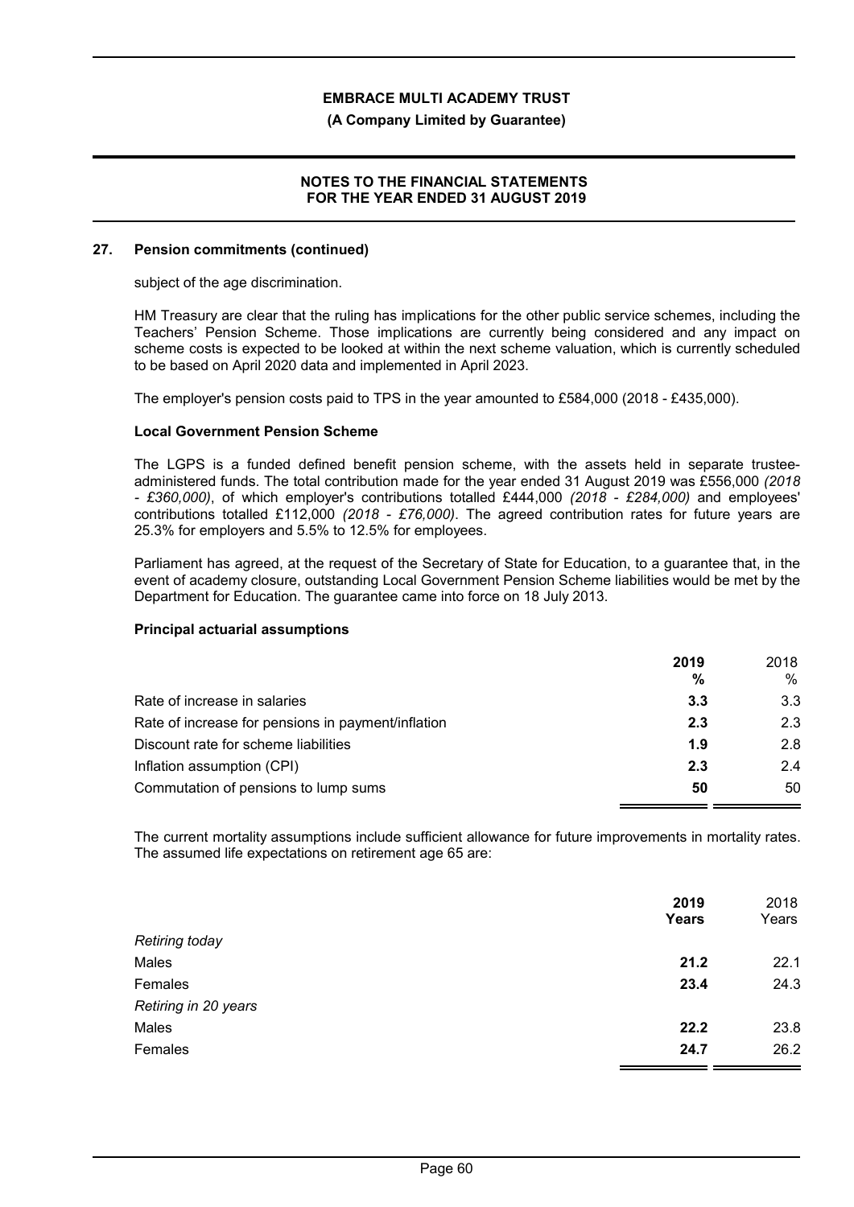## 27. Pension commitments (continued)

subject of the age discrimination.

HM Treasury are clear that the ruling has implications for the other public service schemes, including the Teachers' Pension Scheme. Those implications are currently being considered and any impact on scheme costs is expected to be looked at within the next scheme valuation, which is currently scheduled to be based on April 2020 data and implemented in April 2023.

The employer's pension costs paid to TPS in the year amounted to £584,000 (2018 - £435,000).

### Local Government Pension Scheme

The LGPS is a funded defined benefit pension scheme, with the assets held in separate trustee-administered funds. The total contribution made for the year ended 31 August 2019 was £556,000 *(2018 - £360,000)*, of which employer's contributions totalled £444,000 *(2018 - £284,000)* and employees' contributions totalled £112,000 *(2018 - £76,000)*. The agreed contribution rates for future years are 25.3% for employers and 5.5% to 12.5% for employees.

Parliament has agreed, at the request of the Secretary of State for Education, to a guarantee that, in the event of academy closure, outstanding Local Government Pension Scheme liabilities would be met by the Department for Education. The guarantee came into force on 18 July 2013.

### Principal actuarial assumptions

| | **2019** | 2018 |
|---|---|---|
| | **%** | % |
| Rate of increase in salaries | **3.3** | 3.3 |
| Rate of increase for pensions in payment/inflation | **2.3** | 2.3 |
| Discount rate for scheme liabilities | **1.9** | 2.8 |
| Inflation assumption (CPI) | **2.3** | 2.4 |
| Commutation of pensions to lump sums | **50** | 50 |

The current mortality assumptions include sufficient allowance for future improvements in mortality rates. The assumed life expectations on retirement age 65 are:

| | **2019** | 2018 |
|---|---|---|
| | **Years** | Years |
| *Retiring today* | | |
| Males | **21.2** | 22.1 |
| Females | **23.4** | 24.3 |
| *Retiring in 20 years* | | |
| Males | **22.2** | 23.8 |
| Females | **24.7** | 26.2 |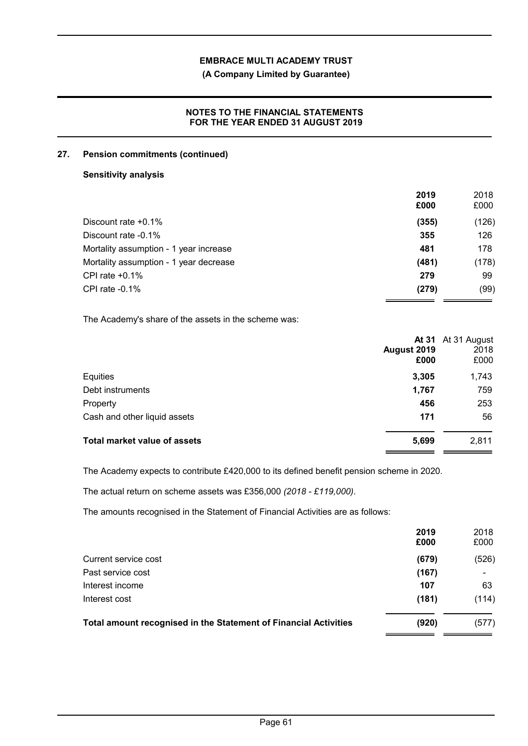## 27. Pension commitments (continued)

### Sensitivity analysis

| | 2019 £000 | 2018 £000 |
|---|---|---|
| Discount rate +0.1% | **(355)** | (126) |
| Discount rate -0.1% | **355** | 126 |
| Mortality assumption - 1 year increase | **481** | 178 |
| Mortality assumption - 1 year decrease | **(481)** | (178) |
| CPI rate +0.1% | **279** | 99 |
| CPI rate -0.1% | **(279)** | (99) |

The Academy's share of the assets in the scheme was:

| | At 31 August 2019 £000 | At 31 August 2018 £000 |
|---|---|---|
| Equities | **3,305** | 1,743 |
| Debt instruments | **1,767** | 759 |
| Property | **456** | 253 |
| Cash and other liquid assets | **171** | 56 |
| **Total market value of assets** | **5,699** | 2,811 |

The Academy expects to contribute £420,000 to its defined benefit pension scheme in 2020.

The actual return on scheme assets was £356,000 *(2018 - £119,000)*.

The amounts recognised in the Statement of Financial Activities are as follows:

| | 2019 £000 | 2018 £000 |
|---|---|---|
| Current service cost | **(679)** | (526) |
| Past service cost | **(167)** | - |
| Interest income | **107** | 63 |
| Interest cost | **(181)** | (114) |
| **Total amount recognised in the Statement of Financial Activities** | **(920)** | (577) |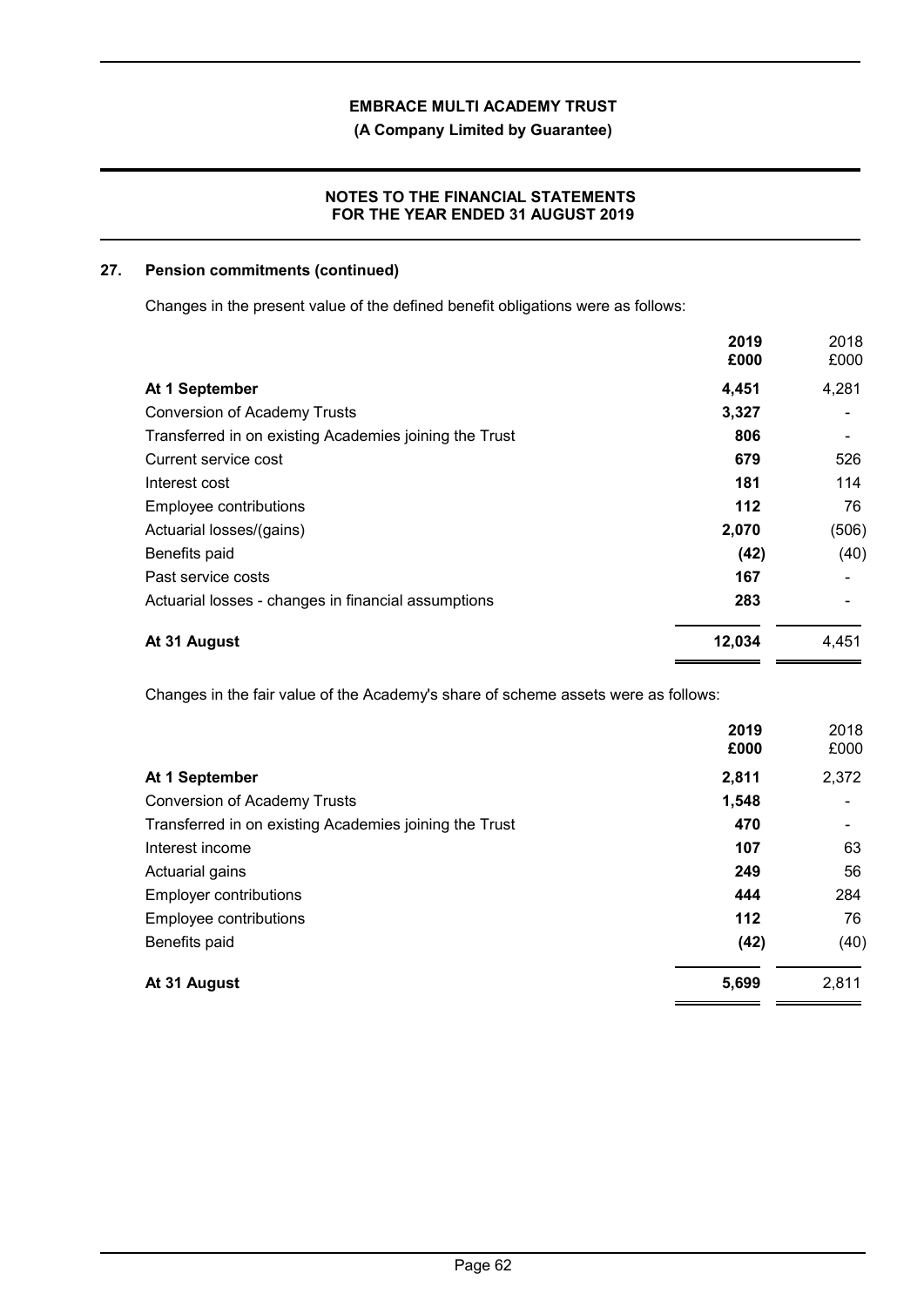## 27. Pension commitments (continued)

Changes in the present value of the defined benefit obligations were as follows:

| | 2019 £000 | 2018 £000 |
|---|---|---|
| **At 1 September** | **4,451** | 4,281 |
| Conversion of Academy Trusts | **3,327** | - |
| Transferred in on existing Academies joining the Trust | **806** | - |
| Current service cost | **679** | 526 |
| Interest cost | **181** | 114 |
| Employee contributions | **112** | 76 |
| Actuarial losses/(gains) | **2,070** | (506) |
| Benefits paid | **(42)** | (40) |
| Past service costs | **167** | - |
| Actuarial losses - changes in financial assumptions | **283** | - |
| **At 31 August** | **12,034** | 4,451 |

Changes in the fair value of the Academy's share of scheme assets were as follows:

| | 2019 £000 | 2018 £000 |
|---|---|---|
| **At 1 September** | **2,811** | 2,372 |
| Conversion of Academy Trusts | **1,548** | - |
| Transferred in on existing Academies joining the Trust | **470** | - |
| Interest income | **107** | 63 |
| Actuarial gains | **249** | 56 |
| Employer contributions | **444** | 284 |
| Employee contributions | **112** | 76 |
| Benefits paid | **(42)** | (40) |
| **At 31 August** | **5,699** | 2,811 |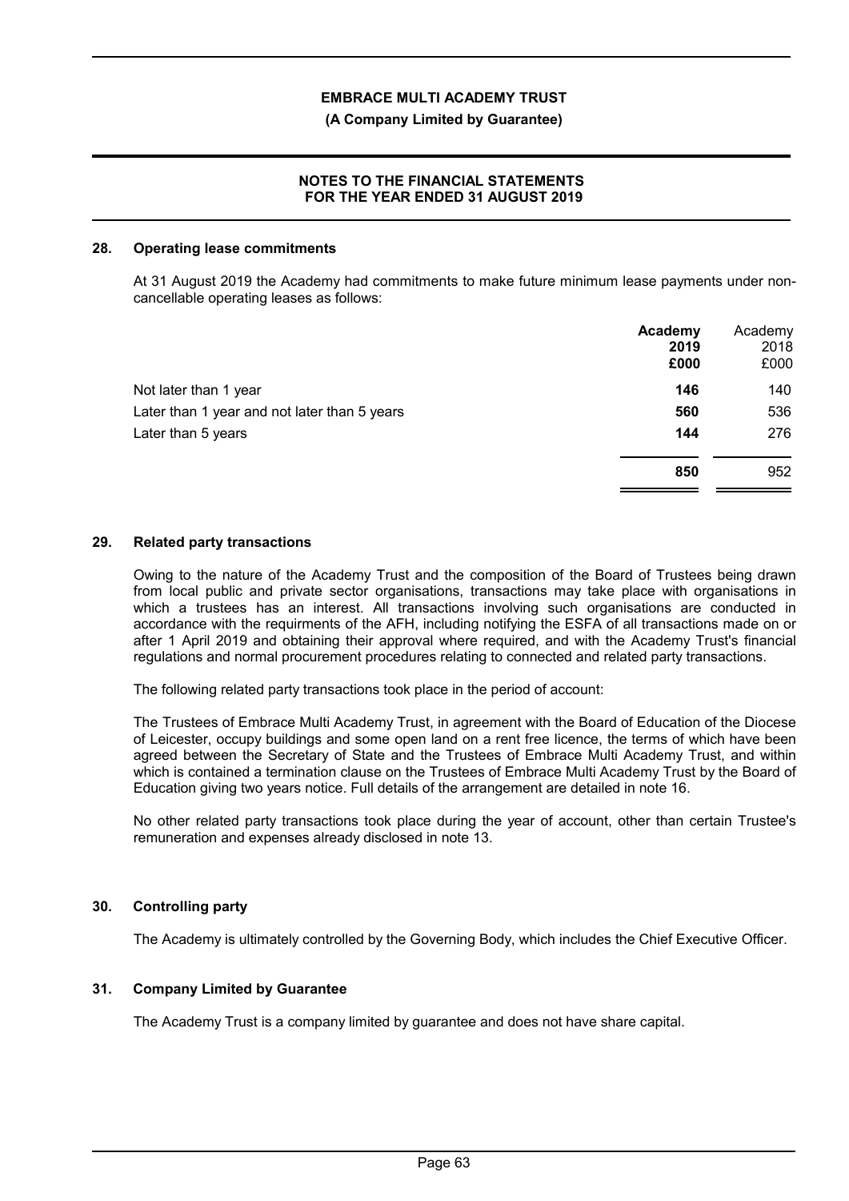## 28. Operating lease commitments

At 31 August 2019 the Academy had commitments to make future minimum lease payments under non-cancellable operating leases as follows:

| | **Academy 2019 £000** | Academy 2018 £000 |
|---|---|---|
| Not later than 1 year | **146** | 140 |
| Later than 1 year and not later than 5 years | **560** | 536 |
| Later than 5 years | **144** | 276 |
| | **850** | 952 |

## 29. Related party transactions

Owing to the nature of the Academy Trust and the composition of the Board of Trustees being drawn from local public and private sector organisations, transactions may take place with organisations in which a trustees has an interest. All transactions involving such organisations are conducted in accordance with the requirments of the AFH, including notifying the ESFA of all transactions made on or after 1 April 2019 and obtaining their approval where required, and with the Academy Trust's financial regulations and normal procurement procedures relating to connected and related party transactions.

The following related party transactions took place in the period of account:

The Trustees of Embrace Multi Academy Trust, in agreement with the Board of Education of the Diocese of Leicester, occupy buildings and some open land on a rent free licence, the terms of which have been agreed between the Secretary of State and the Trustees of Embrace Multi Academy Trust, and within which is contained a termination clause on the Trustees of Embrace Multi Academy Trust by the Board of Education giving two years notice. Full details of the arrangement are detailed in note 16.

No other related party transactions took place during the year of account, other than certain Trustee's remuneration and expenses already disclosed in note 13.

## 30. Controlling party

The Academy is ultimately controlled by the Governing Body, which includes the Chief Executive Officer.

## 31. Company Limited by Guarantee

The Academy Trust is a company limited by guarantee and does not have share capital.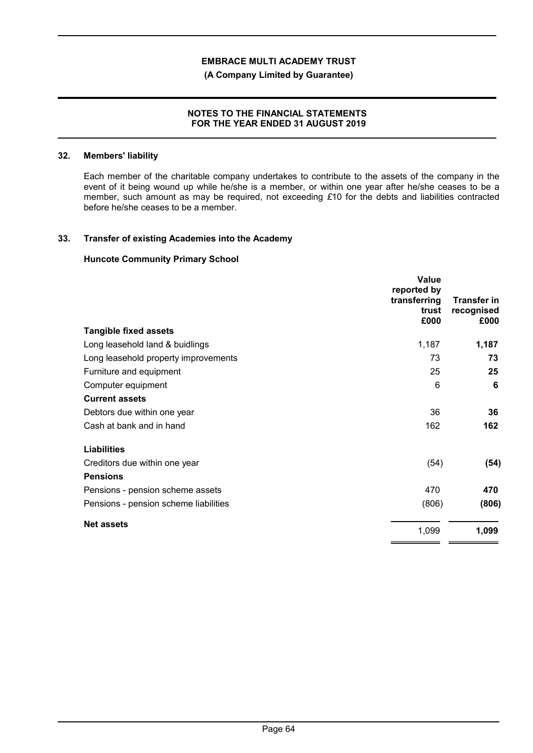## 32. Members' liability

Each member of the charitable company undertakes to contribute to the assets of the company in the event of it being wound up while he/she is a member, or within one year after he/she ceases to be a member, such amount as may be required, not exceeding £10 for the debts and liabilities contracted before he/she ceases to be a member.

## 33. Transfer of existing Academies into the Academy

### Huncote Community Primary School

| | Value reported by transferring trust £000 | Transfer in recognised £000 |
|---|---|---|
| **Tangible fixed assets** | | |
| Long leasehold land & buidlings | 1,187 | **1,187** |
| Long leasehold property improvements | 73 | **73** |
| Furniture and equipment | 25 | **25** |
| Computer equipment | 6 | **6** |
| **Current assets** | | |
| Debtors due within one year | 36 | **36** |
| Cash at bank and in hand | 162 | **162** |
| **Liabilities** | | |
| Creditors due within one year | (54) | **(54)** |
| **Pensions** | | |
| Pensions - pension scheme assets | 470 | **470** |
| Pensions - pension scheme liabilities | (806) | **(806)** |
| **Net assets** | 1,099 | **1,099** |